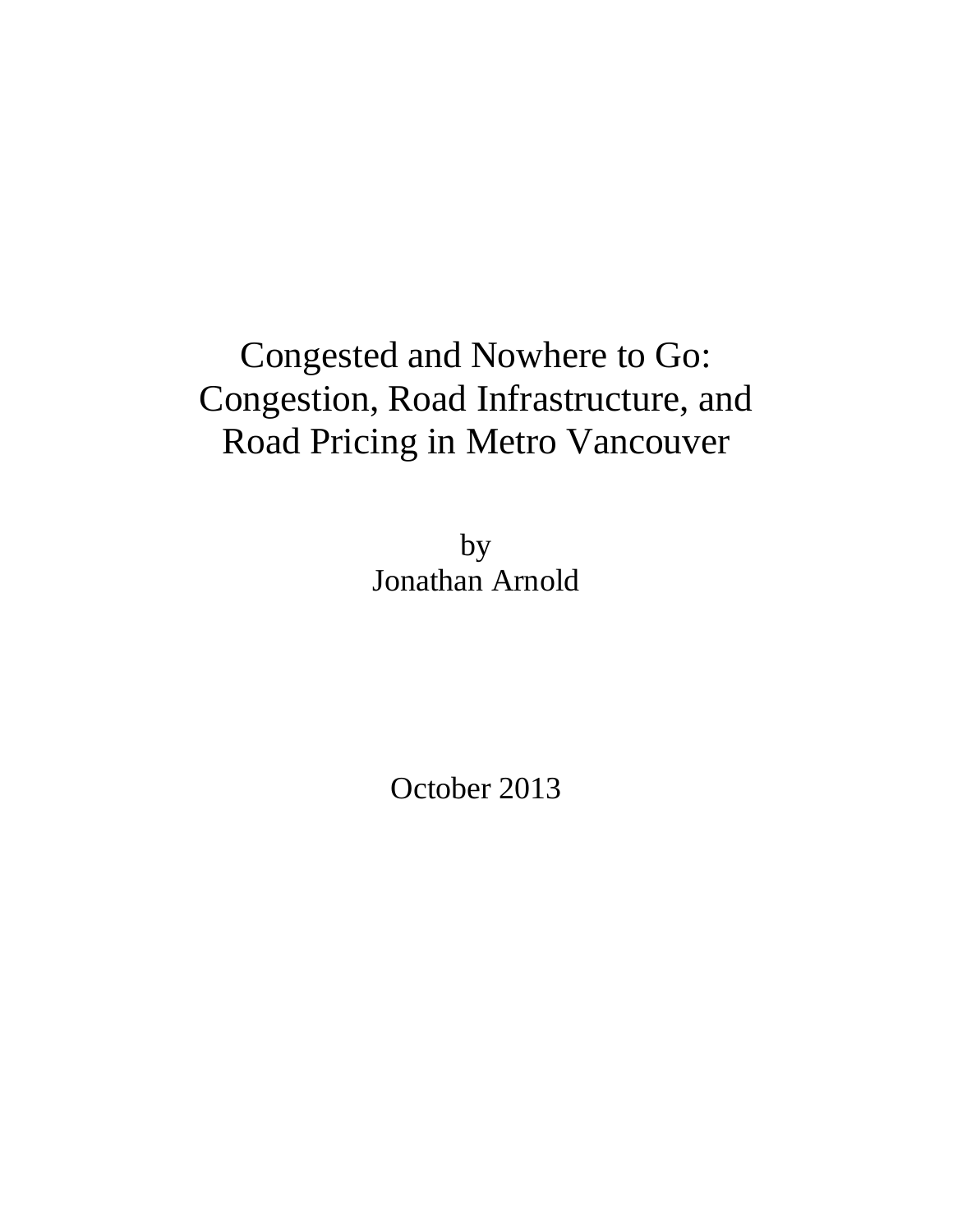# Congested and Nowhere to Go: Congestion, Road Infrastructure, and Road Pricing in Metro Vancouver

by
Jonathan Arnold

October 2013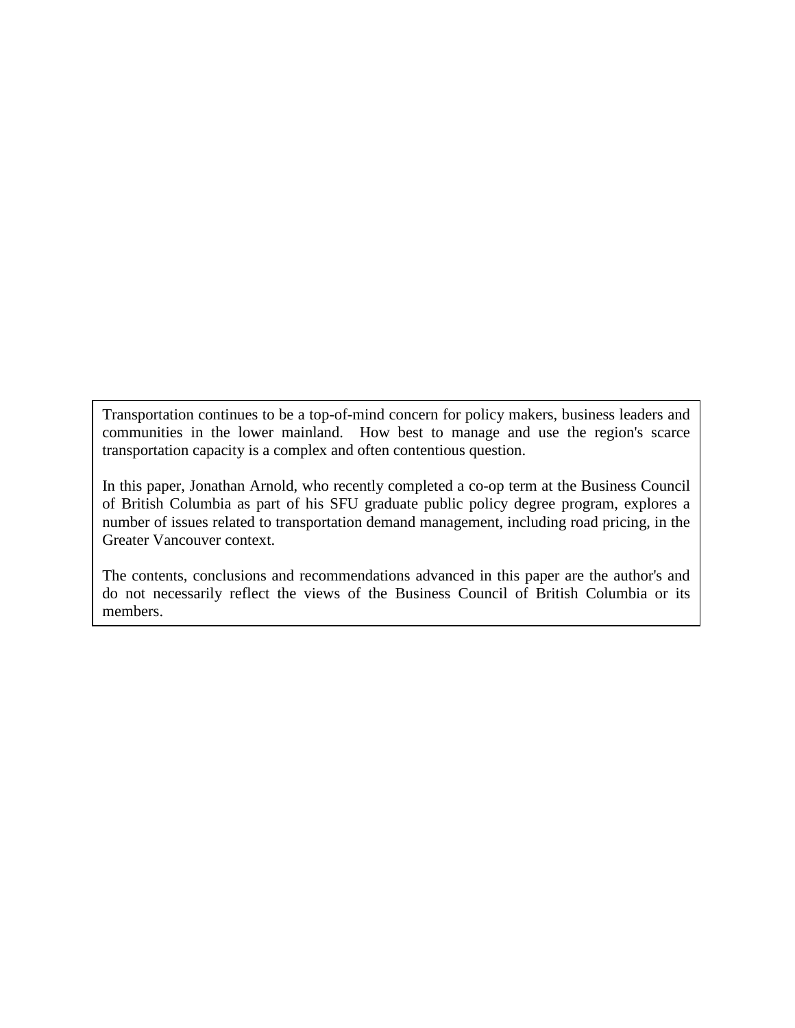Transportation continues to be a top-of-mind concern for policy makers, business leaders and communities in the lower mainland. How best to manage and use the region's scarce transportation capacity is a complex and often contentious question.

In this paper, Jonathan Arnold, who recently completed a co-op term at the Business Council of British Columbia as part of his SFU graduate public policy degree program, explores a number of issues related to transportation demand management, including road pricing, in the Greater Vancouver context.

The contents, conclusions and recommendations advanced in this paper are the author's and do not necessarily reflect the views of the Business Council of British Columbia or its members.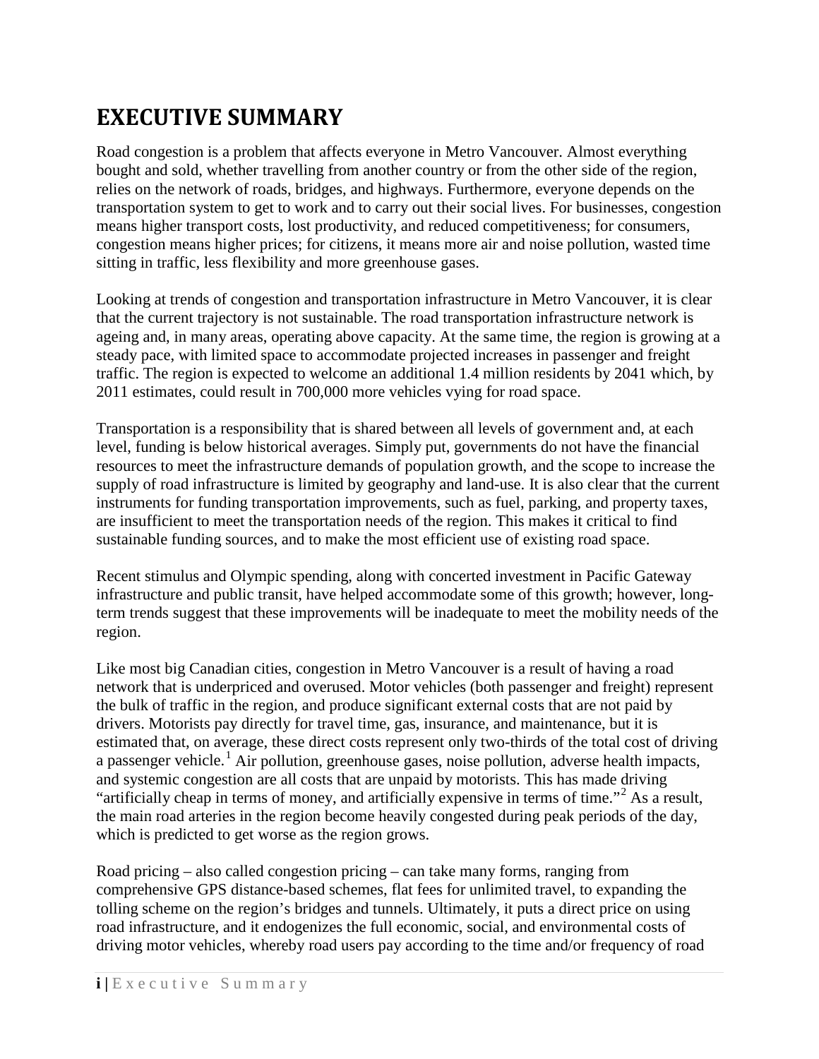# EXECUTIVE SUMMARY

Road congestion is a problem that affects everyone in Metro Vancouver. Almost everything bought and sold, whether travelling from another country or from the other side of the region, relies on the network of roads, bridges, and highways. Furthermore, everyone depends on the transportation system to get to work and to carry out their social lives. For businesses, congestion means higher transport costs, lost productivity, and reduced competitiveness; for consumers, congestion means higher prices; for citizens, it means more air and noise pollution, wasted time sitting in traffic, less flexibility and more greenhouse gases.

Looking at trends of congestion and transportation infrastructure in Metro Vancouver, it is clear that the current trajectory is not sustainable. The road transportation infrastructure network is ageing and, in many areas, operating above capacity. At the same time, the region is growing at a steady pace, with limited space to accommodate projected increases in passenger and freight traffic. The region is expected to welcome an additional 1.4 million residents by 2041 which, by 2011 estimates, could result in 700,000 more vehicles vying for road space.

Transportation is a responsibility that is shared between all levels of government and, at each level, funding is below historical averages. Simply put, governments do not have the financial resources to meet the infrastructure demands of population growth, and the scope to increase the supply of road infrastructure is limited by geography and land-use. It is also clear that the current instruments for funding transportation improvements, such as fuel, parking, and property taxes, are insufficient to meet the transportation needs of the region. This makes it critical to find sustainable funding sources, and to make the most efficient use of existing road space.

Recent stimulus and Olympic spending, along with concerted investment in Pacific Gateway infrastructure and public transit, have helped accommodate some of this growth; however, long-term trends suggest that these improvements will be inadequate to meet the mobility needs of the region.

Like most big Canadian cities, congestion in Metro Vancouver is a result of having a road network that is underpriced and overused. Motor vehicles (both passenger and freight) represent the bulk of traffic in the region, and produce significant external costs that are not paid by drivers. Motorists pay directly for travel time, gas, insurance, and maintenance, but it is estimated that, on average, these direct costs represent only two-thirds of the total cost of driving a passenger vehicle.[1] Air pollution, greenhouse gases, noise pollution, adverse health impacts, and systemic congestion are all costs that are unpaid by motorists. This has made driving "artificially cheap in terms of money, and artificially expensive in terms of time."[2] As a result, the main road arteries in the region become heavily congested during peak periods of the day, which is predicted to get worse as the region grows.

Road pricing – also called congestion pricing – can take many forms, ranging from comprehensive GPS distance-based schemes, flat fees for unlimited travel, to expanding the tolling scheme on the region's bridges and tunnels. Ultimately, it puts a direct price on using road infrastructure, and it endogenizes the full economic, social, and environmental costs of driving motor vehicles, whereby road users pay according to the time and/or frequency of road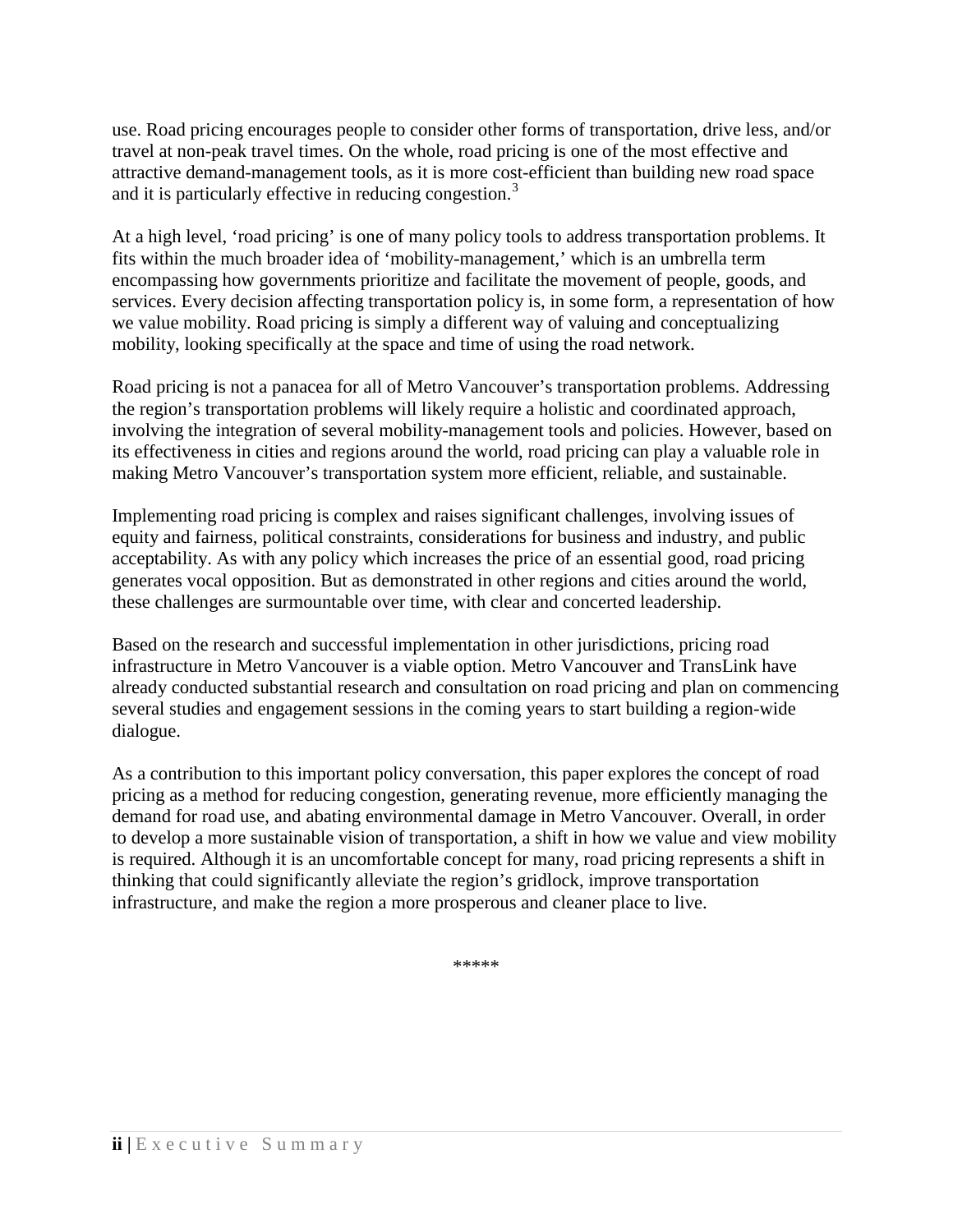use. Road pricing encourages people to consider other forms of transportation, drive less, and/or travel at non-peak travel times. On the whole, road pricing is one of the most effective and attractive demand-management tools, as it is more cost-efficient than building new road space and it is particularly effective in reducing congestion.[3]

At a high level, 'road pricing' is one of many policy tools to address transportation problems. It fits within the much broader idea of 'mobility-management,' which is an umbrella term encompassing how governments prioritize and facilitate the movement of people, goods, and services. Every decision affecting transportation policy is, in some form, a representation of how we value mobility. Road pricing is simply a different way of valuing and conceptualizing mobility, looking specifically at the space and time of using the road network.

Road pricing is not a panacea for all of Metro Vancouver's transportation problems. Addressing the region's transportation problems will likely require a holistic and coordinated approach, involving the integration of several mobility-management tools and policies. However, based on its effectiveness in cities and regions around the world, road pricing can play a valuable role in making Metro Vancouver's transportation system more efficient, reliable, and sustainable.

Implementing road pricing is complex and raises significant challenges, involving issues of equity and fairness, political constraints, considerations for business and industry, and public acceptability. As with any policy which increases the price of an essential good, road pricing generates vocal opposition. But as demonstrated in other regions and cities around the world, these challenges are surmountable over time, with clear and concerted leadership.

Based on the research and successful implementation in other jurisdictions, pricing road infrastructure in Metro Vancouver is a viable option. Metro Vancouver and TransLink have already conducted substantial research and consultation on road pricing and plan on commencing several studies and engagement sessions in the coming years to start building a region-wide dialogue.

As a contribution to this important policy conversation, this paper explores the concept of road pricing as a method for reducing congestion, generating revenue, more efficiently managing the demand for road use, and abating environmental damage in Metro Vancouver. Overall, in order to develop a more sustainable vision of transportation, a shift in how we value and view mobility is required. Although it is an uncomfortable concept for many, road pricing represents a shift in thinking that could significantly alleviate the region's gridlock, improve transportation infrastructure, and make the region a more prosperous and cleaner place to live.

*****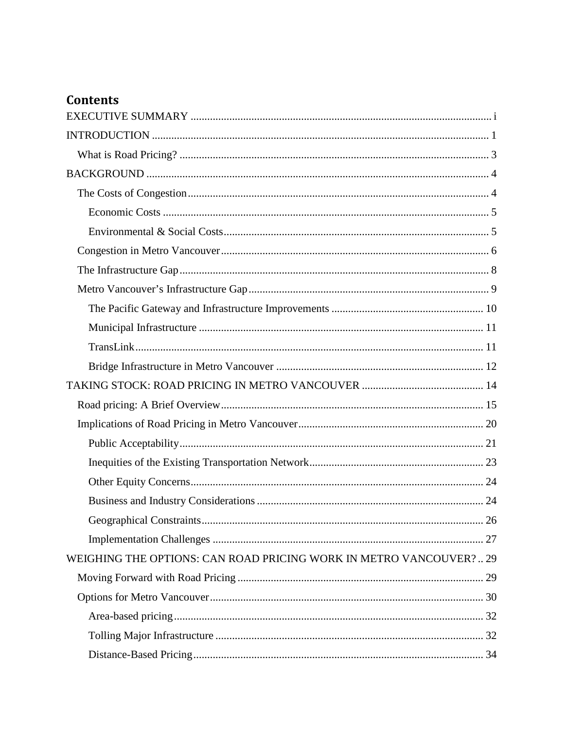# Contents

EXECUTIVE SUMMARY .......... i

INTRODUCTION .......... 1

- What is Road Pricing? .......... 3

BACKGROUND .......... 4

- The Costs of Congestion .......... 4
  - Economic Costs .......... 5
  - Environmental & Social Costs .......... 5
- Congestion in Metro Vancouver .......... 6
- The Infrastructure Gap .......... 8
- Metro Vancouver's Infrastructure Gap .......... 9
  - The Pacific Gateway and Infrastructure Improvements .......... 10
  - Municipal Infrastructure .......... 11
  - TransLink .......... 11
  - Bridge Infrastructure in Metro Vancouver .......... 12

TAKING STOCK: ROAD PRICING IN METRO VANCOUVER .......... 14

- Road pricing: A Brief Overview .......... 15
- Implications of Road Pricing in Metro Vancouver .......... 20
  - Public Acceptability .......... 21
  - Inequities of the Existing Transportation Network .......... 23
  - Other Equity Concerns .......... 24
  - Business and Industry Considerations .......... 24
  - Geographical Constraints .......... 26
  - Implementation Challenges .......... 27

WEIGHING THE OPTIONS: CAN ROAD PRICING WORK IN METRO VANCOUVER? .......... 29

- Moving Forward with Road Pricing .......... 29
- Options for Metro Vancouver .......... 30
  - Area-based pricing .......... 32
  - Tolling Major Infrastructure .......... 32
  - Distance-Based Pricing .......... 34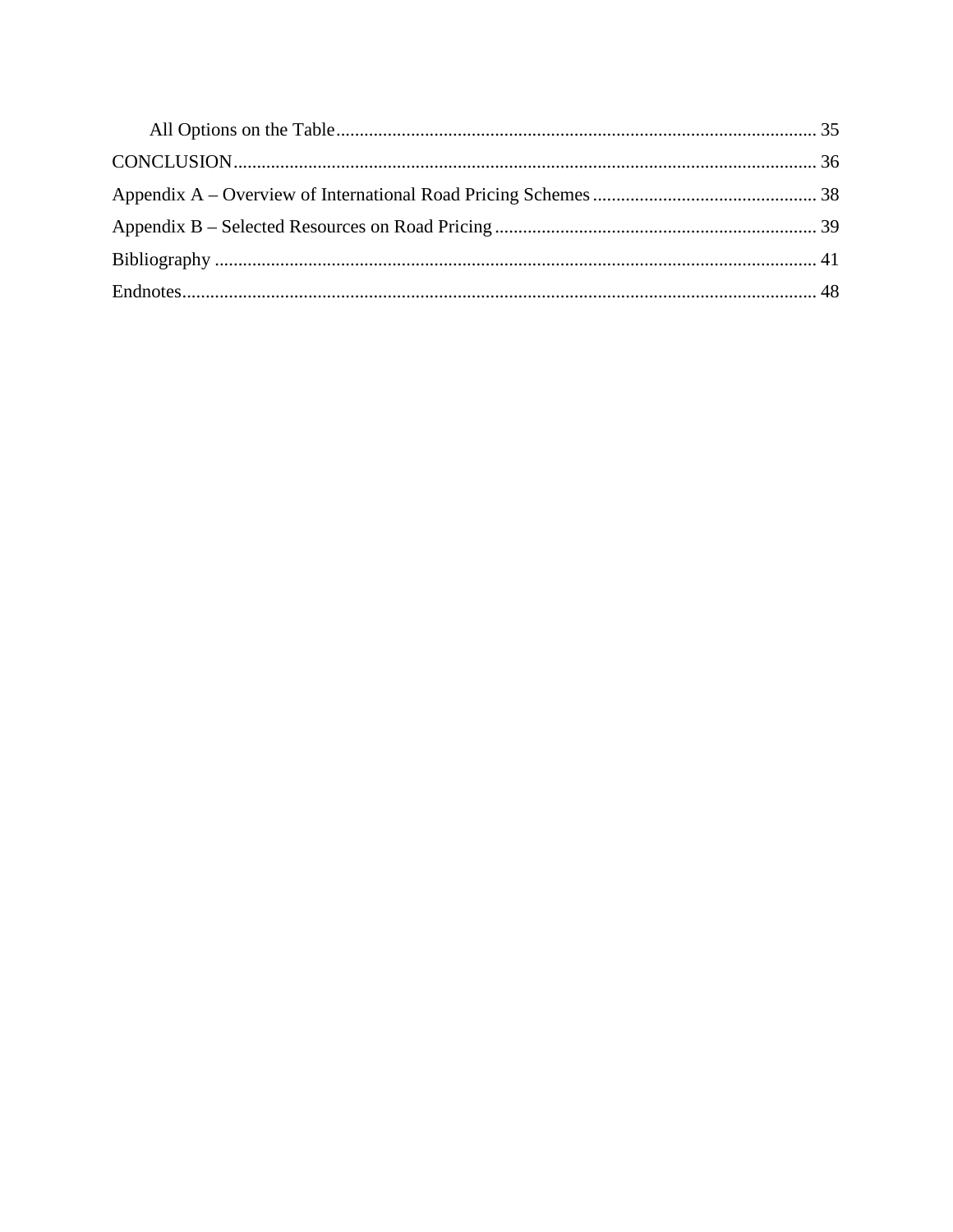- All Options on the Table ........................................................................................................ 35

CONCLUSION ........................................................................................................................ 36

Appendix A – Overview of International Road Pricing Schemes ................................................ 38

Appendix B – Selected Resources on Road Pricing .................................................................... 39

Bibliography ............................................................................................................................ 41

Endnotes .................................................................................................................................. 48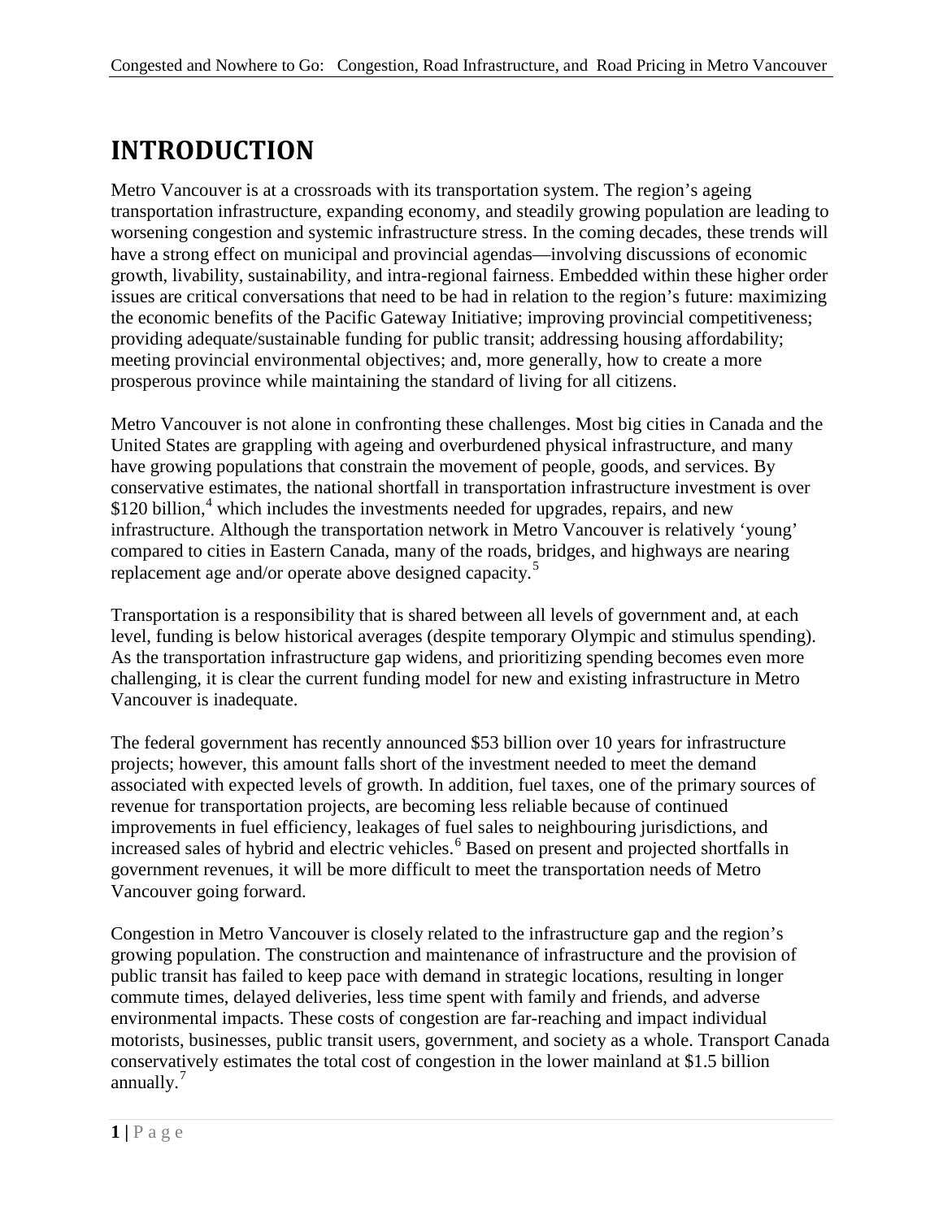# INTRODUCTION

Metro Vancouver is at a crossroads with its transportation system. The region's ageing transportation infrastructure, expanding economy, and steadily growing population are leading to worsening congestion and systemic infrastructure stress. In the coming decades, these trends will have a strong effect on municipal and provincial agendas—involving discussions of economic growth, livability, sustainability, and intra-regional fairness. Embedded within these higher order issues are critical conversations that need to be had in relation to the region's future: maximizing the economic benefits of the Pacific Gateway Initiative; improving provincial competitiveness; providing adequate/sustainable funding for public transit; addressing housing affordability; meeting provincial environmental objectives; and, more generally, how to create a more prosperous province while maintaining the standard of living for all citizens.

Metro Vancouver is not alone in confronting these challenges. Most big cities in Canada and the United States are grappling with ageing and overburdened physical infrastructure, and many have growing populations that constrain the movement of people, goods, and services. By conservative estimates, the national shortfall in transportation infrastructure investment is over $120 billion,[4] which includes the investments needed for upgrades, repairs, and new infrastructure. Although the transportation network in Metro Vancouver is relatively 'young' compared to cities in Eastern Canada, many of the roads, bridges, and highways are nearing replacement age and/or operate above designed capacity.[5]

Transportation is a responsibility that is shared between all levels of government and, at each level, funding is below historical averages (despite temporary Olympic and stimulus spending). As the transportation infrastructure gap widens, and prioritizing spending becomes even more challenging, it is clear the current funding model for new and existing infrastructure in Metro Vancouver is inadequate.

The federal government has recently announced $53 billion over 10 years for infrastructure projects; however, this amount falls short of the investment needed to meet the demand associated with expected levels of growth. In addition, fuel taxes, one of the primary sources of revenue for transportation projects, are becoming less reliable because of continued improvements in fuel efficiency, leakages of fuel sales to neighbouring jurisdictions, and increased sales of hybrid and electric vehicles.[6] Based on present and projected shortfalls in government revenues, it will be more difficult to meet the transportation needs of Metro Vancouver going forward.

Congestion in Metro Vancouver is closely related to the infrastructure gap and the region's growing population. The construction and maintenance of infrastructure and the provision of public transit has failed to keep pace with demand in strategic locations, resulting in longer commute times, delayed deliveries, less time spent with family and friends, and adverse environmental impacts. These costs of congestion are far-reaching and impact individual motorists, businesses, public transit users, government, and society as a whole. Transport Canada conservatively estimates the total cost of congestion in the lower mainland at $1.5 billion annually.[7]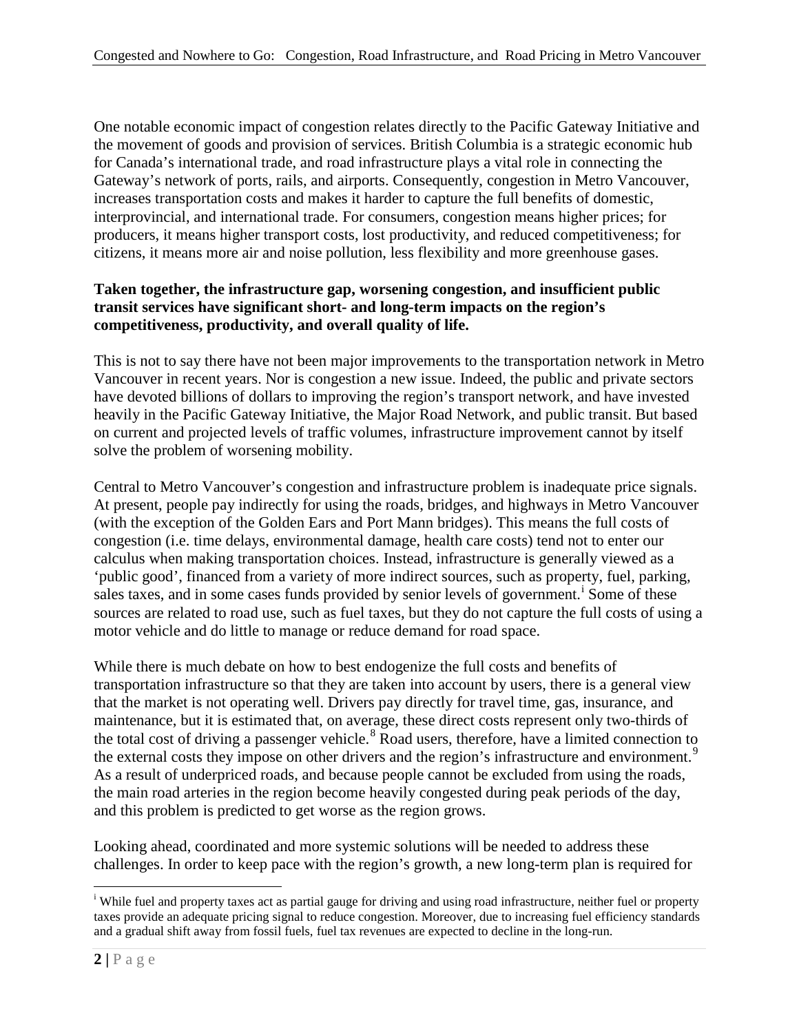One notable economic impact of congestion relates directly to the Pacific Gateway Initiative and the movement of goods and provision of services. British Columbia is a strategic economic hub for Canada's international trade, and road infrastructure plays a vital role in connecting the Gateway's network of ports, rails, and airports. Consequently, congestion in Metro Vancouver, increases transportation costs and makes it harder to capture the full benefits of domestic, interprovincial, and international trade. For consumers, congestion means higher prices; for producers, it means higher transport costs, lost productivity, and reduced competitiveness; for citizens, it means more air and noise pollution, less flexibility and more greenhouse gases.

**Taken together, the infrastructure gap, worsening congestion, and insufficient public transit services have significant short- and long-term impacts on the region's competitiveness, productivity, and overall quality of life.**

This is not to say there have not been major improvements to the transportation network in Metro Vancouver in recent years. Nor is congestion a new issue. Indeed, the public and private sectors have devoted billions of dollars to improving the region's transport network, and have invested heavily in the Pacific Gateway Initiative, the Major Road Network, and public transit. But based on current and projected levels of traffic volumes, infrastructure improvement cannot by itself solve the problem of worsening mobility.

Central to Metro Vancouver's congestion and infrastructure problem is inadequate price signals. At present, people pay indirectly for using the roads, bridges, and highways in Metro Vancouver (with the exception of the Golden Ears and Port Mann bridges). This means the full costs of congestion (i.e. time delays, environmental damage, health care costs) tend not to enter our calculus when making transportation choices. Instead, infrastructure is generally viewed as a 'public good', financed from a variety of more indirect sources, such as property, fuel, parking, sales taxes, and in some cases funds provided by senior levels of government.[i] Some of these sources are related to road use, such as fuel taxes, but they do not capture the full costs of using a motor vehicle and do little to manage or reduce demand for road space.

While there is much debate on how to best endogenize the full costs and benefits of transportation infrastructure so that they are taken into account by users, there is a general view that the market is not operating well. Drivers pay directly for travel time, gas, insurance, and maintenance, but it is estimated that, on average, these direct costs represent only two-thirds of the total cost of driving a passenger vehicle.[8] Road users, therefore, have a limited connection to the external costs they impose on other drivers and the region's infrastructure and environment.[9] As a result of underpriced roads, and because people cannot be excluded from using the roads, the main road arteries in the region become heavily congested during peak periods of the day, and this problem is predicted to get worse as the region grows.

Looking ahead, coordinated and more systemic solutions will be needed to address these challenges. In order to keep pace with the region's growth, a new long-term plan is required for

---

[i] While fuel and property taxes act as partial gauge for driving and using road infrastructure, neither fuel or property taxes provide an adequate pricing signal to reduce congestion. Moreover, due to increasing fuel efficiency standards and a gradual shift away from fossil fuels, fuel tax revenues are expected to decline in the long-run.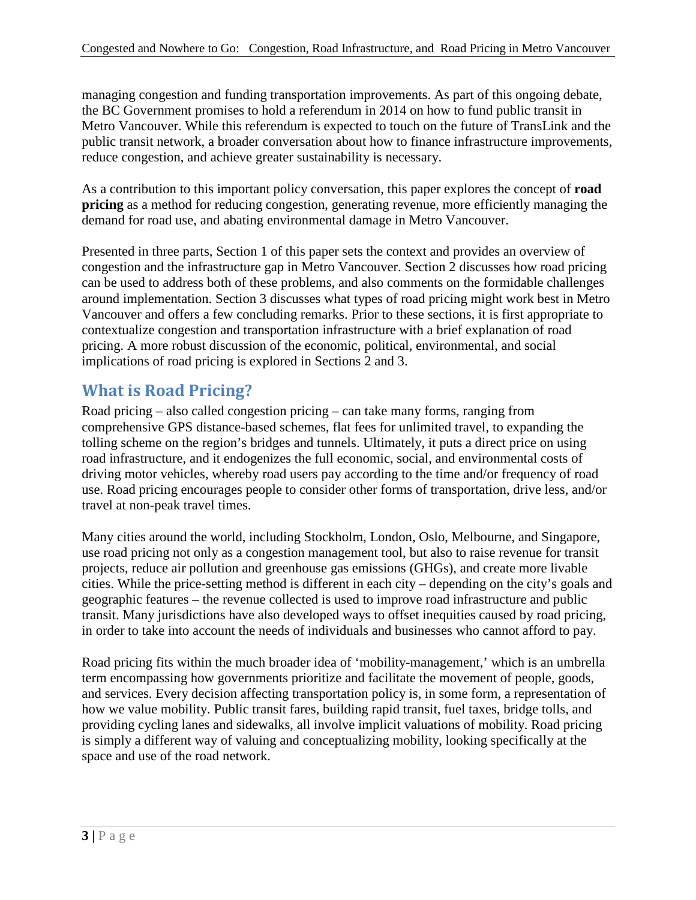managing congestion and funding transportation improvements. As part of this ongoing debate, the BC Government promises to hold a referendum in 2014 on how to fund public transit in Metro Vancouver. While this referendum is expected to touch on the future of TransLink and the public transit network, a broader conversation about how to finance infrastructure improvements, reduce congestion, and achieve greater sustainability is necessary.

As a contribution to this important policy conversation, this paper explores the concept of **road pricing** as a method for reducing congestion, generating revenue, more efficiently managing the demand for road use, and abating environmental damage in Metro Vancouver.

Presented in three parts, Section 1 of this paper sets the context and provides an overview of congestion and the infrastructure gap in Metro Vancouver. Section 2 discusses how road pricing can be used to address both of these problems, and also comments on the formidable challenges around implementation. Section 3 discusses what types of road pricing might work best in Metro Vancouver and offers a few concluding remarks. Prior to these sections, it is first appropriate to contextualize congestion and transportation infrastructure with a brief explanation of road pricing. A more robust discussion of the economic, political, environmental, and social implications of road pricing is explored in Sections 2 and 3.

## What is Road Pricing?

Road pricing – also called congestion pricing – can take many forms, ranging from comprehensive GPS distance-based schemes, flat fees for unlimited travel, to expanding the tolling scheme on the region's bridges and tunnels. Ultimately, it puts a direct price on using road infrastructure, and it endogenizes the full economic, social, and environmental costs of driving motor vehicles, whereby road users pay according to the time and/or frequency of road use. Road pricing encourages people to consider other forms of transportation, drive less, and/or travel at non-peak travel times.

Many cities around the world, including Stockholm, London, Oslo, Melbourne, and Singapore, use road pricing not only as a congestion management tool, but also to raise revenue for transit projects, reduce air pollution and greenhouse gas emissions (GHGs), and create more livable cities. While the price-setting method is different in each city – depending on the city's goals and geographic features – the revenue collected is used to improve road infrastructure and public transit. Many jurisdictions have also developed ways to offset inequities caused by road pricing, in order to take into account the needs of individuals and businesses who cannot afford to pay.

Road pricing fits within the much broader idea of 'mobility-management,' which is an umbrella term encompassing how governments prioritize and facilitate the movement of people, goods, and services. Every decision affecting transportation policy is, in some form, a representation of how we value mobility. Public transit fares, building rapid transit, fuel taxes, bridge tolls, and providing cycling lanes and sidewalks, all involve implicit valuations of mobility. Road pricing is simply a different way of valuing and conceptualizing mobility, looking specifically at the space and use of the road network.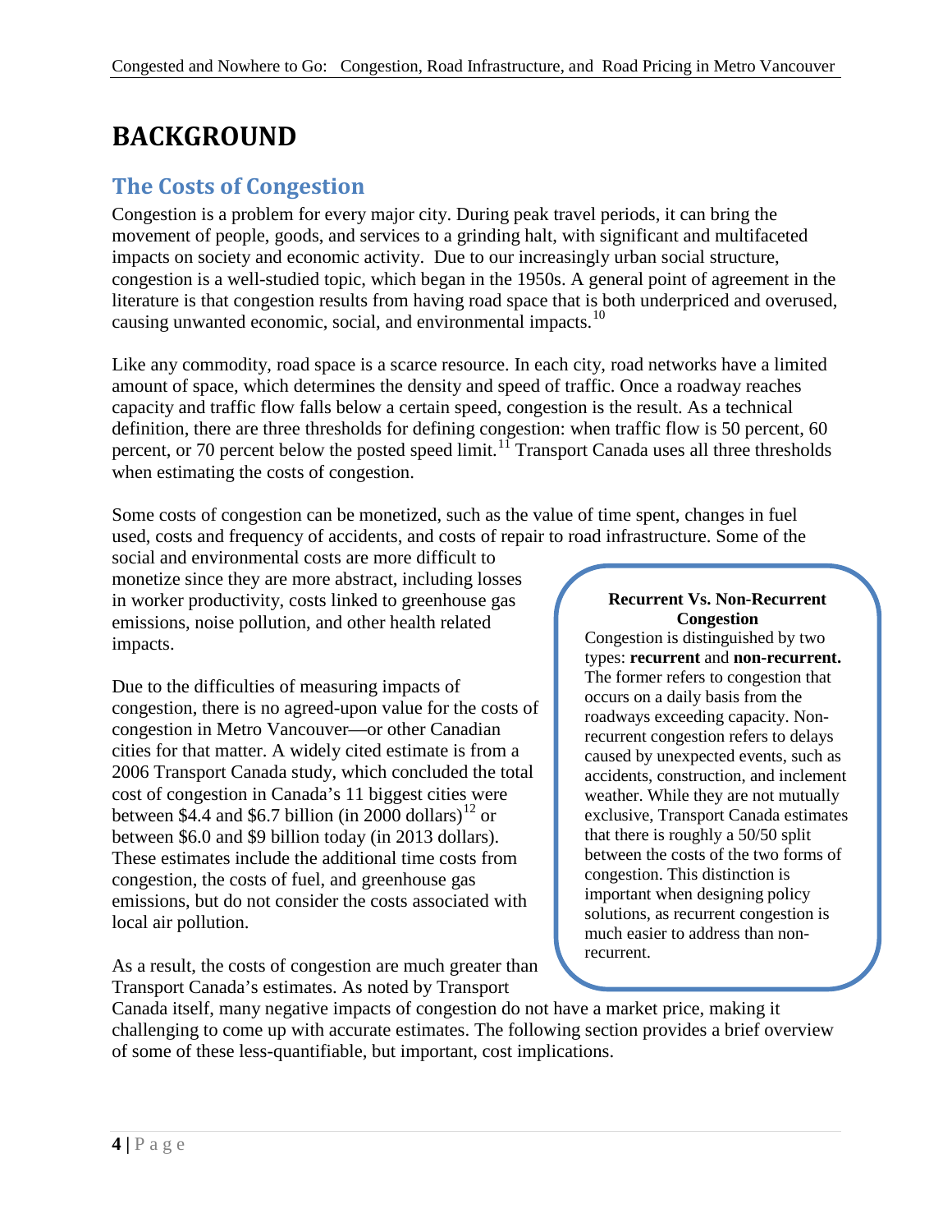# BACKGROUND

## The Costs of Congestion

Congestion is a problem for every major city. During peak travel periods, it can bring the movement of people, goods, and services to a grinding halt, with significant and multifaceted impacts on society and economic activity. Due to our increasingly urban social structure, congestion is a well-studied topic, which began in the 1950s. A general point of agreement in the literature is that congestion results from having road space that is both underpriced and overused, causing unwanted economic, social, and environmental impacts.[10]

Like any commodity, road space is a scarce resource. In each city, road networks have a limited amount of space, which determines the density and speed of traffic. Once a roadway reaches capacity and traffic flow falls below a certain speed, congestion is the result. As a technical definition, there are three thresholds for defining congestion: when traffic flow is 50 percent, 60 percent, or 70 percent below the posted speed limit.[11] Transport Canada uses all three thresholds when estimating the costs of congestion.

Some costs of congestion can be monetized, such as the value of time spent, changes in fuel used, costs and frequency of accidents, and costs of repair to road infrastructure. Some of the social and environmental costs are more difficult to monetize since they are more abstract, including losses in worker productivity, costs linked to greenhouse gas emissions, noise pollution, and other health related impacts.

Due to the difficulties of measuring impacts of congestion, there is no agreed-upon value for the costs of congestion in Metro Vancouver—or other Canadian cities for that matter. A widely cited estimate is from a 2006 Transport Canada study, which concluded the total cost of congestion in Canada's 11 biggest cities were between $4.4 and $6.7 billion (in 2000 dollars)[12] or between $6.0 and $9 billion today (in 2013 dollars). These estimates include the additional time costs from congestion, the costs of fuel, and greenhouse gas emissions, but do not consider the costs associated with local air pollution.

As a result, the costs of congestion are much greater than Transport Canada's estimates. As noted by Transport Canada itself, many negative impacts of congestion do not have a market price, making it challenging to come up with accurate estimates. The following section provides a brief overview of some of these less-quantifiable, but important, cost implications.

> **Recurrent Vs. Non-Recurrent Congestion**
>
> Congestion is distinguished by two types: **recurrent** and **non-recurrent.** The former refers to congestion that occurs on a daily basis from the roadways exceeding capacity. Non-recurrent congestion refers to delays caused by unexpected events, such as accidents, construction, and inclement weather. While they are not mutually exclusive, Transport Canada estimates that there is roughly a 50/50 split between the costs of the two forms of congestion. This distinction is important when designing policy solutions, as recurrent congestion is much easier to address than non-recurrent.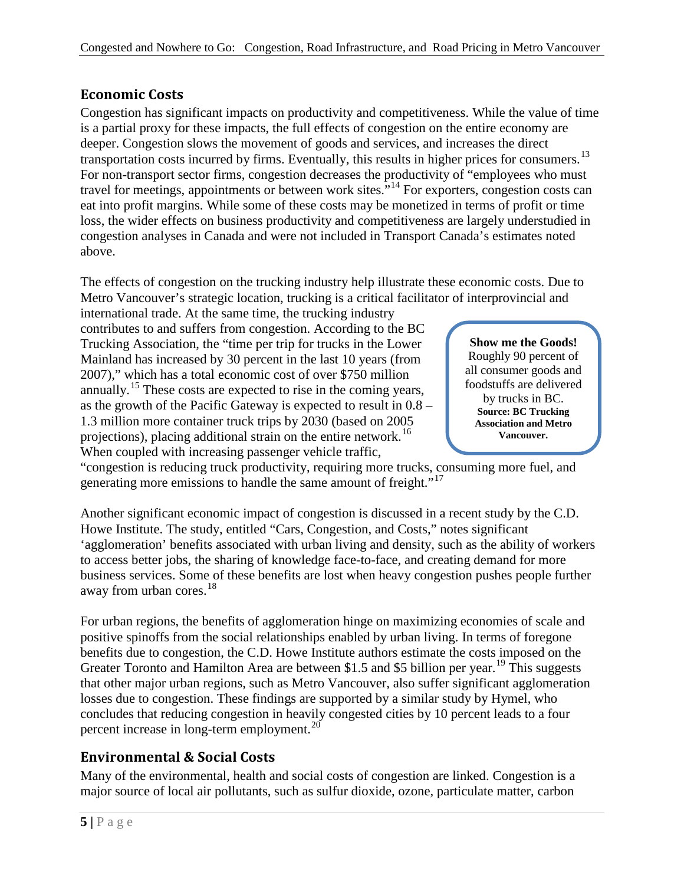## Economic Costs

Congestion has significant impacts on productivity and competitiveness. While the value of time is a partial proxy for these impacts, the full effects of congestion on the entire economy are deeper. Congestion slows the movement of goods and services, and increases the direct transportation costs incurred by firms. Eventually, this results in higher prices for consumers.[13] For non-transport sector firms, congestion decreases the productivity of "employees who must travel for meetings, appointments or between work sites."[14] For exporters, congestion costs can eat into profit margins. While some of these costs may be monetized in terms of profit or time loss, the wider effects on business productivity and competitiveness are largely understudied in congestion analyses in Canada and were not included in Transport Canada's estimates noted above.

The effects of congestion on the trucking industry help illustrate these economic costs. Due to Metro Vancouver's strategic location, trucking is a critical facilitator of interprovincial and international trade. At the same time, the trucking industry contributes to and suffers from congestion. According to the BC Trucking Association, the "time per trip for trucks in the Lower Mainland has increased by 30 percent in the last 10 years (from 2007)," which has a total economic cost of over $750 million annually.[15] These costs are expected to rise in the coming years, as the growth of the Pacific Gateway is expected to result in 0.8 – 1.3 million more container truck trips by 2030 (based on 2005 projections), placing additional strain on the entire network.[16] When coupled with increasing passenger vehicle traffic, "congestion is reducing truck productivity, requiring more trucks, consuming more fuel, and generating more emissions to handle the same amount of freight."[17]

> **Show me the Goods!**
> Roughly 90 percent of all consumer goods and foodstuffs are delivered by trucks in BC.
> **Source: BC Trucking Association and Metro Vancouver.**

Another significant economic impact of congestion is discussed in a recent study by the C.D. Howe Institute. The study, entitled "Cars, Congestion, and Costs," notes significant 'agglomeration' benefits associated with urban living and density, such as the ability of workers to access better jobs, the sharing of knowledge face-to-face, and creating demand for more business services. Some of these benefits are lost when heavy congestion pushes people further away from urban cores.[18]

For urban regions, the benefits of agglomeration hinge on maximizing economies of scale and positive spinoffs from the social relationships enabled by urban living. In terms of foregone benefits due to congestion, the C.D. Howe Institute authors estimate the costs imposed on the Greater Toronto and Hamilton Area are between $1.5 and $5 billion per year.[19] This suggests that other major urban regions, such as Metro Vancouver, also suffer significant agglomeration losses due to congestion. These findings are supported by a similar study by Hymel, who concludes that reducing congestion in heavily congested cities by 10 percent leads to a four percent increase in long-term employment.[20]

## Environmental & Social Costs

Many of the environmental, health and social costs of congestion are linked. Congestion is a major source of local air pollutants, such as sulfur dioxide, ozone, particulate matter, carbon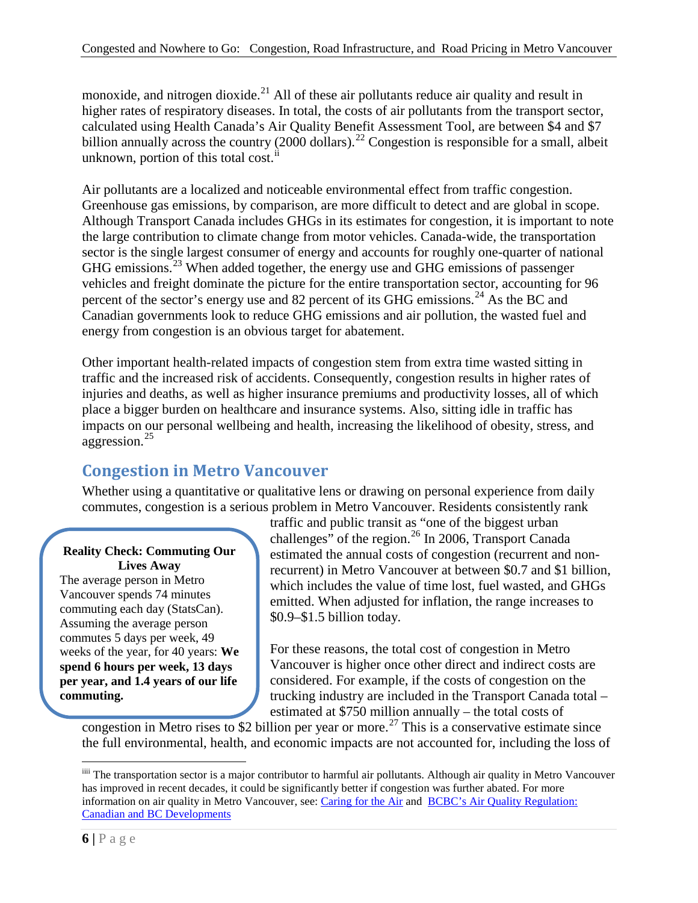monoxide, and nitrogen dioxide.[21] All of these air pollutants reduce air quality and result in higher rates of respiratory diseases. In total, the costs of air pollutants from the transport sector, calculated using Health Canada's Air Quality Benefit Assessment Tool, are between $4 and $7 billion annually across the country (2000 dollars).[22] Congestion is responsible for a small, albeit unknown, portion of this total cost.[ii]

Air pollutants are a localized and noticeable environmental effect from traffic congestion. Greenhouse gas emissions, by comparison, are more difficult to detect and are global in scope. Although Transport Canada includes GHGs in its estimates for congestion, it is important to note the large contribution to climate change from motor vehicles. Canada-wide, the transportation sector is the single largest consumer of energy and accounts for roughly one-quarter of national GHG emissions.[23] When added together, the energy use and GHG emissions of passenger vehicles and freight dominate the picture for the entire transportation sector, accounting for 96 percent of the sector's energy use and 82 percent of its GHG emissions.[24] As the BC and Canadian governments look to reduce GHG emissions and air pollution, the wasted fuel and energy from congestion is an obvious target for abatement.

Other important health-related impacts of congestion stem from extra time wasted sitting in traffic and the increased risk of accidents. Consequently, congestion results in higher rates of injuries and deaths, as well as higher insurance premiums and productivity losses, all of which place a bigger burden on healthcare and insurance systems. Also, sitting idle in traffic has impacts on our personal wellbeing and health, increasing the likelihood of obesity, stress, and aggression.[25]

## Congestion in Metro Vancouver

Whether using a quantitative or qualitative lens or drawing on personal experience from daily commutes, congestion is a serious problem in Metro Vancouver. Residents consistently rank traffic and public transit as "one of the biggest urban challenges" of the region.[26] In 2006, Transport Canada estimated the annual costs of congestion (recurrent and non-recurrent) in Metro Vancouver at between $0.7 and $1 billion, which includes the value of time lost, fuel wasted, and GHGs emitted. When adjusted for inflation, the range increases to $0.9–$1.5 billion today.

> **Reality Check: Commuting Our Lives Away**
>
> The average person in Metro Vancouver spends 74 minutes commuting each day (StatsCan). Assuming the average person commutes 5 days per week, 49 weeks of the year, for 40 years: **We spend 6 hours per week, 13 days per year, and 1.4 years of our life commuting.**

For these reasons, the total cost of congestion in Metro Vancouver is higher once other direct and indirect costs are considered. For example, if the costs of congestion on the trucking industry are included in the Transport Canada total – estimated at $750 million annually – the total costs of congestion in Metro rises to $2 billion per year or more.[27] This is a conservative estimate since the full environmental, health, and economic impacts are not accounted for, including the loss of

---

[iiii] The transportation sector is a major contributor to harmful air pollutants. Although air quality in Metro Vancouver has improved in recent decades, it could be significantly better if congestion was further abated. For more information on air quality in Metro Vancouver, see: Caring for the Air and BCBC's Air Quality Regulation: Canadian and BC Developments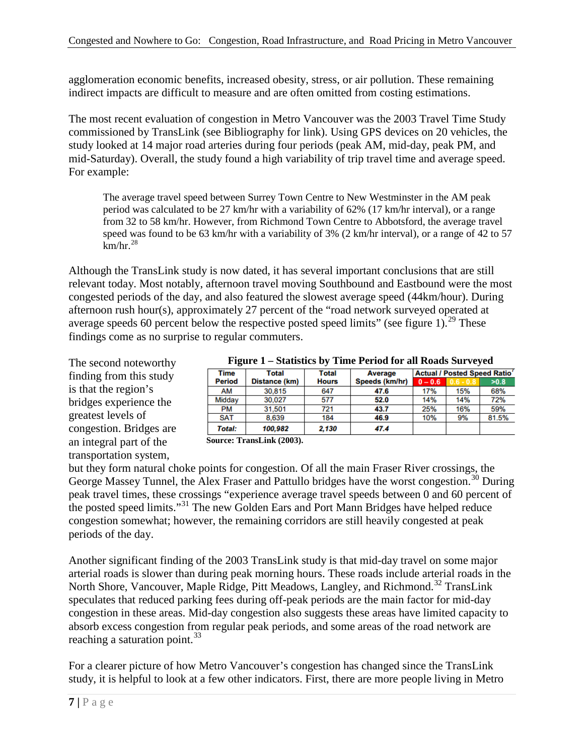agglomeration economic benefits, increased obesity, stress, or air pollution. These remaining indirect impacts are difficult to measure and are often omitted from costing estimations.

The most recent evaluation of congestion in Metro Vancouver was the 2003 Travel Time Study commissioned by TransLink (see Bibliography for link). Using GPS devices on 20 vehicles, the study looked at 14 major road arteries during four periods (peak AM, mid-day, peak PM, and mid-Saturday). Overall, the study found a high variability of trip travel time and average speed. For example:

> The average travel speed between Surrey Town Centre to New Westminster in the AM peak period was calculated to be 27 km/hr with a variability of 62% (17 km/hr interval), or a range from 32 to 58 km/hr. However, from Richmond Town Centre to Abbotsford, the average travel speed was found to be 63 km/hr with a variability of 3% (2 km/hr interval), or a range of 42 to 57 km/hr.[28]

Although the TransLink study is now dated, it has several important conclusions that are still relevant today. Most notably, afternoon travel moving Southbound and Eastbound were the most congested periods of the day, and also featured the slowest average speed (44km/hour). During afternoon rush hour(s), approximately 27 percent of the "road network surveyed operated at average speeds 60 percent below the respective posted speed limits" (see figure 1).[29] These findings come as no surprise to regular commuters.

**Figure 1 – Statistics by Time Period for all Roads Surveyed**

| Time Period | Total Distance (km) | Total Hours | Average Speeds (km/hr) | Actual / Posted Speed Ratio[7] | | |
|---|---|---|---|---|---|---|
| | | | | 0 – 0.6 | 0.6 – 0.8 | >0.8 |
| AM | 30,815 | 647 | **47.6** | 17% | 15% | 68% |
| Midday | 30,027 | 577 | **52.0** | 14% | 14% | 72% |
| PM | 31,501 | 721 | **43.7** | 25% | 16% | 59% |
| SAT | 8,639 | 184 | **46.9** | 10% | 9% | 81.5% |
| ***Total:*** | ***100,982*** | ***2,130*** | ***47.4*** | | | |

**Source: TransLink (2003).**

The second noteworthy finding from this study is that the region's bridges experience the greatest levels of congestion. Bridges are an integral part of the transportation system, but they form natural choke points for congestion. Of all the main Fraser River crossings, the George Massey Tunnel, the Alex Fraser and Pattullo bridges have the worst congestion.[30] During peak travel times, these crossings "experience average travel speeds between 0 and 60 percent of the posted speed limits."[31] The new Golden Ears and Port Mann Bridges have helped reduce congestion somewhat; however, the remaining corridors are still heavily congested at peak periods of the day.

Another significant finding of the 2003 TransLink study is that mid-day travel on some major arterial roads is slower than during peak morning hours. These roads include arterial roads in the North Shore, Vancouver, Maple Ridge, Pitt Meadows, Langley, and Richmond.[32] TransLink speculates that reduced parking fees during off-peak periods are the main factor for mid-day congestion in these areas. Mid-day congestion also suggests these areas have limited capacity to absorb excess congestion from regular peak periods, and some areas of the road network are reaching a saturation point.[33]

For a clearer picture of how Metro Vancouver's congestion has changed since the TransLink study, it is helpful to look at a few other indicators. First, there are more people living in Metro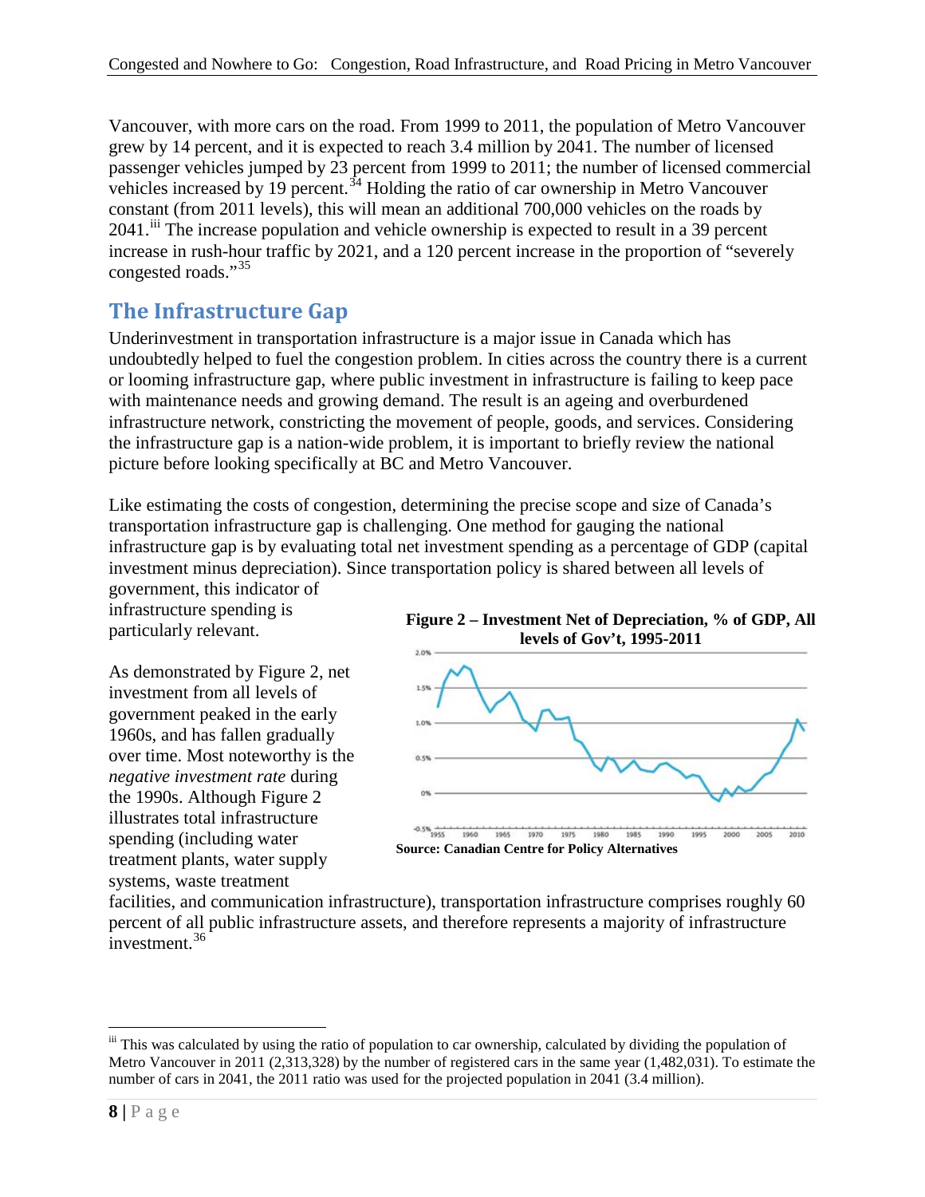Vancouver, with more cars on the road. From 1999 to 2011, the population of Metro Vancouver grew by 14 percent, and it is expected to reach 3.4 million by 2041. The number of licensed passenger vehicles jumped by 23 percent from 1999 to 2011; the number of licensed commercial vehicles increased by 19 percent.[34] Holding the ratio of car ownership in Metro Vancouver constant (from 2011 levels), this will mean an additional 700,000 vehicles on the roads by 2041.[iii] The increase population and vehicle ownership is expected to result in a 39 percent increase in rush-hour traffic by 2021, and a 120 percent increase in the proportion of "severely congested roads."[35]

## The Infrastructure Gap

Underinvestment in transportation infrastructure is a major issue in Canada which has undoubtedly helped to fuel the congestion problem. In cities across the country there is a current or looming infrastructure gap, where public investment in infrastructure is failing to keep pace with maintenance needs and growing demand. The result is an ageing and overburdened infrastructure network, constricting the movement of people, goods, and services. Considering the infrastructure gap is a nation-wide problem, it is important to briefly review the national picture before looking specifically at BC and Metro Vancouver.

Like estimating the costs of congestion, determining the precise scope and size of Canada's transportation infrastructure gap is challenging. One method for gauging the national infrastructure gap is by evaluating total net investment spending as a percentage of GDP (capital investment minus depreciation). Since transportation policy is shared between all levels of government, this indicator of infrastructure spending is particularly relevant.

**Figure 2 – Investment Net of Depreciation, % of GDP, All levels of Gov't, 1995-2011**

**Source: Canadian Centre for Policy Alternatives**

As demonstrated by Figure 2, net investment from all levels of government peaked in the early 1960s, and has fallen gradually over time. Most noteworthy is the *negative investment rate* during the 1990s. Although Figure 2 illustrates total infrastructure spending (including water treatment plants, water supply systems, waste treatment facilities, and communication infrastructure), transportation infrastructure comprises roughly 60 percent of all public infrastructure assets, and therefore represents a majority of infrastructure investment.[36]

---

[iii] This was calculated by using the ratio of population to car ownership, calculated by dividing the population of Metro Vancouver in 2011 (2,313,328) by the number of registered cars in the same year (1,482,031). To estimate the number of cars in 2041, the 2011 ratio was used for the projected population in 2041 (3.4 million).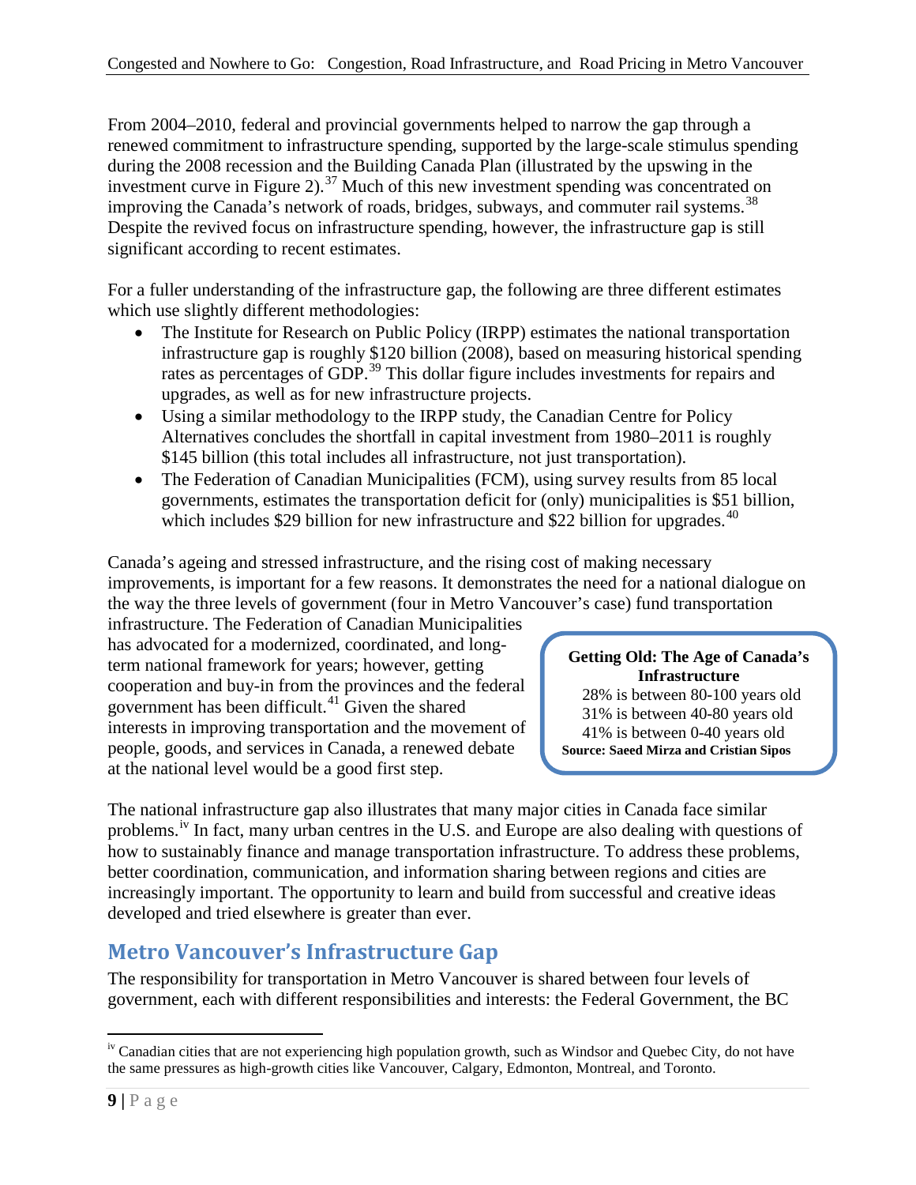From 2004–2010, federal and provincial governments helped to narrow the gap through a renewed commitment to infrastructure spending, supported by the large-scale stimulus spending during the 2008 recession and the Building Canada Plan (illustrated by the upswing in the investment curve in Figure 2).[37] Much of this new investment spending was concentrated on improving the Canada's network of roads, bridges, subways, and commuter rail systems.[38] Despite the revived focus on infrastructure spending, however, the infrastructure gap is still significant according to recent estimates.

For a fuller understanding of the infrastructure gap, the following are three different estimates which use slightly different methodologies:

- The Institute for Research on Public Policy (IRPP) estimates the national transportation infrastructure gap is roughly $120 billion (2008), based on measuring historical spending rates as percentages of GDP.[39] This dollar figure includes investments for repairs and upgrades, as well as for new infrastructure projects.
- Using a similar methodology to the IRPP study, the Canadian Centre for Policy Alternatives concludes the shortfall in capital investment from 1980–2011 is roughly $145 billion (this total includes all infrastructure, not just transportation).
- The Federation of Canadian Municipalities (FCM), using survey results from 85 local governments, estimates the transportation deficit for (only) municipalities is $51 billion, which includes $29 billion for new infrastructure and $22 billion for upgrades.[40]

Canada's ageing and stressed infrastructure, and the rising cost of making necessary improvements, is important for a few reasons. It demonstrates the need for a national dialogue on the way the three levels of government (four in Metro Vancouver's case) fund transportation infrastructure. The Federation of Canadian Municipalities has advocated for a modernized, coordinated, and long-term national framework for years; however, getting cooperation and buy-in from the provinces and the federal government has been difficult.[41] Given the shared interests in improving transportation and the movement of people, goods, and services in Canada, a renewed debate at the national level would be a good first step.

> **Getting Old: The Age of Canada's Infrastructure**
> 28% is between 80-100 years old
> 31% is between 40-80 years old
> 41% is between 0-40 years old
> **Source: Saeed Mirza and Cristian Sipos**

The national infrastructure gap also illustrates that many major cities in Canada face similar problems.[iv] In fact, many urban centres in the U.S. and Europe are also dealing with questions of how to sustainably finance and manage transportation infrastructure. To address these problems, better coordination, communication, and information sharing between regions and cities are increasingly important. The opportunity to learn and build from successful and creative ideas developed and tried elsewhere is greater than ever.

## Metro Vancouver's Infrastructure Gap

The responsibility for transportation in Metro Vancouver is shared between four levels of government, each with different responsibilities and interests: the Federal Government, the BC

---

[iv] Canadian cities that are not experiencing high population growth, such as Windsor and Quebec City, do not have the same pressures as high-growth cities like Vancouver, Calgary, Edmonton, Montreal, and Toronto.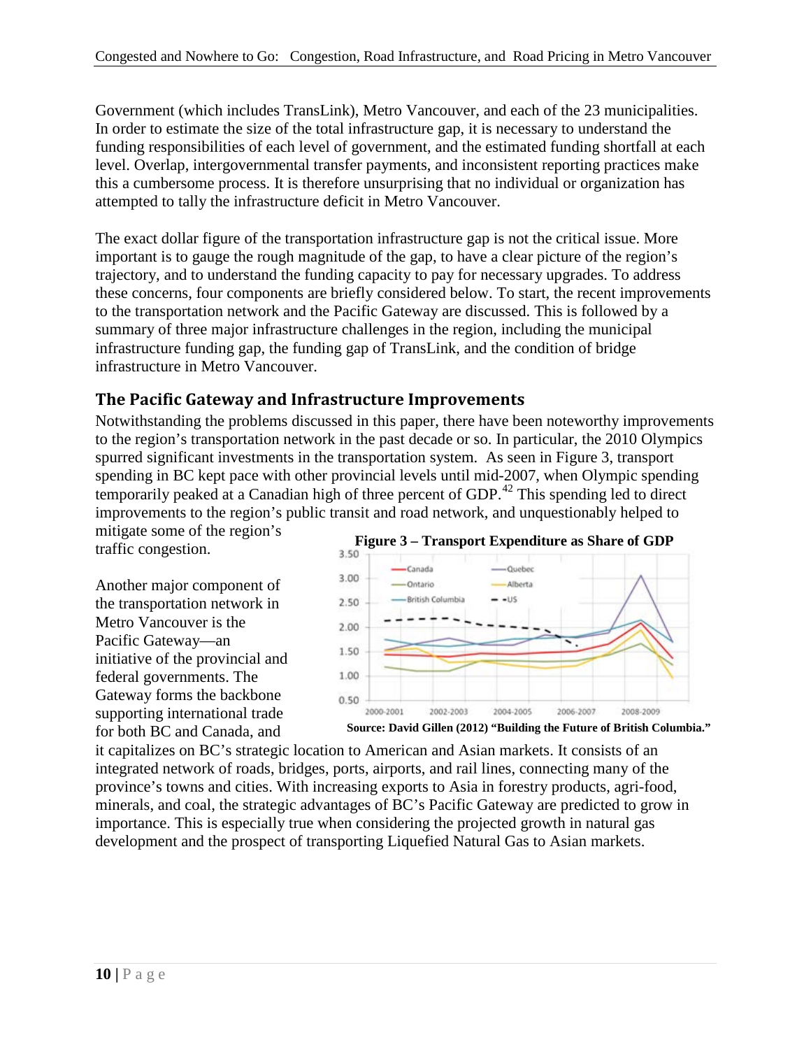Government (which includes TransLink), Metro Vancouver, and each of the 23 municipalities. In order to estimate the size of the total infrastructure gap, it is necessary to understand the funding responsibilities of each level of government, and the estimated funding shortfall at each level. Overlap, intergovernmental transfer payments, and inconsistent reporting practices make this a cumbersome process. It is therefore unsurprising that no individual or organization has attempted to tally the infrastructure deficit in Metro Vancouver.

The exact dollar figure of the transportation infrastructure gap is not the critical issue. More important is to gauge the rough magnitude of the gap, to have a clear picture of the region's trajectory, and to understand the funding capacity to pay for necessary upgrades. To address these concerns, four components are briefly considered below. To start, the recent improvements to the transportation network and the Pacific Gateway are discussed. This is followed by a summary of three major infrastructure challenges in the region, including the municipal infrastructure funding gap, the funding gap of TransLink, and the condition of bridge infrastructure in Metro Vancouver.

## The Pacific Gateway and Infrastructure Improvements

Notwithstanding the problems discussed in this paper, there have been noteworthy improvements to the region's transportation network in the past decade or so. In particular, the 2010 Olympics spurred significant investments in the transportation system. As seen in Figure 3, transport spending in BC kept pace with other provincial levels until mid-2007, when Olympic spending temporarily peaked at a Canadian high of three percent of GDP.[42] This spending led to direct improvements to the region's public transit and road network, and unquestionably helped to mitigate some of the region's traffic congestion.

**Figure 3 – Transport Expenditure as Share of GDP**

**Source: David Gillen (2012) "Building the Future of British Columbia."**

Another major component of the transportation network in Metro Vancouver is the Pacific Gateway—an initiative of the provincial and federal governments. The Gateway forms the backbone supporting international trade for both BC and Canada, and it capitalizes on BC's strategic location to American and Asian markets. It consists of an integrated network of roads, bridges, ports, airports, and rail lines, connecting many of the province's towns and cities. With increasing exports to Asia in forestry products, agri-food, minerals, and coal, the strategic advantages of BC's Pacific Gateway are predicted to grow in importance. This is especially true when considering the projected growth in natural gas development and the prospect of transporting Liquefied Natural Gas to Asian markets.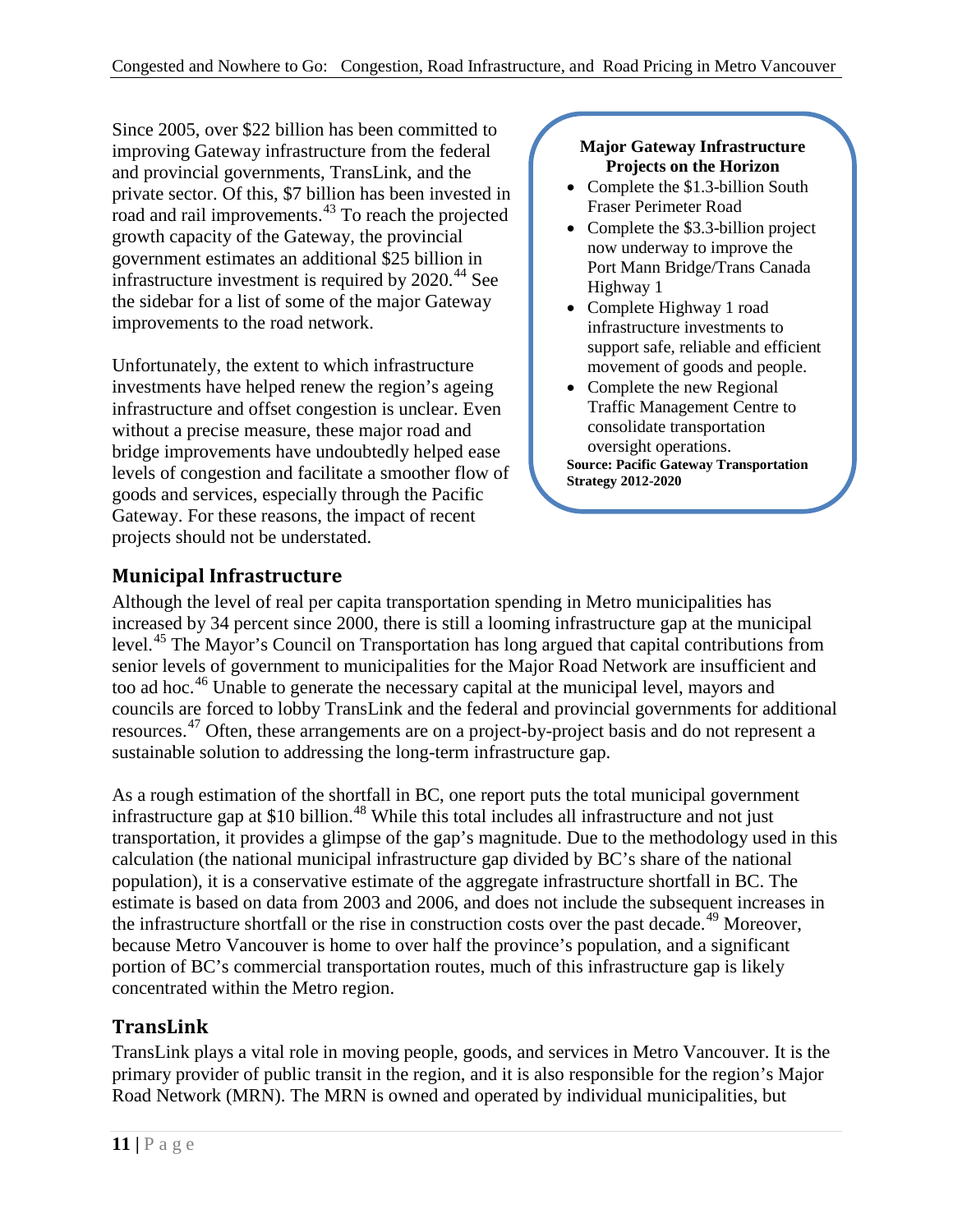Since 2005, over $22 billion has been committed to improving Gateway infrastructure from the federal and provincial governments, TransLink, and the private sector. Of this, $7 billion has been invested in road and rail improvements.[43] To reach the projected growth capacity of the Gateway, the provincial government estimates an additional $25 billion in infrastructure investment is required by 2020.[44] See the sidebar for a list of some of the major Gateway improvements to the road network.

Unfortunately, the extent to which infrastructure investments have helped renew the region's ageing infrastructure and offset congestion is unclear. Even without a precise measure, these major road and bridge improvements have undoubtedly helped ease levels of congestion and facilitate a smoother flow of goods and services, especially through the Pacific Gateway. For these reasons, the impact of recent projects should not be understated.

**Major Gateway Infrastructure Projects on the Horizon**

- Complete the $1.3-billion South Fraser Perimeter Road
- Complete the $3.3-billion project now underway to improve the Port Mann Bridge/Trans Canada Highway 1
- Complete Highway 1 road infrastructure investments to support safe, reliable and efficient movement of goods and people.
- Complete the new Regional Traffic Management Centre to consolidate transportation oversight operations.

**Source: Pacific Gateway Transportation Strategy 2012-2020**

## Municipal Infrastructure

Although the level of real per capita transportation spending in Metro municipalities has increased by 34 percent since 2000, there is still a looming infrastructure gap at the municipal level.[45] The Mayor's Council on Transportation has long argued that capital contributions from senior levels of government to municipalities for the Major Road Network are insufficient and too ad hoc.[46] Unable to generate the necessary capital at the municipal level, mayors and councils are forced to lobby TransLink and the federal and provincial governments for additional resources.[47] Often, these arrangements are on a project-by-project basis and do not represent a sustainable solution to addressing the long-term infrastructure gap.

As a rough estimation of the shortfall in BC, one report puts the total municipal government infrastructure gap at $10 billion.[48] While this total includes all infrastructure and not just transportation, it provides a glimpse of the gap's magnitude. Due to the methodology used in this calculation (the national municipal infrastructure gap divided by BC's share of the national population), it is a conservative estimate of the aggregate infrastructure shortfall in BC. The estimate is based on data from 2003 and 2006, and does not include the subsequent increases in the infrastructure shortfall or the rise in construction costs over the past decade.[49] Moreover, because Metro Vancouver is home to over half the province's population, and a significant portion of BC's commercial transportation routes, much of this infrastructure gap is likely concentrated within the Metro region.

## TransLink

TransLink plays a vital role in moving people, goods, and services in Metro Vancouver. It is the primary provider of public transit in the region, and it is also responsible for the region's Major Road Network (MRN). The MRN is owned and operated by individual municipalities, but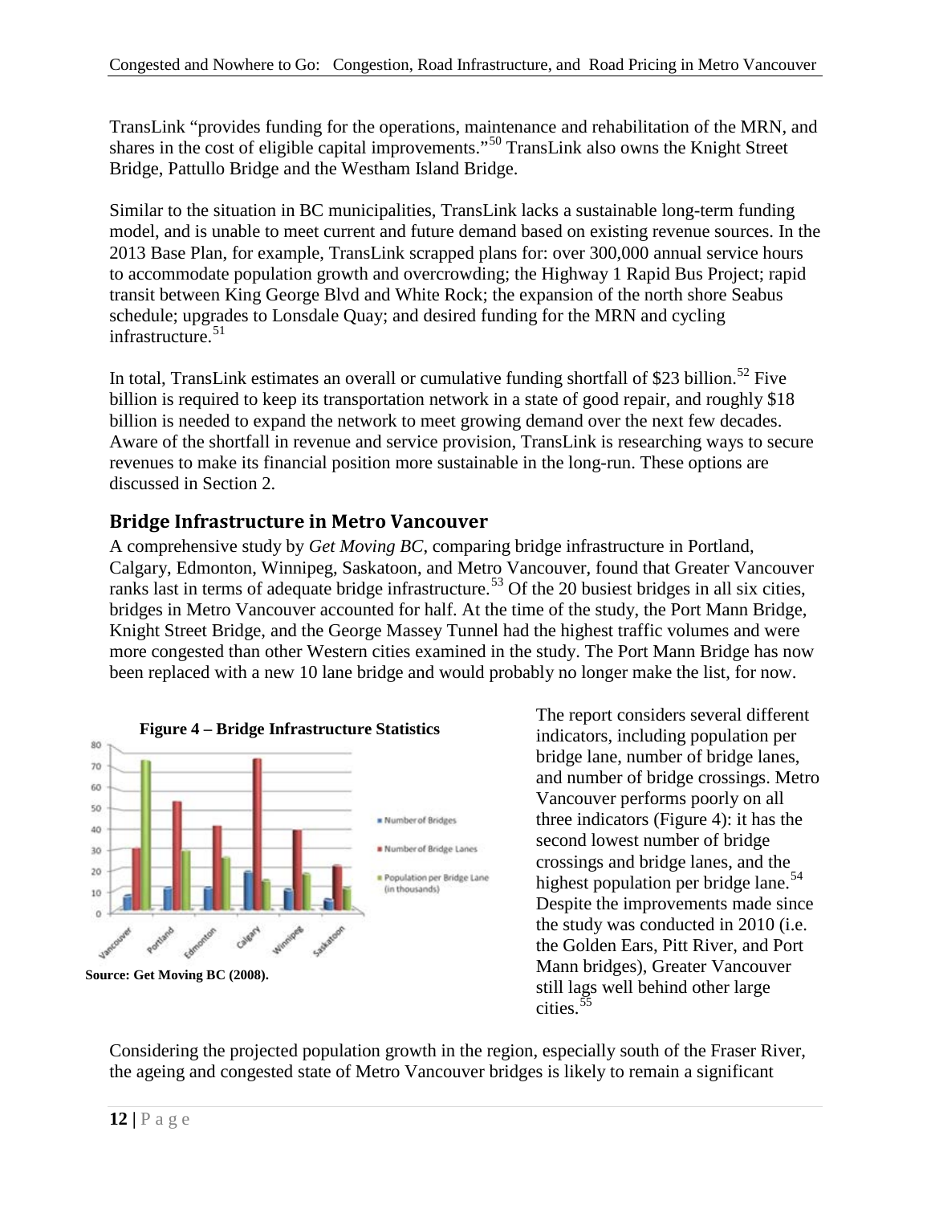TransLink "provides funding for the operations, maintenance and rehabilitation of the MRN, and shares in the cost of eligible capital improvements."[50] TransLink also owns the Knight Street Bridge, Pattullo Bridge and the Westham Island Bridge.

Similar to the situation in BC municipalities, TransLink lacks a sustainable long-term funding model, and is unable to meet current and future demand based on existing revenue sources. In the 2013 Base Plan, for example, TransLink scrapped plans for: over 300,000 annual service hours to accommodate population growth and overcrowding; the Highway 1 Rapid Bus Project; rapid transit between King George Blvd and White Rock; the expansion of the north shore Seabus schedule; upgrades to Lonsdale Quay; and desired funding for the MRN and cycling infrastructure.[51]

In total, TransLink estimates an overall or cumulative funding shortfall of $23 billion.[52] Five billion is required to keep its transportation network in a state of good repair, and roughly $18 billion is needed to expand the network to meet growing demand over the next few decades. Aware of the shortfall in revenue and service provision, TransLink is researching ways to secure revenues to make its financial position more sustainable in the long-run. These options are discussed in Section 2.

## Bridge Infrastructure in Metro Vancouver

A comprehensive study by *Get Moving BC*, comparing bridge infrastructure in Portland, Calgary, Edmonton, Winnipeg, Saskatoon, and Metro Vancouver, found that Greater Vancouver ranks last in terms of adequate bridge infrastructure.[53] Of the 20 busiest bridges in all six cities, bridges in Metro Vancouver accounted for half. At the time of the study, the Port Mann Bridge, Knight Street Bridge, and the George Massey Tunnel had the highest traffic volumes and were more congested than other Western cities examined in the study. The Port Mann Bridge has now been replaced with a new 10 lane bridge and would probably no longer make the list, for now.

**Figure 4 – Bridge Infrastructure Statistics**

**Source: Get Moving BC (2008).**

The report considers several different indicators, including population per bridge lane, number of bridge lanes, and number of bridge crossings. Metro Vancouver performs poorly on all three indicators (Figure 4): it has the second lowest number of bridge crossings and bridge lanes, and the highest population per bridge lane.[54] Despite the improvements made since the study was conducted in 2010 (i.e. the Golden Ears, Pitt River, and Port Mann bridges), Greater Vancouver still lags well behind other large cities.[55]

Considering the projected population growth in the region, especially south of the Fraser River, the ageing and congested state of Metro Vancouver bridges is likely to remain a significant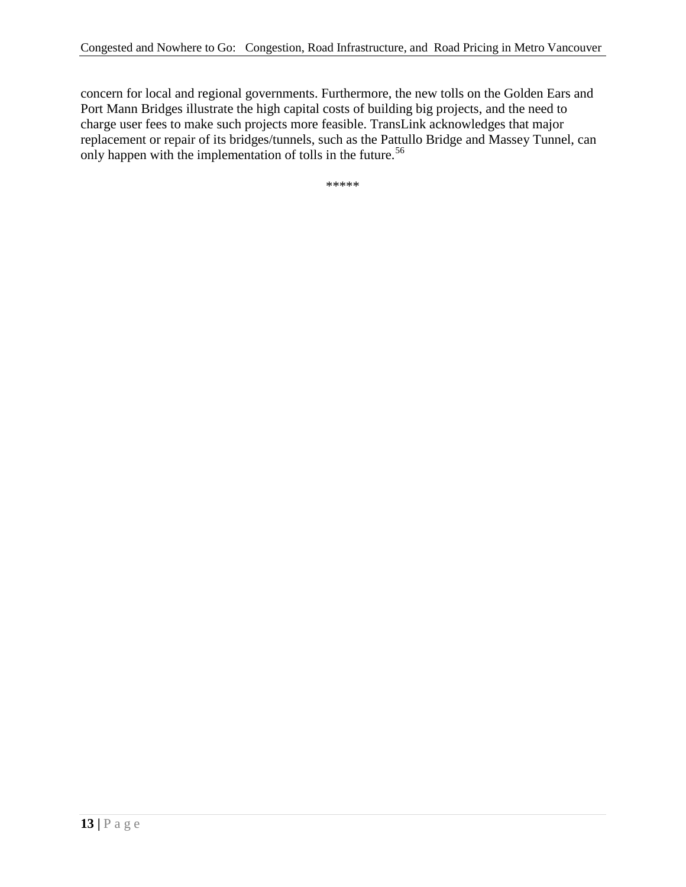concern for local and regional governments. Furthermore, the new tolls on the Golden Ears and Port Mann Bridges illustrate the high capital costs of building big projects, and the need to charge user fees to make such projects more feasible. TransLink acknowledges that major replacement or repair of its bridges/tunnels, such as the Pattullo Bridge and Massey Tunnel, can only happen with the implementation of tolls in the future.[56]

*****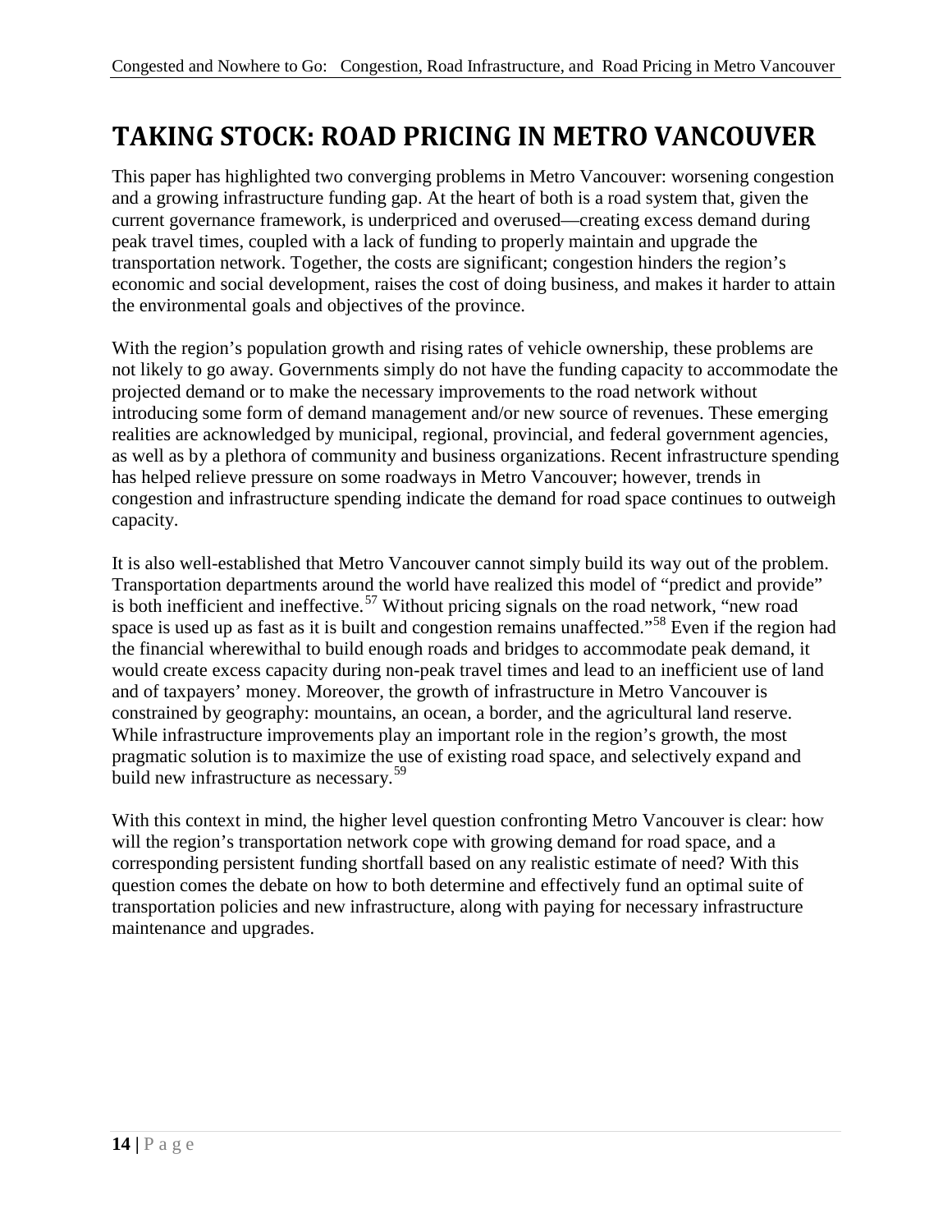# TAKING STOCK: ROAD PRICING IN METRO VANCOUVER

This paper has highlighted two converging problems in Metro Vancouver: worsening congestion and a growing infrastructure funding gap. At the heart of both is a road system that, given the current governance framework, is underpriced and overused—creating excess demand during peak travel times, coupled with a lack of funding to properly maintain and upgrade the transportation network. Together, the costs are significant; congestion hinders the region's economic and social development, raises the cost of doing business, and makes it harder to attain the environmental goals and objectives of the province.

With the region's population growth and rising rates of vehicle ownership, these problems are not likely to go away. Governments simply do not have the funding capacity to accommodate the projected demand or to make the necessary improvements to the road network without introducing some form of demand management and/or new source of revenues. These emerging realities are acknowledged by municipal, regional, provincial, and federal government agencies, as well as by a plethora of community and business organizations. Recent infrastructure spending has helped relieve pressure on some roadways in Metro Vancouver; however, trends in congestion and infrastructure spending indicate the demand for road space continues to outweigh capacity.

It is also well-established that Metro Vancouver cannot simply build its way out of the problem. Transportation departments around the world have realized this model of "predict and provide" is both inefficient and ineffective.[57] Without pricing signals on the road network, "new road space is used up as fast as it is built and congestion remains unaffected."[58] Even if the region had the financial wherewithal to build enough roads and bridges to accommodate peak demand, it would create excess capacity during non-peak travel times and lead to an inefficient use of land and of taxpayers' money. Moreover, the growth of infrastructure in Metro Vancouver is constrained by geography: mountains, an ocean, a border, and the agricultural land reserve. While infrastructure improvements play an important role in the region's growth, the most pragmatic solution is to maximize the use of existing road space, and selectively expand and build new infrastructure as necessary.[59]

With this context in mind, the higher level question confronting Metro Vancouver is clear: how will the region's transportation network cope with growing demand for road space, and a corresponding persistent funding shortfall based on any realistic estimate of need? With this question comes the debate on how to both determine and effectively fund an optimal suite of transportation policies and new infrastructure, along with paying for necessary infrastructure maintenance and upgrades.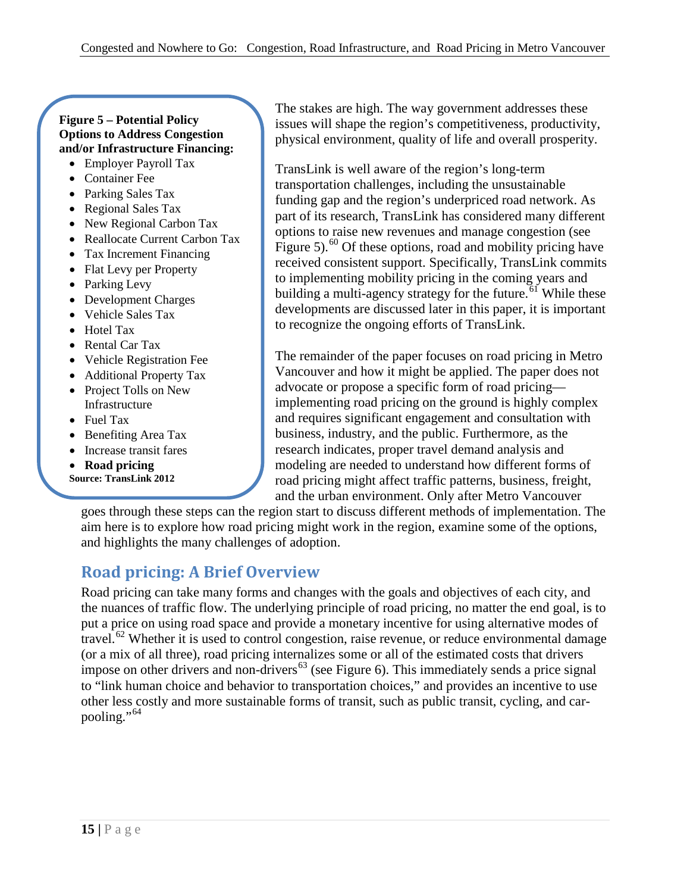**Figure 5 – Potential Policy Options to Address Congestion and/or Infrastructure Financing:**

- Employer Payroll Tax
- Container Fee
- Parking Sales Tax
- Regional Sales Tax
- New Regional Carbon Tax
- Reallocate Current Carbon Tax
- Tax Increment Financing
- Flat Levy per Property
- Parking Levy
- Development Charges
- Vehicle Sales Tax
- Hotel Tax
- Rental Car Tax
- Vehicle Registration Fee
- Additional Property Tax
- Project Tolls on New Infrastructure
- Fuel Tax
- Benefiting Area Tax
- Increase transit fares
- **Road pricing**

**Source: TransLink 2012**

The stakes are high. The way government addresses these issues will shape the region's competitiveness, productivity, physical environment, quality of life and overall prosperity.

TransLink is well aware of the region's long-term transportation challenges, including the unsustainable funding gap and the region's underpriced road network. As part of its research, TransLink has considered many different options to raise new revenues and manage congestion (see Figure 5).[60] Of these options, road and mobility pricing have received consistent support. Specifically, TransLink commits to implementing mobility pricing in the coming years and building a multi-agency strategy for the future.[61] While these developments are discussed later in this paper, it is important to recognize the ongoing efforts of TransLink.

The remainder of the paper focuses on road pricing in Metro Vancouver and how it might be applied. The paper does not advocate or propose a specific form of road pricing—implementing road pricing on the ground is highly complex and requires significant engagement and consultation with business, industry, and the public. Furthermore, as the research indicates, proper travel demand analysis and modeling are needed to understand how different forms of road pricing might affect traffic patterns, business, freight, and the urban environment. Only after Metro Vancouver goes through these steps can the region start to discuss different methods of implementation. The aim here is to explore how road pricing might work in the region, examine some of the options, and highlights the many challenges of adoption.

## Road pricing: A Brief Overview

Road pricing can take many forms and changes with the goals and objectives of each city, and the nuances of traffic flow. The underlying principle of road pricing, no matter the end goal, is to put a price on using road space and provide a monetary incentive for using alternative modes of travel.[62] Whether it is used to control congestion, raise revenue, or reduce environmental damage (or a mix of all three), road pricing internalizes some or all of the estimated costs that drivers impose on other drivers and non-drivers[63] (see Figure 6). This immediately sends a price signal to "link human choice and behavior to transportation choices," and provides an incentive to use other less costly and more sustainable forms of transit, such as public transit, cycling, and car-pooling."[64]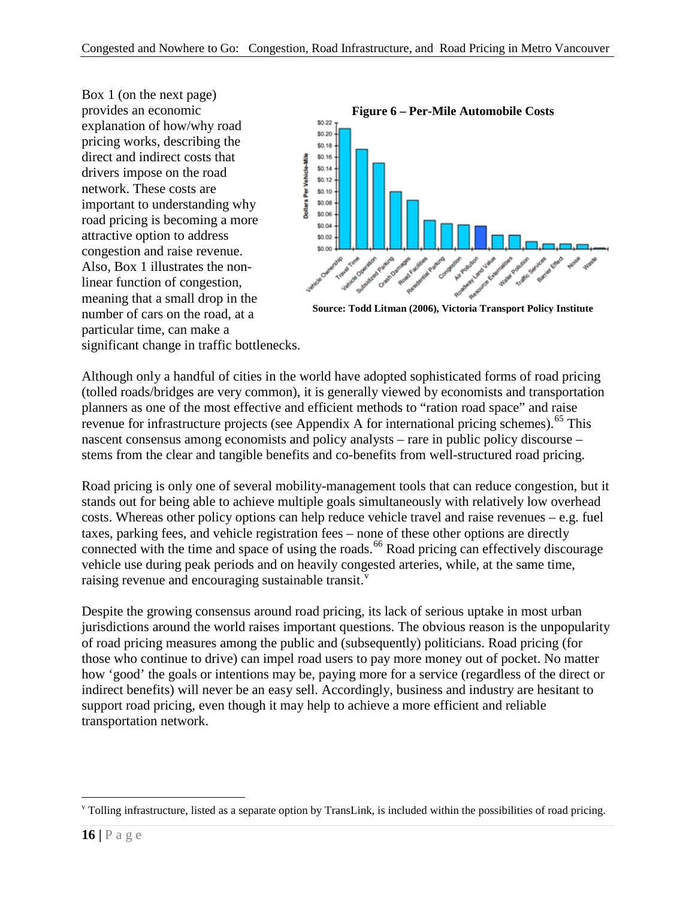Box 1 (on the next page) provides an economic explanation of how/why road pricing works, describing the direct and indirect costs that drivers impose on the road network. These costs are important to understanding why road pricing is becoming a more attractive option to address congestion and raise revenue. Also, Box 1 illustrates the non-linear function of congestion, meaning that a small drop in the number of cars on the road, at a particular time, can make a significant change in traffic bottlenecks.

**Figure 6 – Per-Mile Automobile Costs**

**Source: Todd Litman (2006), Victoria Transport Policy Institute**

Although only a handful of cities in the world have adopted sophisticated forms of road pricing (tolled roads/bridges are very common), it is generally viewed by economists and transportation planners as one of the most effective and efficient methods to "ration road space" and raise revenue for infrastructure projects (see Appendix A for international pricing schemes).[65] This nascent consensus among economists and policy analysts – rare in public policy discourse – stems from the clear and tangible benefits and co-benefits from well-structured road pricing.

Road pricing is only one of several mobility-management tools that can reduce congestion, but it stands out for being able to achieve multiple goals simultaneously with relatively low overhead costs. Whereas other policy options can help reduce vehicle travel and raise revenues – e.g. fuel taxes, parking fees, and vehicle registration fees – none of these other options are directly connected with the time and space of using the roads.[66] Road pricing can effectively discourage vehicle use during peak periods and on heavily congested arteries, while, at the same time, raising revenue and encouraging sustainable transit.[v]

Despite the growing consensus around road pricing, its lack of serious uptake in most urban jurisdictions around the world raises important questions. The obvious reason is the unpopularity of road pricing measures among the public and (subsequently) politicians. Road pricing (for those who continue to drive) can impel road users to pay more money out of pocket. No matter how 'good' the goals or intentions may be, paying more for a service (regardless of the direct or indirect benefits) will never be an easy sell. Accordingly, business and industry are hesitant to support road pricing, even though it may help to achieve a more efficient and reliable transportation network.

---

[v] Tolling infrastructure, listed as a separate option by TransLink, is included within the possibilities of road pricing.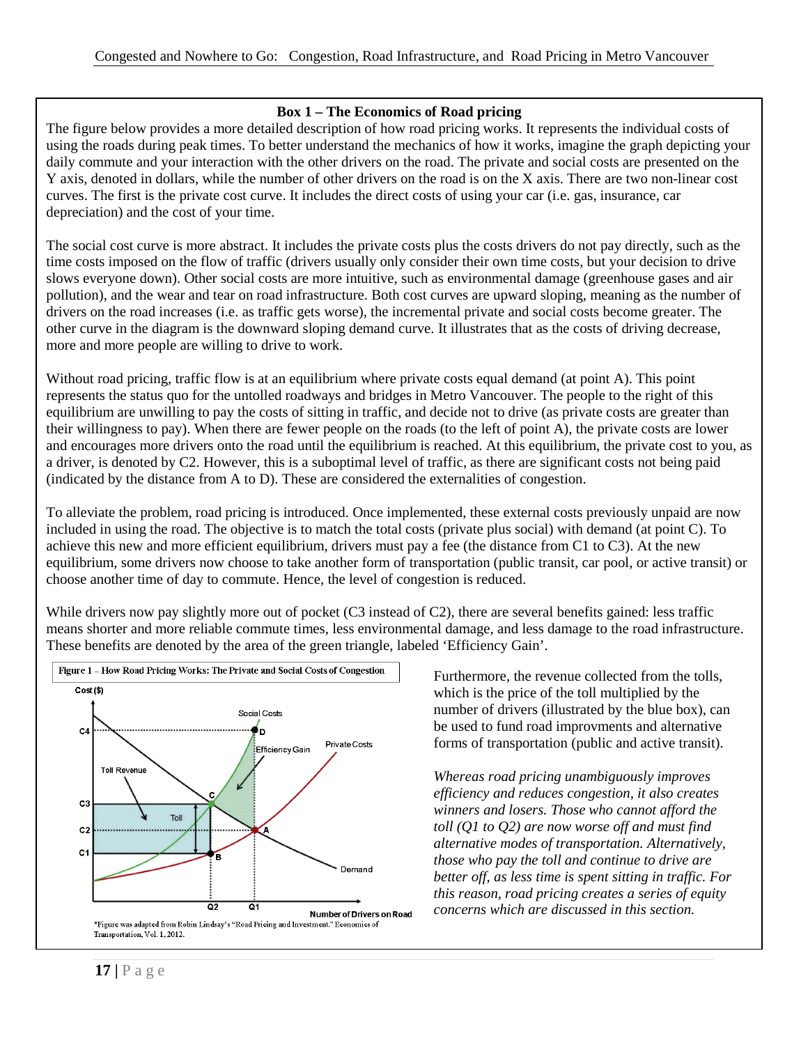### Box 1 – The Economics of Road pricing

The figure below provides a more detailed description of how road pricing works. It represents the individual costs of using the roads during peak times. To better understand the mechanics of how it works, imagine the graph depicting your daily commute and your interaction with the other drivers on the road. The private and social costs are presented on the Y axis, denoted in dollars, while the number of other drivers on the road is on the X axis. There are two non-linear cost curves. The first is the private cost curve. It includes the direct costs of using your car (i.e. gas, insurance, car depreciation) and the cost of your time.

The social cost curve is more abstract. It includes the private costs plus the costs drivers do not pay directly, such as the time costs imposed on the flow of traffic (drivers usually only consider their own time costs, but your decision to drive slows everyone down). Other social costs are more intuitive, such as environmental damage (greenhouse gases and air pollution), and the wear and tear on road infrastructure. Both cost curves are upward sloping, meaning as the number of drivers on the road increases (i.e. as traffic gets worse), the incremental private and social costs become greater. The other curve in the diagram is the downward sloping demand curve. It illustrates that as the costs of driving decrease, more and more people are willing to drive to work.

Without road pricing, traffic flow is at an equilibrium where private costs equal demand (at point A). This point represents the status quo for the untolled roadways and bridges in Metro Vancouver. The people to the right of this equilibrium are unwilling to pay the costs of sitting in traffic, and decide not to drive (as private costs are greater than their willingness to pay). When there are fewer people on the roads (to the left of point A), the private costs are lower and encourages more drivers onto the road until the equilibrium is reached. At this equilibrium, the private cost to you, as a driver, is denoted by C2. However, this is a suboptimal level of traffic, as there are significant costs not being paid (indicated by the distance from A to D). These are considered the externalities of congestion.

To alleviate the problem, road pricing is introduced. Once implemented, these external costs previously unpaid are now included in using the road. The objective is to match the total costs (private plus social) with demand (at point C). To achieve this new and more efficient equilibrium, drivers must pay a fee (the distance from C1 to C3). At the new equilibrium, some drivers now choose to take another form of transportation (public transit, car pool, or active transit) or choose another time of day to commute. Hence, the level of congestion is reduced.

While drivers now pay slightly more out of pocket (C3 instead of C2), there are several benefits gained: less traffic means shorter and more reliable commute times, less environmental damage, and less damage to the road infrastructure. These benefits are denoted by the area of the green triangle, labeled 'Efficiency Gain'.

Figure 1 – How Road Pricing Works: The Private and Social Costs of Congestion

*Figure was adapted from Robin Lindsay's "Road Pricing and Investment." Economics of Transportation, Vol. 1, 2012.

Furthermore, the revenue collected from the tolls, which is the price of the toll multiplied by the number of drivers (illustrated by the blue box), can be used to fund road improvments and alternative forms of transportation (public and active transit).

*Whereas road pricing unambiguously improves efficiency and reduces congestion, it also creates winners and losers. Those who cannot afford the toll (Q1 to Q2) are now worse off and must find alternative modes of transportation. Alternatively, those who pay the toll and continue to drive are better off, as less time is spent sitting in traffic. For this reason, road pricing creates a series of equity concerns which are discussed in this section.*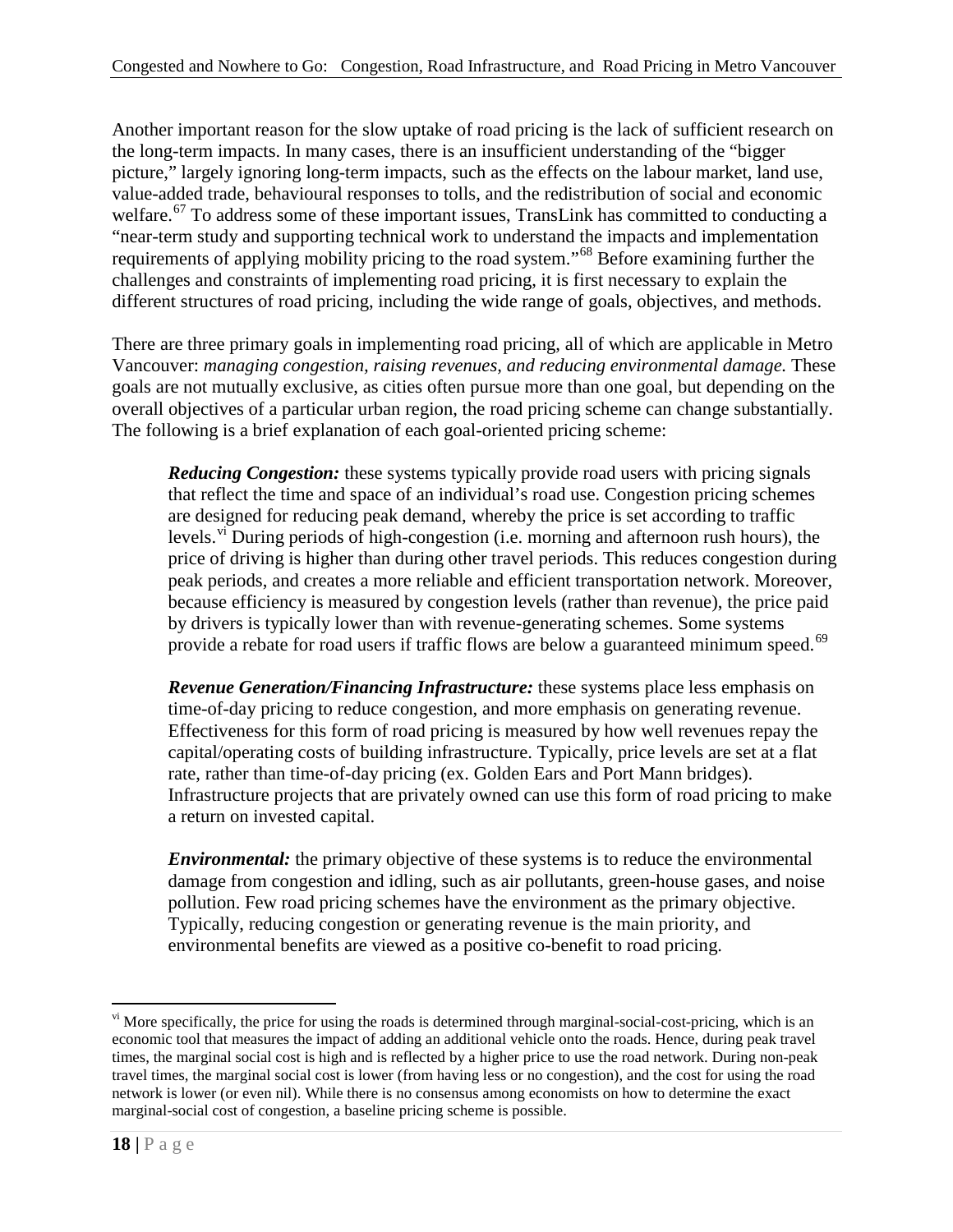Another important reason for the slow uptake of road pricing is the lack of sufficient research on the long-term impacts. In many cases, there is an insufficient understanding of the "bigger picture," largely ignoring long-term impacts, such as the effects on the labour market, land use, value-added trade, behavioural responses to tolls, and the redistribution of social and economic welfare.[67] To address some of these important issues, TransLink has committed to conducting a "near-term study and supporting technical work to understand the impacts and implementation requirements of applying mobility pricing to the road system."[68] Before examining further the challenges and constraints of implementing road pricing, it is first necessary to explain the different structures of road pricing, including the wide range of goals, objectives, and methods.

There are three primary goals in implementing road pricing, all of which are applicable in Metro Vancouver: *managing congestion, raising revenues, and reducing environmental damage.* These goals are not mutually exclusive, as cities often pursue more than one goal, but depending on the overall objectives of a particular urban region, the road pricing scheme can change substantially. The following is a brief explanation of each goal-oriented pricing scheme:

> ***Reducing Congestion:*** these systems typically provide road users with pricing signals that reflect the time and space of an individual's road use. Congestion pricing schemes are designed for reducing peak demand, whereby the price is set according to traffic levels.[vi] During periods of high-congestion (i.e. morning and afternoon rush hours), the price of driving is higher than during other travel periods. This reduces congestion during peak periods, and creates a more reliable and efficient transportation network. Moreover, because efficiency is measured by congestion levels (rather than revenue), the price paid by drivers is typically lower than with revenue-generating schemes. Some systems provide a rebate for road users if traffic flows are below a guaranteed minimum speed.[69]
>
> ***Revenue Generation/Financing Infrastructure:*** these systems place less emphasis on time-of-day pricing to reduce congestion, and more emphasis on generating revenue. Effectiveness for this form of road pricing is measured by how well revenues repay the capital/operating costs of building infrastructure. Typically, price levels are set at a flat rate, rather than time-of-day pricing (ex. Golden Ears and Port Mann bridges). Infrastructure projects that are privately owned can use this form of road pricing to make a return on invested capital.
>
> ***Environmental:*** the primary objective of these systems is to reduce the environmental damage from congestion and idling, such as air pollutants, green-house gases, and noise pollution. Few road pricing schemes have the environment as the primary objective. Typically, reducing congestion or generating revenue is the main priority, and environmental benefits are viewed as a positive co-benefit to road pricing.

---

[vi] More specifically, the price for using the roads is determined through marginal-social-cost-pricing, which is an economic tool that measures the impact of adding an additional vehicle onto the roads. Hence, during peak travel times, the marginal social cost is high and is reflected by a higher price to use the road network. During non-peak travel times, the marginal social cost is lower (from having less or no congestion), and the cost for using the road network is lower (or even nil). While there is no consensus among economists on how to determine the exact marginal-social cost of congestion, a baseline pricing scheme is possible.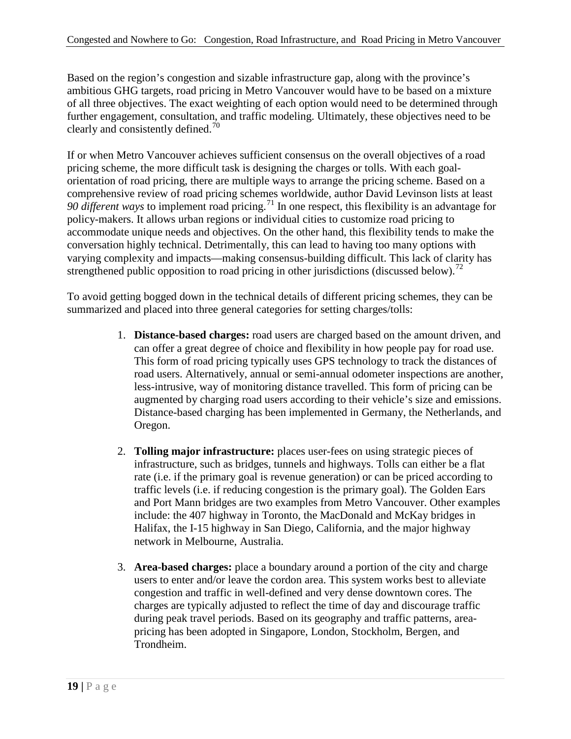Based on the region's congestion and sizable infrastructure gap, along with the province's ambitious GHG targets, road pricing in Metro Vancouver would have to be based on a mixture of all three objectives. The exact weighting of each option would need to be determined through further engagement, consultation, and traffic modeling. Ultimately, these objectives need to be clearly and consistently defined.[70]

If or when Metro Vancouver achieves sufficient consensus on the overall objectives of a road pricing scheme, the more difficult task is designing the charges or tolls. With each goal-orientation of road pricing, there are multiple ways to arrange the pricing scheme. Based on a comprehensive review of road pricing schemes worldwide, author David Levinson lists at least *90 different ways* to implement road pricing.[71] In one respect, this flexibility is an advantage for policy-makers. It allows urban regions or individual cities to customize road pricing to accommodate unique needs and objectives. On the other hand, this flexibility tends to make the conversation highly technical. Detrimentally, this can lead to having too many options with varying complexity and impacts—making consensus-building difficult. This lack of clarity has strengthened public opposition to road pricing in other jurisdictions (discussed below).[72]

To avoid getting bogged down in the technical details of different pricing schemes, they can be summarized and placed into three general categories for setting charges/tolls:

1. **Distance-based charges:** road users are charged based on the amount driven, and can offer a great degree of choice and flexibility in how people pay for road use. This form of road pricing typically uses GPS technology to track the distances of road users. Alternatively, annual or semi-annual odometer inspections are another, less-intrusive, way of monitoring distance travelled. This form of pricing can be augmented by charging road users according to their vehicle's size and emissions. Distance-based charging has been implemented in Germany, the Netherlands, and Oregon.

2. **Tolling major infrastructure:** places user-fees on using strategic pieces of infrastructure, such as bridges, tunnels and highways. Tolls can either be a flat rate (i.e. if the primary goal is revenue generation) or can be priced according to traffic levels (i.e. if reducing congestion is the primary goal). The Golden Ears and Port Mann bridges are two examples from Metro Vancouver. Other examples include: the 407 highway in Toronto, the MacDonald and McKay bridges in Halifax, the I-15 highway in San Diego, California, and the major highway network in Melbourne, Australia.

3. **Area-based charges:** place a boundary around a portion of the city and charge users to enter and/or leave the cordon area. This system works best to alleviate congestion and traffic in well-defined and very dense downtown cores. The charges are typically adjusted to reflect the time of day and discourage traffic during peak travel periods. Based on its geography and traffic patterns, area-pricing has been adopted in Singapore, London, Stockholm, Bergen, and Trondheim.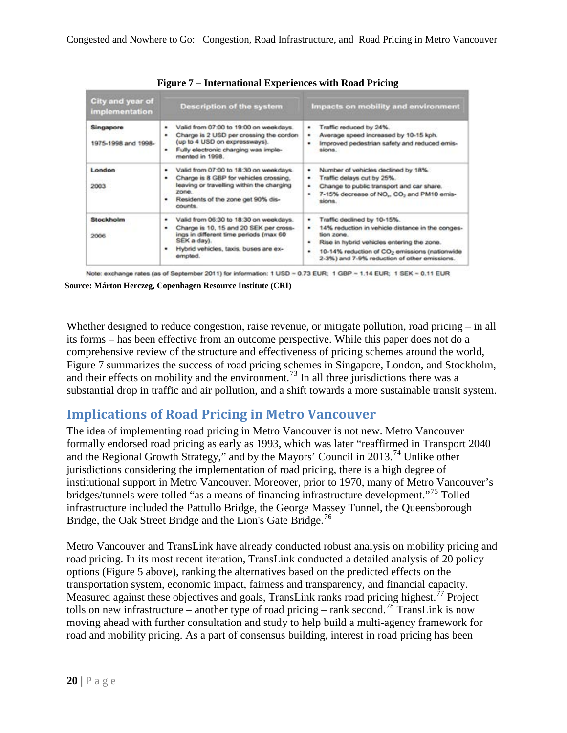**Figure 7 – International Experiences with Road Pricing**

| City and year of implementation | Description of the system | Impacts on mobility and environment |
|---|---|---|
| **Singapore**<br><br>1975-1998 and 1998- | • Valid from 07:00 to 19:00 on weekdays.<br>• Charge is 2 USD per crossing the cordon (up to 4 USD on expressways).<br>• Fully electronic charging was implemented in 1998. | • Traffic reduced by 24%.<br>• Average speed increased by 10-15 kph.<br>• Improved pedestrian safety and reduced emissions. |
| **London**<br><br>2003 | • Valid from 07:00 to 18:30 on weekdays.<br>• Charge is 8 GBP for vehicles crossing, leaving or travelling within the charging zone.<br>• Residents of the zone get 90% discounts. | • Number of vehicles declined by 18%.<br>• Traffic delays cut by 25%.<br>• Change to public transport and car share.<br>• 7-15% decrease of $NO_x$, $CO_2$ and PM10 emissions. |
| **Stockholm**<br><br>2006 | • Valid from 06:30 to 18:30 on weekdays.<br>• Charge is 10, 15 and 20 SEK per crossings in different time periods (max 60 SEK a day).<br>• Hybrid vehicles, taxis, buses are exempted. | • Traffic declined by 10-15%.<br>• 14% reduction in vehicle distance in the congestion zone.<br>• Rise in hybrid vehicles entering the zone.<br>• 10-14% reduction of $CO_2$ emissions (nationwide 2-3%) and 7-9% reduction of other emissions. |

Note: exchange rates (as of September 2011) for information: 1 USD ~ 0.73 EUR; 1 GBP ~ 1.14 EUR; 1 SEK ~ 0.11 EUR

**Source: Márton Herczeg, Copenhagen Resource Institute (CRI)**

Whether designed to reduce congestion, raise revenue, or mitigate pollution, road pricing – in all its forms – has been effective from an outcome perspective. While this paper does not do a comprehensive review of the structure and effectiveness of pricing schemes around the world, Figure 7 summarizes the success of road pricing schemes in Singapore, London, and Stockholm, and their effects on mobility and the environment.[73] In all three jurisdictions there was a substantial drop in traffic and air pollution, and a shift towards a more sustainable transit system.

## Implications of Road Pricing in Metro Vancouver

The idea of implementing road pricing in Metro Vancouver is not new. Metro Vancouver formally endorsed road pricing as early as 1993, which was later "reaffirmed in Transport 2040 and the Regional Growth Strategy," and by the Mayors' Council in 2013.[74] Unlike other jurisdictions considering the implementation of road pricing, there is a high degree of institutional support in Metro Vancouver. Moreover, prior to 1970, many of Metro Vancouver's bridges/tunnels were tolled "as a means of financing infrastructure development."[75] Tolled infrastructure included the Pattullo Bridge, the George Massey Tunnel, the Queensborough Bridge, the Oak Street Bridge and the Lion's Gate Bridge.[76]

Metro Vancouver and TransLink have already conducted robust analysis on mobility pricing and road pricing. In its most recent iteration, TransLink conducted a detailed analysis of 20 policy options (Figure 5 above), ranking the alternatives based on the predicted effects on the transportation system, economic impact, fairness and transparency, and financial capacity. Measured against these objectives and goals, TransLink ranks road pricing highest.[77] Project tolls on new infrastructure – another type of road pricing – rank second.[78] TransLink is now moving ahead with further consultation and study to help build a multi-agency framework for road and mobility pricing. As a part of consensus building, interest in road pricing has been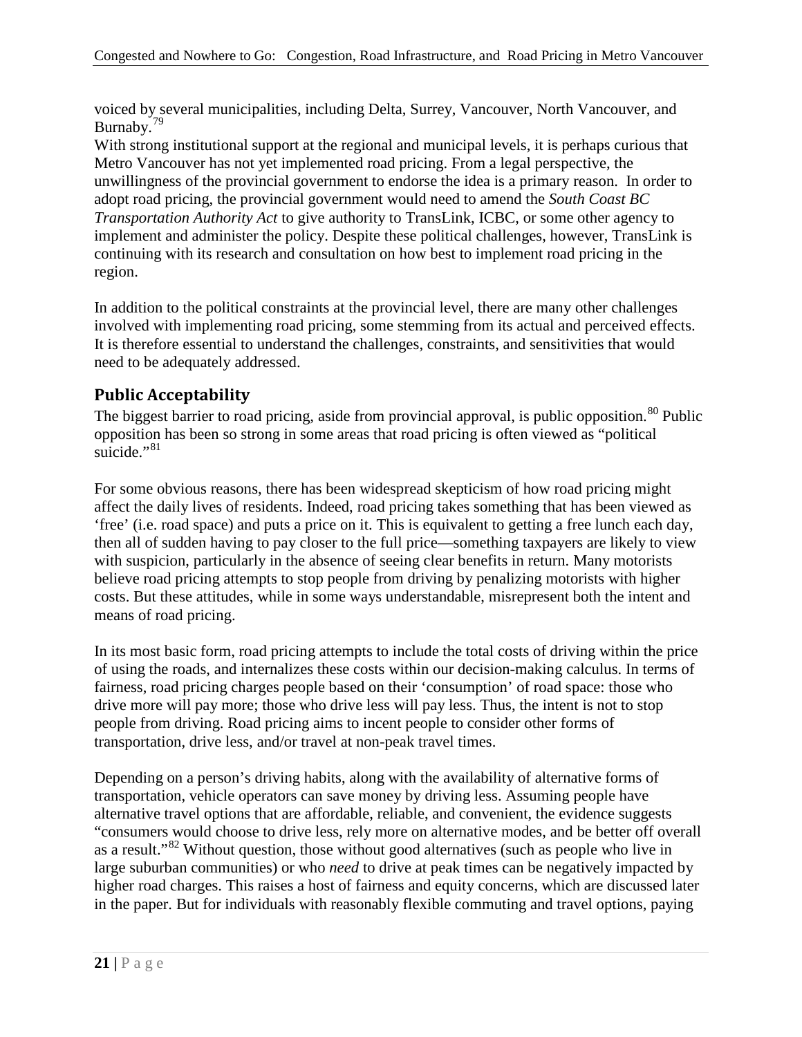voiced by several municipalities, including Delta, Surrey, Vancouver, North Vancouver, and Burnaby.[79]

With strong institutional support at the regional and municipal levels, it is perhaps curious that Metro Vancouver has not yet implemented road pricing. From a legal perspective, the unwillingness of the provincial government to endorse the idea is a primary reason. In order to adopt road pricing, the provincial government would need to amend the *South Coast BC Transportation Authority Act* to give authority to TransLink, ICBC, or some other agency to implement and administer the policy. Despite these political challenges, however, TransLink is continuing with its research and consultation on how best to implement road pricing in the region.

In addition to the political constraints at the provincial level, there are many other challenges involved with implementing road pricing, some stemming from its actual and perceived effects. It is therefore essential to understand the challenges, constraints, and sensitivities that would need to be adequately addressed.

## Public Acceptability

The biggest barrier to road pricing, aside from provincial approval, is public opposition.[80] Public opposition has been so strong in some areas that road pricing is often viewed as "political suicide."[81]

For some obvious reasons, there has been widespread skepticism of how road pricing might affect the daily lives of residents. Indeed, road pricing takes something that has been viewed as 'free' (i.e. road space) and puts a price on it. This is equivalent to getting a free lunch each day, then all of sudden having to pay closer to the full price—something taxpayers are likely to view with suspicion, particularly in the absence of seeing clear benefits in return. Many motorists believe road pricing attempts to stop people from driving by penalizing motorists with higher costs. But these attitudes, while in some ways understandable, misrepresent both the intent and means of road pricing.

In its most basic form, road pricing attempts to include the total costs of driving within the price of using the roads, and internalizes these costs within our decision-making calculus. In terms of fairness, road pricing charges people based on their 'consumption' of road space: those who drive more will pay more; those who drive less will pay less. Thus, the intent is not to stop people from driving. Road pricing aims to incent people to consider other forms of transportation, drive less, and/or travel at non-peak travel times.

Depending on a person's driving habits, along with the availability of alternative forms of transportation, vehicle operators can save money by driving less. Assuming people have alternative travel options that are affordable, reliable, and convenient, the evidence suggests "consumers would choose to drive less, rely more on alternative modes, and be better off overall as a result."[82] Without question, those without good alternatives (such as people who live in large suburban communities) or who *need* to drive at peak times can be negatively impacted by higher road charges. This raises a host of fairness and equity concerns, which are discussed later in the paper. But for individuals with reasonably flexible commuting and travel options, paying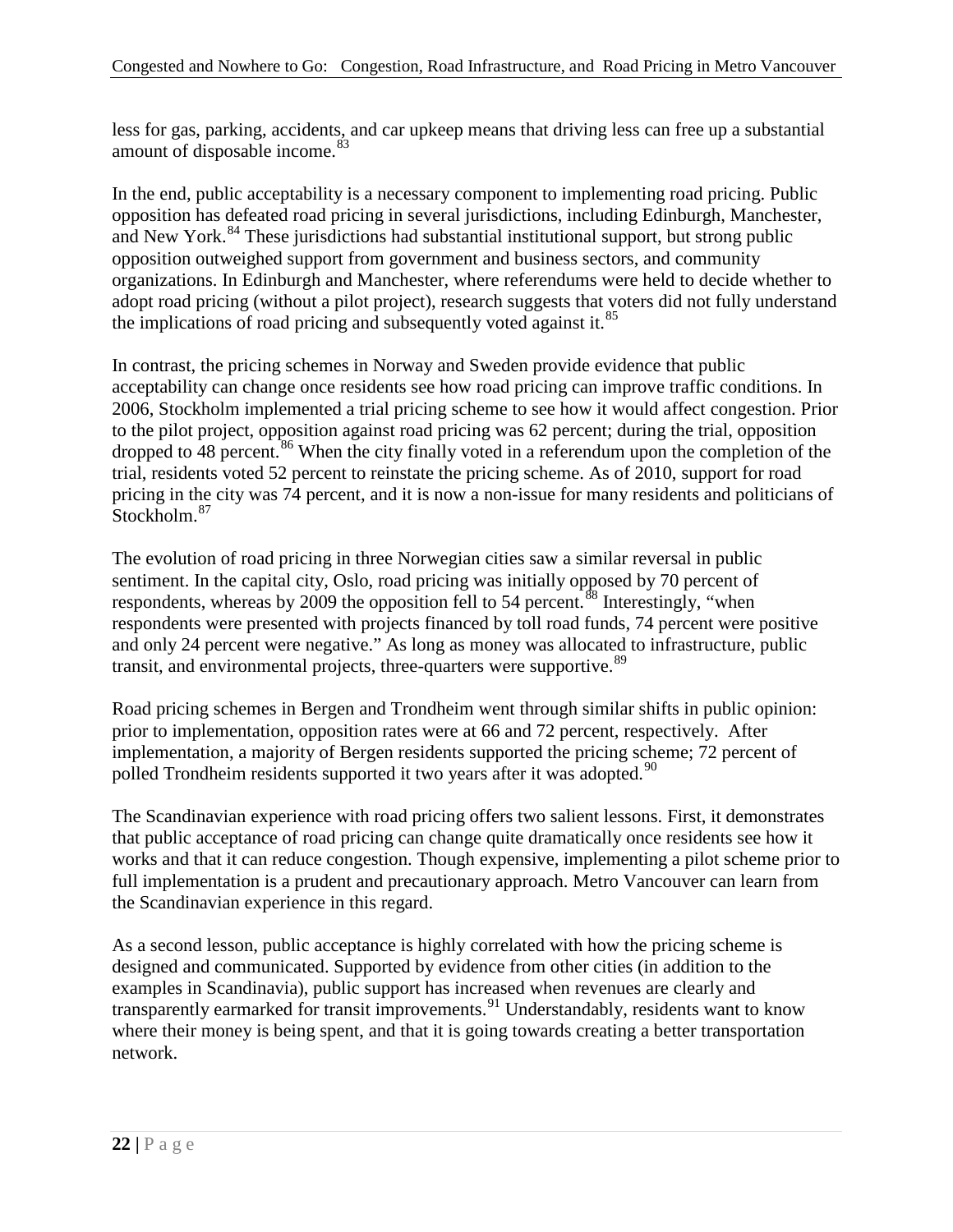less for gas, parking, accidents, and car upkeep means that driving less can free up a substantial amount of disposable income.[83]

In the end, public acceptability is a necessary component to implementing road pricing. Public opposition has defeated road pricing in several jurisdictions, including Edinburgh, Manchester, and New York.[84] These jurisdictions had substantial institutional support, but strong public opposition outweighed support from government and business sectors, and community organizations. In Edinburgh and Manchester, where referendums were held to decide whether to adopt road pricing (without a pilot project), research suggests that voters did not fully understand the implications of road pricing and subsequently voted against it.[85]

In contrast, the pricing schemes in Norway and Sweden provide evidence that public acceptability can change once residents see how road pricing can improve traffic conditions. In 2006, Stockholm implemented a trial pricing scheme to see how it would affect congestion. Prior to the pilot project, opposition against road pricing was 62 percent; during the trial, opposition dropped to 48 percent.[86] When the city finally voted in a referendum upon the completion of the trial, residents voted 52 percent to reinstate the pricing scheme. As of 2010, support for road pricing in the city was 74 percent, and it is now a non-issue for many residents and politicians of Stockholm.[87]

The evolution of road pricing in three Norwegian cities saw a similar reversal in public sentiment. In the capital city, Oslo, road pricing was initially opposed by 70 percent of respondents, whereas by 2009 the opposition fell to 54 percent.[88] Interestingly, "when respondents were presented with projects financed by toll road funds, 74 percent were positive and only 24 percent were negative." As long as money was allocated to infrastructure, public transit, and environmental projects, three-quarters were supportive.[89]

Road pricing schemes in Bergen and Trondheim went through similar shifts in public opinion: prior to implementation, opposition rates were at 66 and 72 percent, respectively. After implementation, a majority of Bergen residents supported the pricing scheme; 72 percent of polled Trondheim residents supported it two years after it was adopted.[90]

The Scandinavian experience with road pricing offers two salient lessons. First, it demonstrates that public acceptance of road pricing can change quite dramatically once residents see how it works and that it can reduce congestion. Though expensive, implementing a pilot scheme prior to full implementation is a prudent and precautionary approach. Metro Vancouver can learn from the Scandinavian experience in this regard.

As a second lesson, public acceptance is highly correlated with how the pricing scheme is designed and communicated. Supported by evidence from other cities (in addition to the examples in Scandinavia), public support has increased when revenues are clearly and transparently earmarked for transit improvements.[91] Understandably, residents want to know where their money is being spent, and that it is going towards creating a better transportation network.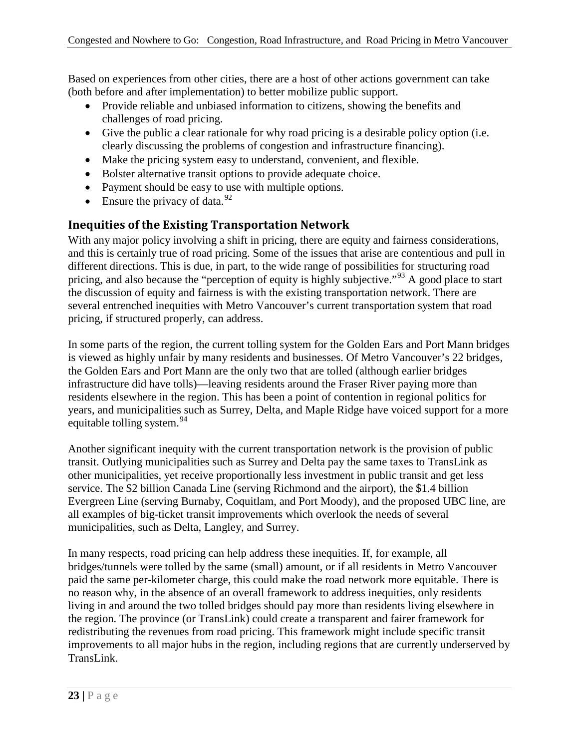Based on experiences from other cities, there are a host of other actions government can take (both before and after implementation) to better mobilize public support.

- Provide reliable and unbiased information to citizens, showing the benefits and challenges of road pricing.
- Give the public a clear rationale for why road pricing is a desirable policy option (i.e. clearly discussing the problems of congestion and infrastructure financing).
- Make the pricing system easy to understand, convenient, and flexible.
- Bolster alternative transit options to provide adequate choice.
- Payment should be easy to use with multiple options.
- Ensure the privacy of data.[92]

## Inequities of the Existing Transportation Network

With any major policy involving a shift in pricing, there are equity and fairness considerations, and this is certainly true of road pricing. Some of the issues that arise are contentious and pull in different directions. This is due, in part, to the wide range of possibilities for structuring road pricing, and also because the "perception of equity is highly subjective."[93] A good place to start the discussion of equity and fairness is with the existing transportation network. There are several entrenched inequities with Metro Vancouver's current transportation system that road pricing, if structured properly, can address.

In some parts of the region, the current tolling system for the Golden Ears and Port Mann bridges is viewed as highly unfair by many residents and businesses. Of Metro Vancouver's 22 bridges, the Golden Ears and Port Mann are the only two that are tolled (although earlier bridges infrastructure did have tolls)—leaving residents around the Fraser River paying more than residents elsewhere in the region. This has been a point of contention in regional politics for years, and municipalities such as Surrey, Delta, and Maple Ridge have voiced support for a more equitable tolling system.[94]

Another significant inequity with the current transportation network is the provision of public transit. Outlying municipalities such as Surrey and Delta pay the same taxes to TransLink as other municipalities, yet receive proportionally less investment in public transit and get less service. The $2 billion Canada Line (serving Richmond and the airport), the $1.4 billion Evergreen Line (serving Burnaby, Coquitlam, and Port Moody), and the proposed UBC line, are all examples of big-ticket transit improvements which overlook the needs of several municipalities, such as Delta, Langley, and Surrey.

In many respects, road pricing can help address these inequities. If, for example, all bridges/tunnels were tolled by the same (small) amount, or if all residents in Metro Vancouver paid the same per-kilometer charge, this could make the road network more equitable. There is no reason why, in the absence of an overall framework to address inequities, only residents living in and around the two tolled bridges should pay more than residents living elsewhere in the region. The province (or TransLink) could create a transparent and fairer framework for redistributing the revenues from road pricing. This framework might include specific transit improvements to all major hubs in the region, including regions that are currently underserved by TransLink.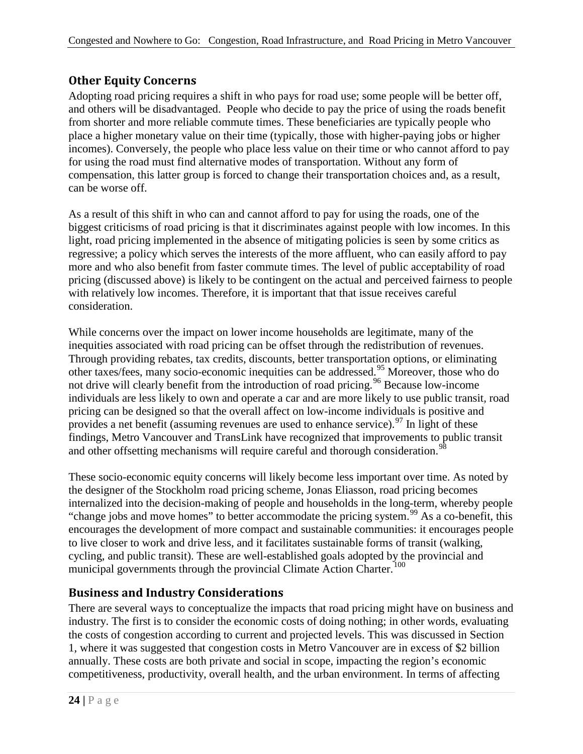## Other Equity Concerns

Adopting road pricing requires a shift in who pays for road use; some people will be better off, and others will be disadvantaged. People who decide to pay the price of using the roads benefit from shorter and more reliable commute times. These beneficiaries are typically people who place a higher monetary value on their time (typically, those with higher-paying jobs or higher incomes). Conversely, the people who place less value on their time or who cannot afford to pay for using the road must find alternative modes of transportation. Without any form of compensation, this latter group is forced to change their transportation choices and, as a result, can be worse off.

As a result of this shift in who can and cannot afford to pay for using the roads, one of the biggest criticisms of road pricing is that it discriminates against people with low incomes. In this light, road pricing implemented in the absence of mitigating policies is seen by some critics as regressive; a policy which serves the interests of the more affluent, who can easily afford to pay more and who also benefit from faster commute times. The level of public acceptability of road pricing (discussed above) is likely to be contingent on the actual and perceived fairness to people with relatively low incomes. Therefore, it is important that that issue receives careful consideration.

While concerns over the impact on lower income households are legitimate, many of the inequities associated with road pricing can be offset through the redistribution of revenues. Through providing rebates, tax credits, discounts, better transportation options, or eliminating other taxes/fees, many socio-economic inequities can be addressed.[95] Moreover, those who do not drive will clearly benefit from the introduction of road pricing.[96] Because low-income individuals are less likely to own and operate a car and are more likely to use public transit, road pricing can be designed so that the overall affect on low-income individuals is positive and provides a net benefit (assuming revenues are used to enhance service).[97] In light of these findings, Metro Vancouver and TransLink have recognized that improvements to public transit and other offsetting mechanisms will require careful and thorough consideration.[98]

These socio-economic equity concerns will likely become less important over time. As noted by the designer of the Stockholm road pricing scheme, Jonas Eliasson, road pricing becomes internalized into the decision-making of people and households in the long-term, whereby people "change jobs and move homes" to better accommodate the pricing system.[99] As a co-benefit, this encourages the development of more compact and sustainable communities: it encourages people to live closer to work and drive less, and it facilitates sustainable forms of transit (walking, cycling, and public transit). These are well-established goals adopted by the provincial and municipal governments through the provincial Climate Action Charter.[100]

## Business and Industry Considerations

There are several ways to conceptualize the impacts that road pricing might have on business and industry. The first is to consider the economic costs of doing nothing; in other words, evaluating the costs of congestion according to current and projected levels. This was discussed in Section 1, where it was suggested that congestion costs in Metro Vancouver are in excess of $2 billion annually. These costs are both private and social in scope, impacting the region's economic competitiveness, productivity, overall health, and the urban environment. In terms of affecting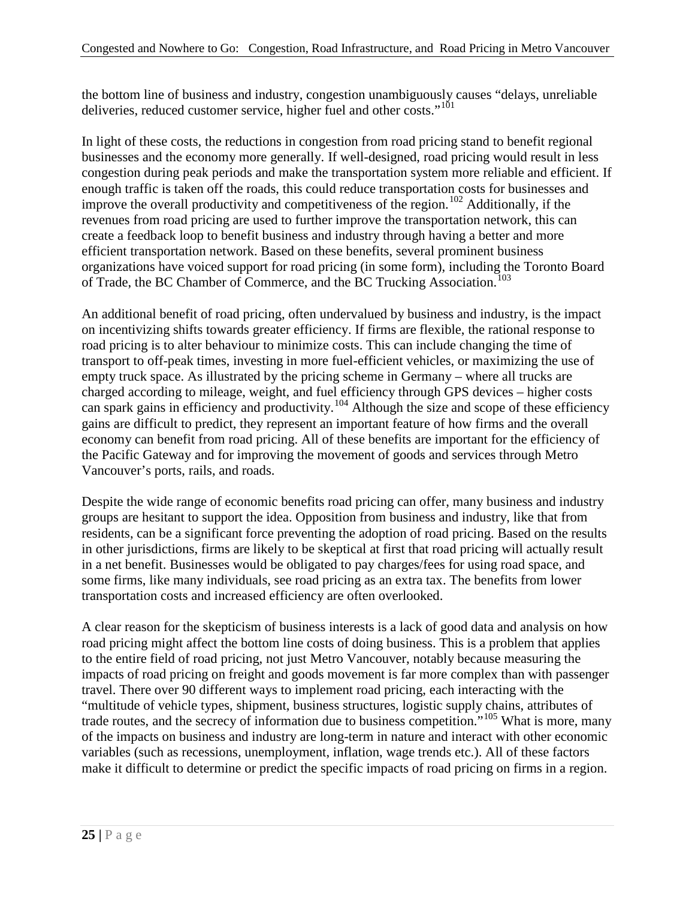the bottom line of business and industry, congestion unambiguously causes "delays, unreliable deliveries, reduced customer service, higher fuel and other costs."[101]

In light of these costs, the reductions in congestion from road pricing stand to benefit regional businesses and the economy more generally. If well-designed, road pricing would result in less congestion during peak periods and make the transportation system more reliable and efficient. If enough traffic is taken off the roads, this could reduce transportation costs for businesses and improve the overall productivity and competitiveness of the region.[102] Additionally, if the revenues from road pricing are used to further improve the transportation network, this can create a feedback loop to benefit business and industry through having a better and more efficient transportation network. Based on these benefits, several prominent business organizations have voiced support for road pricing (in some form), including the Toronto Board of Trade, the BC Chamber of Commerce, and the BC Trucking Association.[103]

An additional benefit of road pricing, often undervalued by business and industry, is the impact on incentivizing shifts towards greater efficiency. If firms are flexible, the rational response to road pricing is to alter behaviour to minimize costs. This can include changing the time of transport to off-peak times, investing in more fuel-efficient vehicles, or maximizing the use of empty truck space. As illustrated by the pricing scheme in Germany – where all trucks are charged according to mileage, weight, and fuel efficiency through GPS devices – higher costs can spark gains in efficiency and productivity.[104] Although the size and scope of these efficiency gains are difficult to predict, they represent an important feature of how firms and the overall economy can benefit from road pricing. All of these benefits are important for the efficiency of the Pacific Gateway and for improving the movement of goods and services through Metro Vancouver's ports, rails, and roads.

Despite the wide range of economic benefits road pricing can offer, many business and industry groups are hesitant to support the idea. Opposition from business and industry, like that from residents, can be a significant force preventing the adoption of road pricing. Based on the results in other jurisdictions, firms are likely to be skeptical at first that road pricing will actually result in a net benefit. Businesses would be obligated to pay charges/fees for using road space, and some firms, like many individuals, see road pricing as an extra tax. The benefits from lower transportation costs and increased efficiency are often overlooked.

A clear reason for the skepticism of business interests is a lack of good data and analysis on how road pricing might affect the bottom line costs of doing business. This is a problem that applies to the entire field of road pricing, not just Metro Vancouver, notably because measuring the impacts of road pricing on freight and goods movement is far more complex than with passenger travel. There over 90 different ways to implement road pricing, each interacting with the "multitude of vehicle types, shipment, business structures, logistic supply chains, attributes of trade routes, and the secrecy of information due to business competition."[105] What is more, many of the impacts on business and industry are long-term in nature and interact with other economic variables (such as recessions, unemployment, inflation, wage trends etc.). All of these factors make it difficult to determine or predict the specific impacts of road pricing on firms in a region.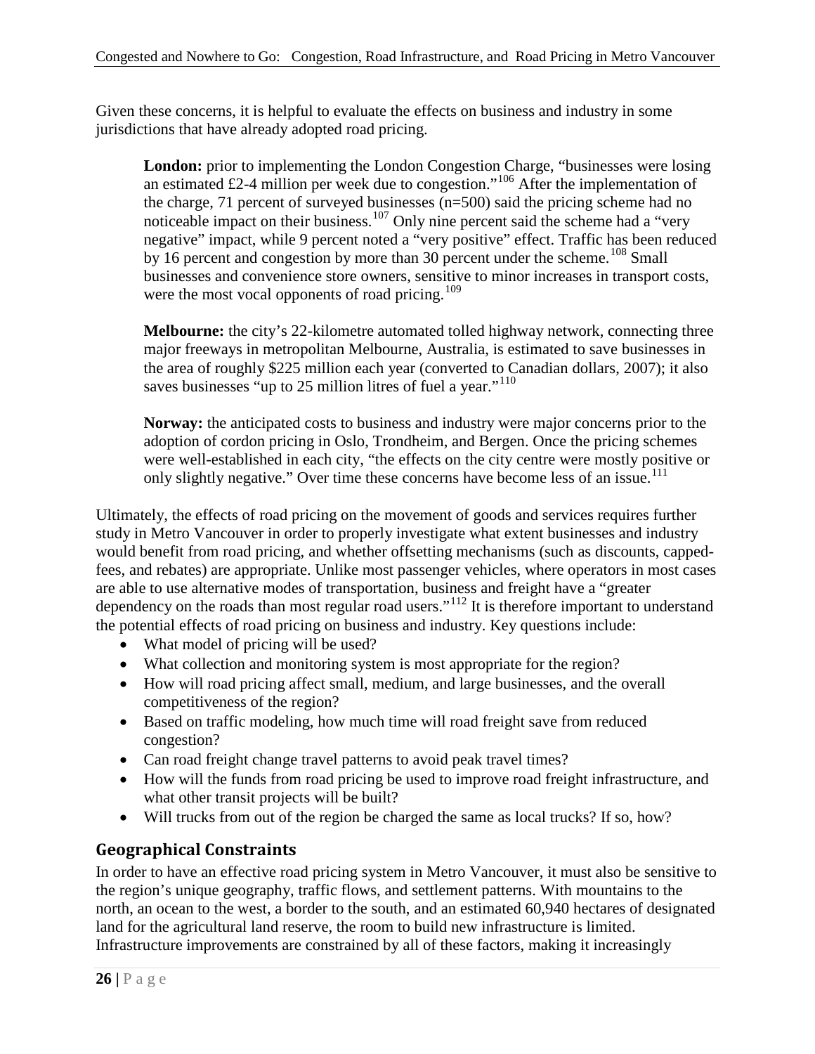Given these concerns, it is helpful to evaluate the effects on business and industry in some jurisdictions that have already adopted road pricing.

> **London:** prior to implementing the London Congestion Charge, "businesses were losing an estimated £2-4 million per week due to congestion."[106] After the implementation of the charge, 71 percent of surveyed businesses (n=500) said the pricing scheme had no noticeable impact on their business.[107] Only nine percent said the scheme had a "very negative" impact, while 9 percent noted a "very positive" effect. Traffic has been reduced by 16 percent and congestion by more than 30 percent under the scheme.[108] Small businesses and convenience store owners, sensitive to minor increases in transport costs, were the most vocal opponents of road pricing.[109]
>
> **Melbourne:** the city's 22-kilometre automated tolled highway network, connecting three major freeways in metropolitan Melbourne, Australia, is estimated to save businesses in the area of roughly $225 million each year (converted to Canadian dollars, 2007); it also saves businesses "up to 25 million litres of fuel a year."[110]
>
> **Norway:** the anticipated costs to business and industry were major concerns prior to the adoption of cordon pricing in Oslo, Trondheim, and Bergen. Once the pricing schemes were well-established in each city, "the effects on the city centre were mostly positive or only slightly negative." Over time these concerns have become less of an issue.[111]

Ultimately, the effects of road pricing on the movement of goods and services requires further study in Metro Vancouver in order to properly investigate what extent businesses and industry would benefit from road pricing, and whether offsetting mechanisms (such as discounts, capped-fees, and rebates) are appropriate. Unlike most passenger vehicles, where operators in most cases are able to use alternative modes of transportation, business and freight have a "greater dependency on the roads than most regular road users."[112] It is therefore important to understand the potential effects of road pricing on business and industry. Key questions include:

- What model of pricing will be used?
- What collection and monitoring system is most appropriate for the region?
- How will road pricing affect small, medium, and large businesses, and the overall competitiveness of the region?
- Based on traffic modeling, how much time will road freight save from reduced congestion?
- Can road freight change travel patterns to avoid peak travel times?
- How will the funds from road pricing be used to improve road freight infrastructure, and what other transit projects will be built?
- Will trucks from out of the region be charged the same as local trucks? If so, how?

## Geographical Constraints

In order to have an effective road pricing system in Metro Vancouver, it must also be sensitive to the region's unique geography, traffic flows, and settlement patterns. With mountains to the north, an ocean to the west, a border to the south, and an estimated 60,940 hectares of designated land for the agricultural land reserve, the room to build new infrastructure is limited. Infrastructure improvements are constrained by all of these factors, making it increasingly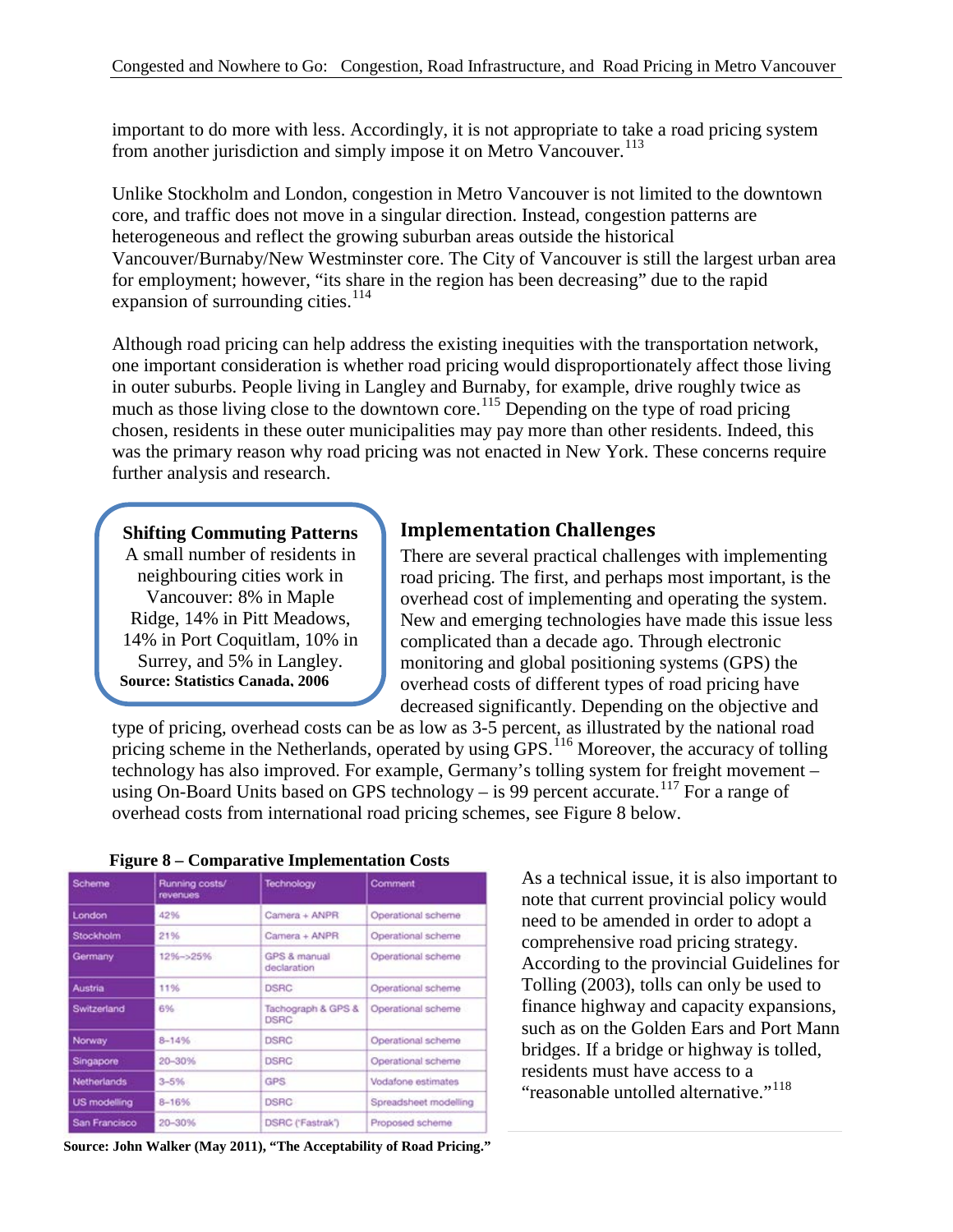important to do more with less. Accordingly, it is not appropriate to take a road pricing system from another jurisdiction and simply impose it on Metro Vancouver.[113]

Unlike Stockholm and London, congestion in Metro Vancouver is not limited to the downtown core, and traffic does not move in a singular direction. Instead, congestion patterns are heterogeneous and reflect the growing suburban areas outside the historical Vancouver/Burnaby/New Westminster core. The City of Vancouver is still the largest urban area for employment; however, "its share in the region has been decreasing" due to the rapid expansion of surrounding cities.[114]

Although road pricing can help address the existing inequities with the transportation network, one important consideration is whether road pricing would disproportionately affect those living in outer suburbs. People living in Langley and Burnaby, for example, drive roughly twice as much as those living close to the downtown core.[115] Depending on the type of road pricing chosen, residents in these outer municipalities may pay more than other residents. Indeed, this was the primary reason why road pricing was not enacted in New York. These concerns require further analysis and research.

**Shifting Commuting Patterns**

A small number of residents in neighbouring cities work in Vancouver: 8% in Maple Ridge, 14% in Pitt Meadows, 14% in Port Coquitlam, 10% in Surrey, and 5% in Langley.

**Source: Statistics Canada, 2006**

## Implementation Challenges

There are several practical challenges with implementing road pricing. The first, and perhaps most important, is the overhead cost of implementing and operating the system. New and emerging technologies have made this issue less complicated than a decade ago. Through electronic monitoring and global positioning systems (GPS) the overhead costs of different types of road pricing have decreased significantly. Depending on the objective and type of pricing, overhead costs can be as low as 3-5 percent, as illustrated by the national road pricing scheme in the Netherlands, operated by using GPS.[116] Moreover, the accuracy of tolling technology has also improved. For example, Germany's tolling system for freight movement – using On-Board Units based on GPS technology – is 99 percent accurate.[117] For a range of overhead costs from international road pricing schemes, see Figure 8 below.

**Figure 8 – Comparative Implementation Costs**

| Scheme | Running costs/ revenues | Technology | Comment |
|---|---|---|---|
| London | 42% | Camera + ANPR | Operational scheme |
| Stockholm | 21% | Camera + ANPR | Operational scheme |
| Germany | 12%->25% | GPS & manual declaration | Operational scheme |
| Austria | 11% | DSRC | Operational scheme |
| Switzerland | 6% | Tachograph & GPS & DSRC | Operational scheme |
| Norway | 8-14% | DSRC | Operational scheme |
| Singapore | 20-30% | DSRC | Operational scheme |
| Netherlands | 3-5% | GPS | Vodafone estimates |
| US modelling | 8-16% | DSRC | Spreadsheet modelling |
| San Francisco | 20-30% | DSRC ('Fastrak') | Proposed scheme |

**Source: John Walker (May 2011), "The Acceptability of Road Pricing."**

As a technical issue, it is also important to note that current provincial policy would need to be amended in order to adopt a comprehensive road pricing strategy. According to the provincial Guidelines for Tolling (2003), tolls can only be used to finance highway and capacity expansions, such as on the Golden Ears and Port Mann bridges. If a bridge or highway is tolled, residents must have access to a "reasonable untolled alternative."[118]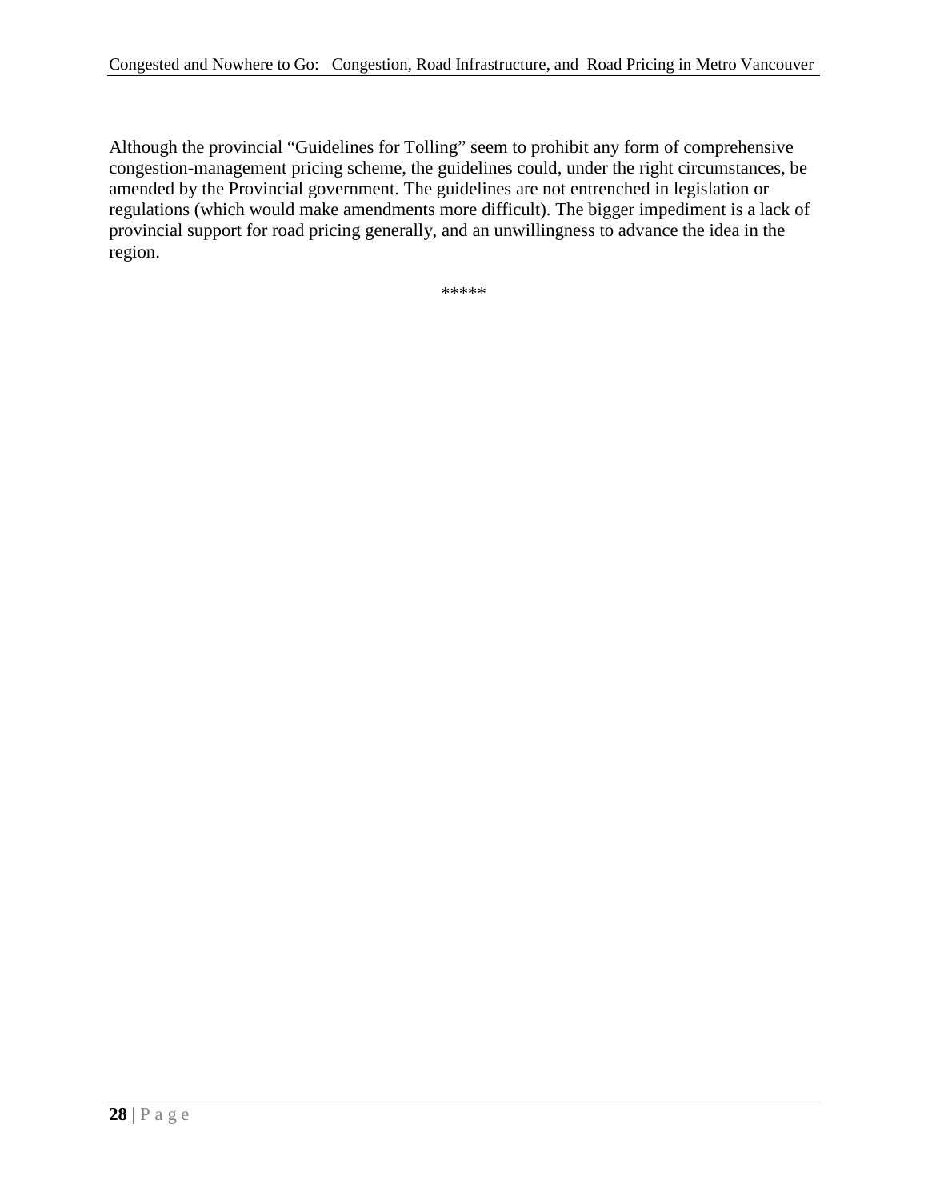Although the provincial “Guidelines for Tolling” seem to prohibit any form of comprehensive congestion-management pricing scheme, the guidelines could, under the right circumstances, be amended by the Provincial government. The guidelines are not entrenched in legislation or regulations (which would make amendments more difficult). The bigger impediment is a lack of provincial support for road pricing generally, and an unwillingness to advance the idea in the region.

*****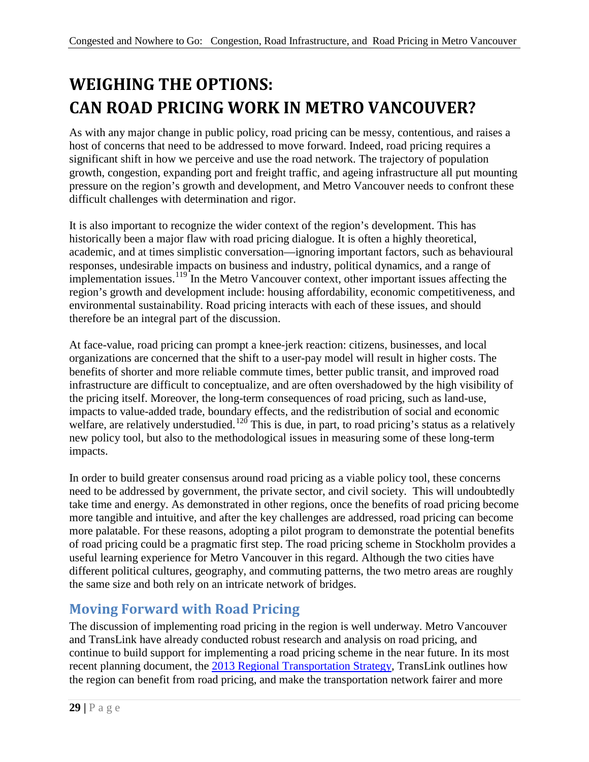# WEIGHING THE OPTIONS: CAN ROAD PRICING WORK IN METRO VANCOUVER?

As with any major change in public policy, road pricing can be messy, contentious, and raises a host of concerns that need to be addressed to move forward. Indeed, road pricing requires a significant shift in how we perceive and use the road network. The trajectory of population growth, congestion, expanding port and freight traffic, and ageing infrastructure all put mounting pressure on the region's growth and development, and Metro Vancouver needs to confront these difficult challenges with determination and rigor.

It is also important to recognize the wider context of the region's development. This has historically been a major flaw with road pricing dialogue. It is often a highly theoretical, academic, and at times simplistic conversation—ignoring important factors, such as behavioural responses, undesirable impacts on business and industry, political dynamics, and a range of implementation issues.[119] In the Metro Vancouver context, other important issues affecting the region's growth and development include: housing affordability, economic competitiveness, and environmental sustainability. Road pricing interacts with each of these issues, and should therefore be an integral part of the discussion.

At face-value, road pricing can prompt a knee-jerk reaction: citizens, businesses, and local organizations are concerned that the shift to a user-pay model will result in higher costs. The benefits of shorter and more reliable commute times, better public transit, and improved road infrastructure are difficult to conceptualize, and are often overshadowed by the high visibility of the pricing itself. Moreover, the long-term consequences of road pricing, such as land-use, impacts to value-added trade, boundary effects, and the redistribution of social and economic welfare, are relatively understudied.[120] This is due, in part, to road pricing's status as a relatively new policy tool, but also to the methodological issues in measuring some of these long-term impacts.

In order to build greater consensus around road pricing as a viable policy tool, these concerns need to be addressed by government, the private sector, and civil society. This will undoubtedly take time and energy. As demonstrated in other regions, once the benefits of road pricing become more tangible and intuitive, and after the key challenges are addressed, road pricing can become more palatable. For these reasons, adopting a pilot program to demonstrate the potential benefits of road pricing could be a pragmatic first step. The road pricing scheme in Stockholm provides a useful learning experience for Metro Vancouver in this regard. Although the two cities have different political cultures, geography, and commuting patterns, the two metro areas are roughly the same size and both rely on an intricate network of bridges.

## Moving Forward with Road Pricing

The discussion of implementing road pricing in the region is well underway. Metro Vancouver and TransLink have already conducted robust research and analysis on road pricing, and continue to build support for implementing a road pricing scheme in the near future. In its most recent planning document, the [2013 Regional Transportation Strategy](), TransLink outlines how the region can benefit from road pricing, and make the transportation network fairer and more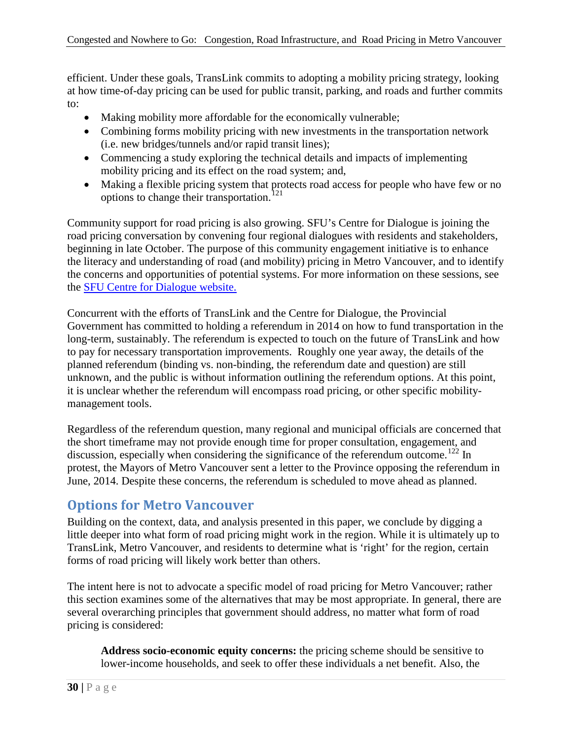efficient. Under these goals, TransLink commits to adopting a mobility pricing strategy, looking at how time-of-day pricing can be used for public transit, parking, and roads and further commits to:

- Making mobility more affordable for the economically vulnerable;
- Combining forms mobility pricing with new investments in the transportation network (i.e. new bridges/tunnels and/or rapid transit lines);
- Commencing a study exploring the technical details and impacts of implementing mobility pricing and its effect on the road system; and,
- Making a flexible pricing system that protects road access for people who have few or no options to change their transportation.[121]

Community support for road pricing is also growing. SFU's Centre for Dialogue is joining the road pricing conversation by convening four regional dialogues with residents and stakeholders, beginning in late October. The purpose of this community engagement initiative is to enhance the literacy and understanding of road (and mobility) pricing in Metro Vancouver, and to identify the concerns and opportunities of potential systems. For more information on these sessions, see the SFU Centre for Dialogue website.

Concurrent with the efforts of TransLink and the Centre for Dialogue, the Provincial Government has committed to holding a referendum in 2014 on how to fund transportation in the long-term, sustainably. The referendum is expected to touch on the future of TransLink and how to pay for necessary transportation improvements. Roughly one year away, the details of the planned referendum (binding vs. non-binding, the referendum date and question) are still unknown, and the public is without information outlining the referendum options. At this point, it is unclear whether the referendum will encompass road pricing, or other specific mobility-management tools.

Regardless of the referendum question, many regional and municipal officials are concerned that the short timeframe may not provide enough time for proper consultation, engagement, and discussion, especially when considering the significance of the referendum outcome.[122] In protest, the Mayors of Metro Vancouver sent a letter to the Province opposing the referendum in June, 2014. Despite these concerns, the referendum is scheduled to move ahead as planned.

## Options for Metro Vancouver

Building on the context, data, and analysis presented in this paper, we conclude by digging a little deeper into what form of road pricing might work in the region. While it is ultimately up to TransLink, Metro Vancouver, and residents to determine what is 'right' for the region, certain forms of road pricing will likely work better than others.

The intent here is not to advocate a specific model of road pricing for Metro Vancouver; rather this section examines some of the alternatives that may be most appropriate. In general, there are several overarching principles that government should address, no matter what form of road pricing is considered:

> **Address socio-economic equity concerns:** the pricing scheme should be sensitive to lower-income households, and seek to offer these individuals a net benefit. Also, the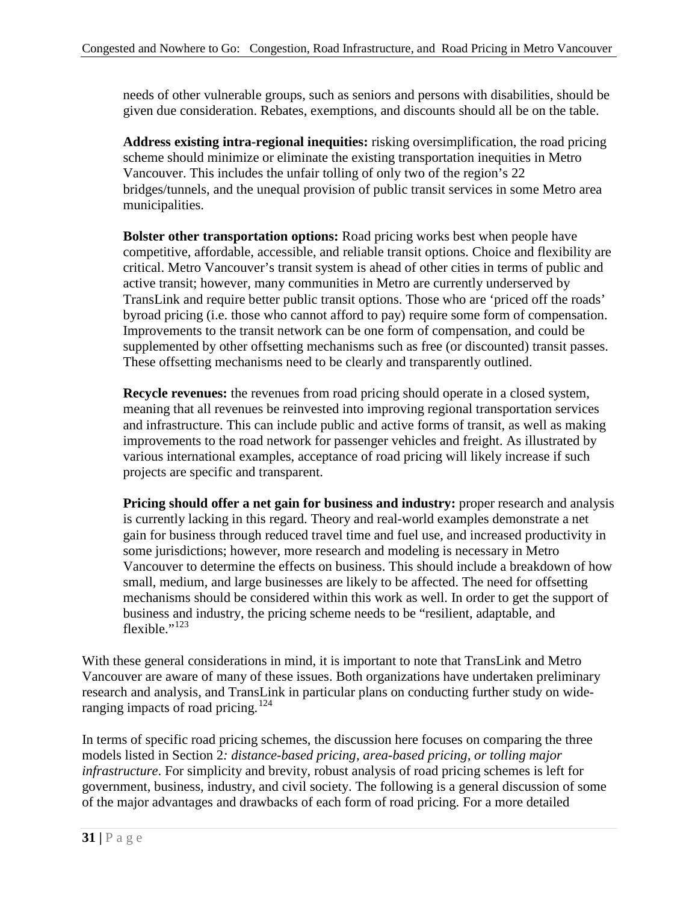needs of other vulnerable groups, such as seniors and persons with disabilities, should be given due consideration. Rebates, exemptions, and discounts should all be on the table.

**Address existing intra-regional inequities:** risking oversimplification, the road pricing scheme should minimize or eliminate the existing transportation inequities in Metro Vancouver. This includes the unfair tolling of only two of the region's 22 bridges/tunnels, and the unequal provision of public transit services in some Metro area municipalities.

**Bolster other transportation options:** Road pricing works best when people have competitive, affordable, accessible, and reliable transit options. Choice and flexibility are critical. Metro Vancouver's transit system is ahead of other cities in terms of public and active transit; however, many communities in Metro are currently underserved by TransLink and require better public transit options. Those who are 'priced off the roads' byroad pricing (i.e. those who cannot afford to pay) require some form of compensation. Improvements to the transit network can be one form of compensation, and could be supplemented by other offsetting mechanisms such as free (or discounted) transit passes. These offsetting mechanisms need to be clearly and transparently outlined.

**Recycle revenues:** the revenues from road pricing should operate in a closed system, meaning that all revenues be reinvested into improving regional transportation services and infrastructure. This can include public and active forms of transit, as well as making improvements to the road network for passenger vehicles and freight. As illustrated by various international examples, acceptance of road pricing will likely increase if such projects are specific and transparent.

**Pricing should offer a net gain for business and industry:** proper research and analysis is currently lacking in this regard. Theory and real-world examples demonstrate a net gain for business through reduced travel time and fuel use, and increased productivity in some jurisdictions; however, more research and modeling is necessary in Metro Vancouver to determine the effects on business. This should include a breakdown of how small, medium, and large businesses are likely to be affected. The need for offsetting mechanisms should be considered within this work as well. In order to get the support of business and industry, the pricing scheme needs to be "resilient, adaptable, and flexible."[123]

With these general considerations in mind, it is important to note that TransLink and Metro Vancouver are aware of many of these issues. Both organizations have undertaken preliminary research and analysis, and TransLink in particular plans on conducting further study on wide-ranging impacts of road pricing.[124]

In terms of specific road pricing schemes, the discussion here focuses on comparing the three models listed in Section 2*: distance-based pricing, area-based pricing, or tolling major infrastructure*. For simplicity and brevity, robust analysis of road pricing schemes is left for government, business, industry, and civil society. The following is a general discussion of some of the major advantages and drawbacks of each form of road pricing. For a more detailed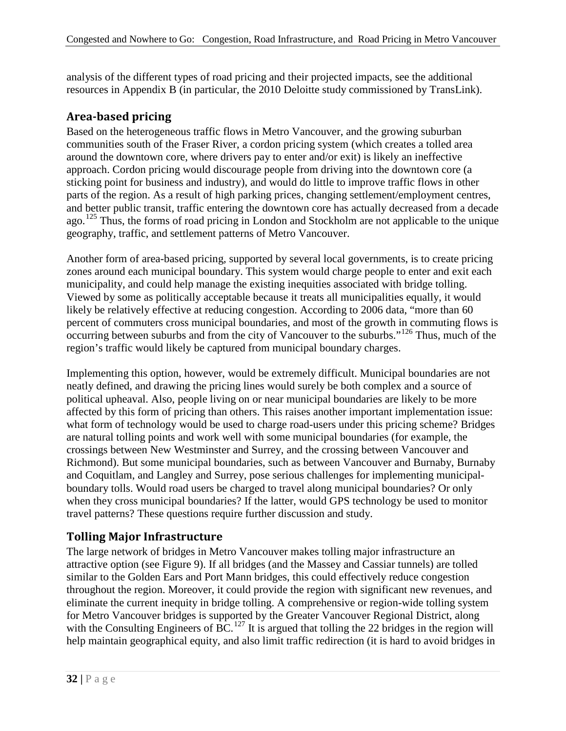analysis of the different types of road pricing and their projected impacts, see the additional resources in Appendix B (in particular, the 2010 Deloitte study commissioned by TransLink).

## Area-based pricing

Based on the heterogeneous traffic flows in Metro Vancouver, and the growing suburban communities south of the Fraser River, a cordon pricing system (which creates a tolled area around the downtown core, where drivers pay to enter and/or exit) is likely an ineffective approach. Cordon pricing would discourage people from driving into the downtown core (a sticking point for business and industry), and would do little to improve traffic flows in other parts of the region. As a result of high parking prices, changing settlement/employment centres, and better public transit, traffic entering the downtown core has actually decreased from a decade ago.[125] Thus, the forms of road pricing in London and Stockholm are not applicable to the unique geography, traffic, and settlement patterns of Metro Vancouver.

Another form of area-based pricing, supported by several local governments, is to create pricing zones around each municipal boundary. This system would charge people to enter and exit each municipality, and could help manage the existing inequities associated with bridge tolling. Viewed by some as politically acceptable because it treats all municipalities equally, it would likely be relatively effective at reducing congestion. According to 2006 data, "more than 60 percent of commuters cross municipal boundaries, and most of the growth in commuting flows is occurring between suburbs and from the city of Vancouver to the suburbs."[126] Thus, much of the region's traffic would likely be captured from municipal boundary charges.

Implementing this option, however, would be extremely difficult. Municipal boundaries are not neatly defined, and drawing the pricing lines would surely be both complex and a source of political upheaval. Also, people living on or near municipal boundaries are likely to be more affected by this form of pricing than others. This raises another important implementation issue: what form of technology would be used to charge road-users under this pricing scheme? Bridges are natural tolling points and work well with some municipal boundaries (for example, the crossings between New Westminster and Surrey, and the crossing between Vancouver and Richmond). But some municipal boundaries, such as between Vancouver and Burnaby, Burnaby and Coquitlam, and Langley and Surrey, pose serious challenges for implementing municipal-boundary tolls. Would road users be charged to travel along municipal boundaries? Or only when they cross municipal boundaries? If the latter, would GPS technology be used to monitor travel patterns? These questions require further discussion and study.

## Tolling Major Infrastructure

The large network of bridges in Metro Vancouver makes tolling major infrastructure an attractive option (see Figure 9). If all bridges (and the Massey and Cassiar tunnels) are tolled similar to the Golden Ears and Port Mann bridges, this could effectively reduce congestion throughout the region. Moreover, it could provide the region with significant new revenues, and eliminate the current inequity in bridge tolling. A comprehensive or region-wide tolling system for Metro Vancouver bridges is supported by the Greater Vancouver Regional District, along with the Consulting Engineers of BC.[127] It is argued that tolling the 22 bridges in the region will help maintain geographical equity, and also limit traffic redirection (it is hard to avoid bridges in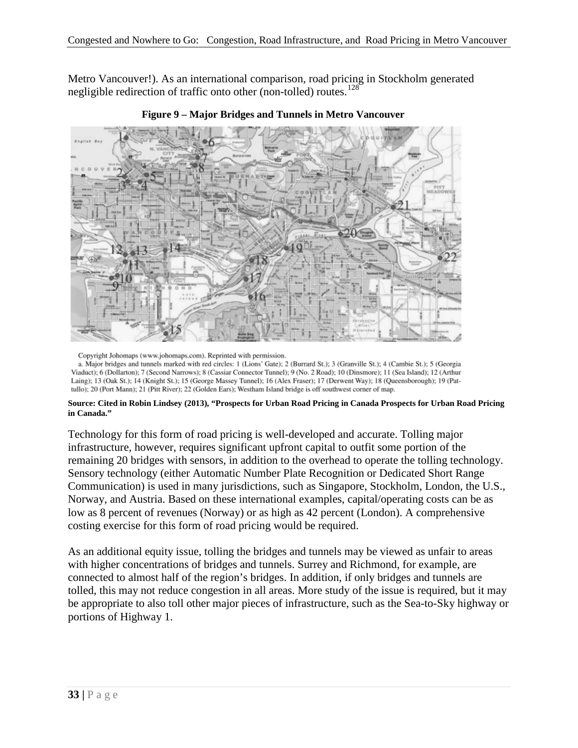Metro Vancouver!). As an international comparison, road pricing in Stockholm generated negligible redirection of traffic onto other (non-tolled) routes.[128]

**Figure 9 – Major Bridges and Tunnels in Metro Vancouver**

Copyright Johomaps (www.johomaps.com). Reprinted with permission.

a. Major bridges and tunnels marked with red circles: 1 (Lions' Gate); 2 (Burrard St.); 3 (Granville St.); 4 (Cambie St.); 5 (Georgia Viaduct); 6 (Dollarton); 7 (Second Narrows); 8 (Cassiar Connector Tunnel); 9 (No. 2 Road); 10 (Dinsmore); 11 (Sea Island); 12 (Arthur Laing); 13 (Oak St.); 14 (Knight St.); 15 (George Massey Tunnel); 16 (Alex Fraser); 17 (Derwent Way); 18 (Queensborough); 19 (Pattullo); 20 (Port Mann); 21 (Pitt River); 22 (Golden Ears); Westham Island bridge is off southwest corner of map.

**Source: Cited in Robin Lindsey (2013), "Prospects for Urban Road Pricing in Canada Prospects for Urban Road Pricing in Canada."**

Technology for this form of road pricing is well-developed and accurate. Tolling major infrastructure, however, requires significant upfront capital to outfit some portion of the remaining 20 bridges with sensors, in addition to the overhead to operate the tolling technology. Sensory technology (either Automatic Number Plate Recognition or Dedicated Short Range Communication) is used in many jurisdictions, such as Singapore, Stockholm, London, the U.S., Norway, and Austria. Based on these international examples, capital/operating costs can be as low as 8 percent of revenues (Norway) or as high as 42 percent (London). A comprehensive costing exercise for this form of road pricing would be required.

As an additional equity issue, tolling the bridges and tunnels may be viewed as unfair to areas with higher concentrations of bridges and tunnels. Surrey and Richmond, for example, are connected to almost half of the region's bridges. In addition, if only bridges and tunnels are tolled, this may not reduce congestion in all areas. More study of the issue is required, but it may be appropriate to also toll other major pieces of infrastructure, such as the Sea-to-Sky highway or portions of Highway 1.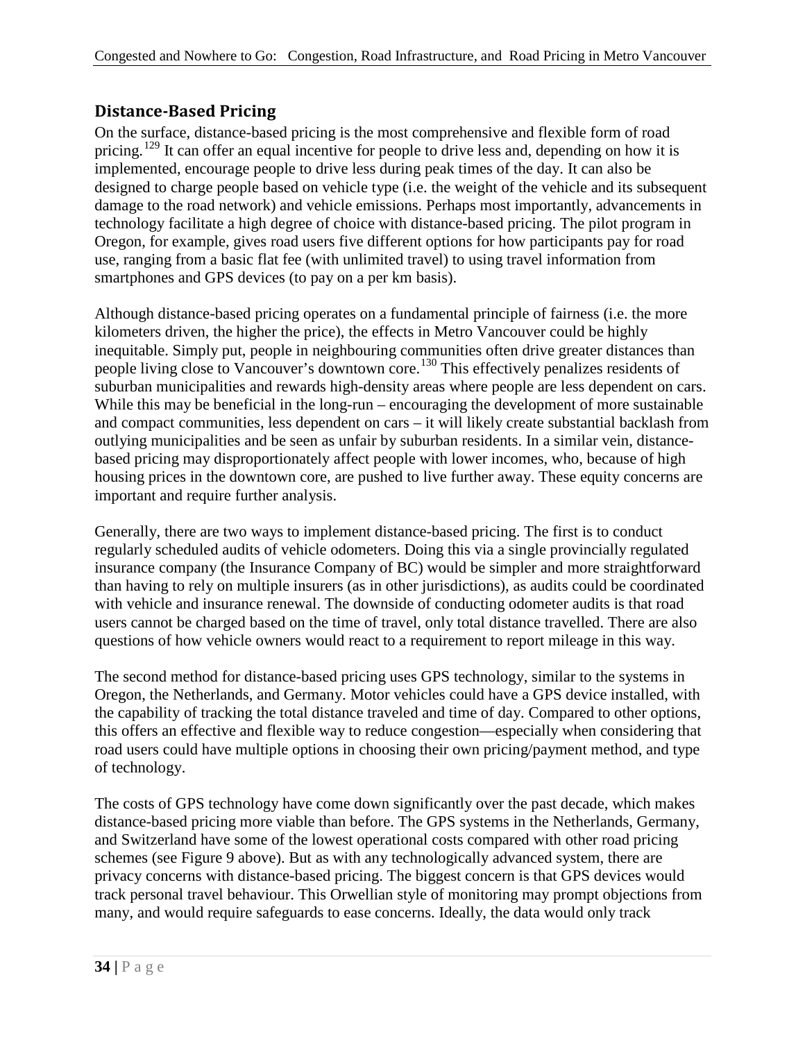## Distance-Based Pricing

On the surface, distance-based pricing is the most comprehensive and flexible form of road pricing.[129] It can offer an equal incentive for people to drive less and, depending on how it is implemented, encourage people to drive less during peak times of the day. It can also be designed to charge people based on vehicle type (i.e. the weight of the vehicle and its subsequent damage to the road network) and vehicle emissions. Perhaps most importantly, advancements in technology facilitate a high degree of choice with distance-based pricing. The pilot program in Oregon, for example, gives road users five different options for how participants pay for road use, ranging from a basic flat fee (with unlimited travel) to using travel information from smartphones and GPS devices (to pay on a per km basis).

Although distance-based pricing operates on a fundamental principle of fairness (i.e. the more kilometers driven, the higher the price), the effects in Metro Vancouver could be highly inequitable. Simply put, people in neighbouring communities often drive greater distances than people living close to Vancouver's downtown core.[130] This effectively penalizes residents of suburban municipalities and rewards high-density areas where people are less dependent on cars. While this may be beneficial in the long-run – encouraging the development of more sustainable and compact communities, less dependent on cars – it will likely create substantial backlash from outlying municipalities and be seen as unfair by suburban residents. In a similar vein, distance-based pricing may disproportionately affect people with lower incomes, who, because of high housing prices in the downtown core, are pushed to live further away. These equity concerns are important and require further analysis.

Generally, there are two ways to implement distance-based pricing. The first is to conduct regularly scheduled audits of vehicle odometers. Doing this via a single provincially regulated insurance company (the Insurance Company of BC) would be simpler and more straightforward than having to rely on multiple insurers (as in other jurisdictions), as audits could be coordinated with vehicle and insurance renewal. The downside of conducting odometer audits is that road users cannot be charged based on the time of travel, only total distance travelled. There are also questions of how vehicle owners would react to a requirement to report mileage in this way.

The second method for distance-based pricing uses GPS technology, similar to the systems in Oregon, the Netherlands, and Germany. Motor vehicles could have a GPS device installed, with the capability of tracking the total distance traveled and time of day. Compared to other options, this offers an effective and flexible way to reduce congestion—especially when considering that road users could have multiple options in choosing their own pricing/payment method, and type of technology.

The costs of GPS technology have come down significantly over the past decade, which makes distance-based pricing more viable than before. The GPS systems in the Netherlands, Germany, and Switzerland have some of the lowest operational costs compared with other road pricing schemes (see Figure 9 above). But as with any technologically advanced system, there are privacy concerns with distance-based pricing. The biggest concern is that GPS devices would track personal travel behaviour. This Orwellian style of monitoring may prompt objections from many, and would require safeguards to ease concerns. Ideally, the data would only track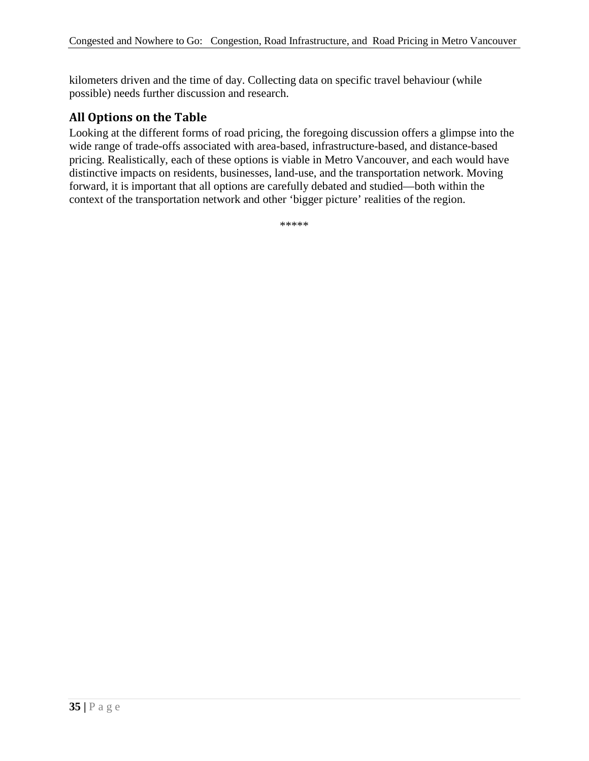kilometers driven and the time of day. Collecting data on specific travel behaviour (while possible) needs further discussion and research.

## All Options on the Table

Looking at the different forms of road pricing, the foregoing discussion offers a glimpse into the wide range of trade-offs associated with area-based, infrastructure-based, and distance-based pricing. Realistically, each of these options is viable in Metro Vancouver, and each would have distinctive impacts on residents, businesses, land-use, and the transportation network. Moving forward, it is important that all options are carefully debated and studied—both within the context of the transportation network and other 'bigger picture' realities of the region.

*****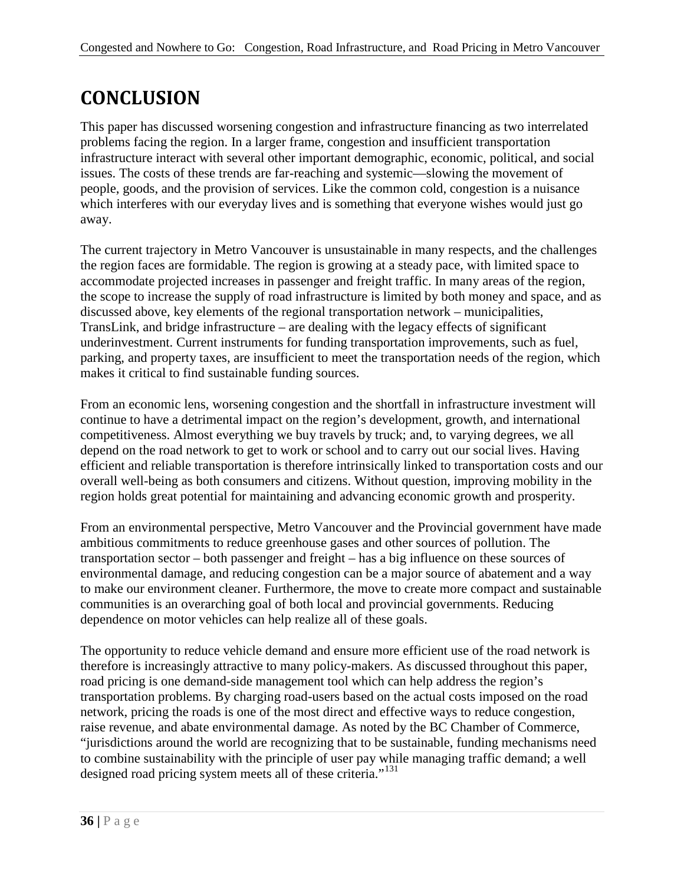# CONCLUSION

This paper has discussed worsening congestion and infrastructure financing as two interrelated problems facing the region. In a larger frame, congestion and insufficient transportation infrastructure interact with several other important demographic, economic, political, and social issues. The costs of these trends are far-reaching and systemic—slowing the movement of people, goods, and the provision of services. Like the common cold, congestion is a nuisance which interferes with our everyday lives and is something that everyone wishes would just go away.

The current trajectory in Metro Vancouver is unsustainable in many respects, and the challenges the region faces are formidable. The region is growing at a steady pace, with limited space to accommodate projected increases in passenger and freight traffic. In many areas of the region, the scope to increase the supply of road infrastructure is limited by both money and space, and as discussed above, key elements of the regional transportation network – municipalities, TransLink, and bridge infrastructure – are dealing with the legacy effects of significant underinvestment. Current instruments for funding transportation improvements, such as fuel, parking, and property taxes, are insufficient to meet the transportation needs of the region, which makes it critical to find sustainable funding sources.

From an economic lens, worsening congestion and the shortfall in infrastructure investment will continue to have a detrimental impact on the region's development, growth, and international competitiveness. Almost everything we buy travels by truck; and, to varying degrees, we all depend on the road network to get to work or school and to carry out our social lives. Having efficient and reliable transportation is therefore intrinsically linked to transportation costs and our overall well-being as both consumers and citizens. Without question, improving mobility in the region holds great potential for maintaining and advancing economic growth and prosperity.

From an environmental perspective, Metro Vancouver and the Provincial government have made ambitious commitments to reduce greenhouse gases and other sources of pollution. The transportation sector – both passenger and freight – has a big influence on these sources of environmental damage, and reducing congestion can be a major source of abatement and a way to make our environment cleaner. Furthermore, the move to create more compact and sustainable communities is an overarching goal of both local and provincial governments. Reducing dependence on motor vehicles can help realize all of these goals.

The opportunity to reduce vehicle demand and ensure more efficient use of the road network is therefore is increasingly attractive to many policy-makers. As discussed throughout this paper, road pricing is one demand-side management tool which can help address the region's transportation problems. By charging road-users based on the actual costs imposed on the road network, pricing the roads is one of the most direct and effective ways to reduce congestion, raise revenue, and abate environmental damage. As noted by the BC Chamber of Commerce, "jurisdictions around the world are recognizing that to be sustainable, funding mechanisms need to combine sustainability with the principle of user pay while managing traffic demand; a well designed road pricing system meets all of these criteria."[131]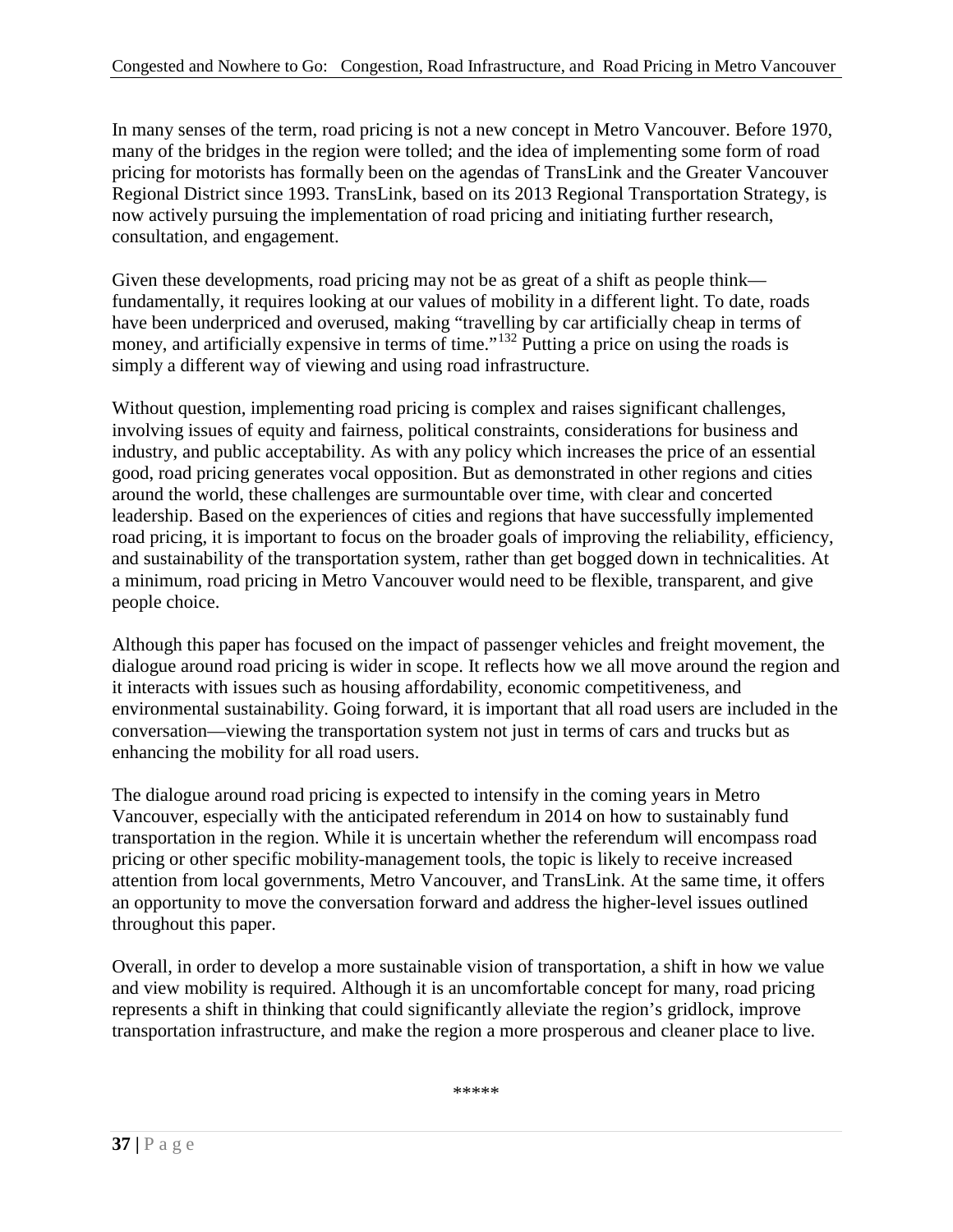In many senses of the term, road pricing is not a new concept in Metro Vancouver. Before 1970, many of the bridges in the region were tolled; and the idea of implementing some form of road pricing for motorists has formally been on the agendas of TransLink and the Greater Vancouver Regional District since 1993. TransLink, based on its 2013 Regional Transportation Strategy, is now actively pursuing the implementation of road pricing and initiating further research, consultation, and engagement.

Given these developments, road pricing may not be as great of a shift as people think—fundamentally, it requires looking at our values of mobility in a different light. To date, roads have been underpriced and overused, making "travelling by car artificially cheap in terms of money, and artificially expensive in terms of time."[132] Putting a price on using the roads is simply a different way of viewing and using road infrastructure.

Without question, implementing road pricing is complex and raises significant challenges, involving issues of equity and fairness, political constraints, considerations for business and industry, and public acceptability. As with any policy which increases the price of an essential good, road pricing generates vocal opposition. But as demonstrated in other regions and cities around the world, these challenges are surmountable over time, with clear and concerted leadership. Based on the experiences of cities and regions that have successfully implemented road pricing, it is important to focus on the broader goals of improving the reliability, efficiency, and sustainability of the transportation system, rather than get bogged down in technicalities. At a minimum, road pricing in Metro Vancouver would need to be flexible, transparent, and give people choice.

Although this paper has focused on the impact of passenger vehicles and freight movement, the dialogue around road pricing is wider in scope. It reflects how we all move around the region and it interacts with issues such as housing affordability, economic competitiveness, and environmental sustainability. Going forward, it is important that all road users are included in the conversation—viewing the transportation system not just in terms of cars and trucks but as enhancing the mobility for all road users.

The dialogue around road pricing is expected to intensify in the coming years in Metro Vancouver, especially with the anticipated referendum in 2014 on how to sustainably fund transportation in the region. While it is uncertain whether the referendum will encompass road pricing or other specific mobility-management tools, the topic is likely to receive increased attention from local governments, Metro Vancouver, and TransLink. At the same time, it offers an opportunity to move the conversation forward and address the higher-level issues outlined throughout this paper.

Overall, in order to develop a more sustainable vision of transportation, a shift in how we value and view mobility is required. Although it is an uncomfortable concept for many, road pricing represents a shift in thinking that could significantly alleviate the region's gridlock, improve transportation infrastructure, and make the region a more prosperous and cleaner place to live.

*****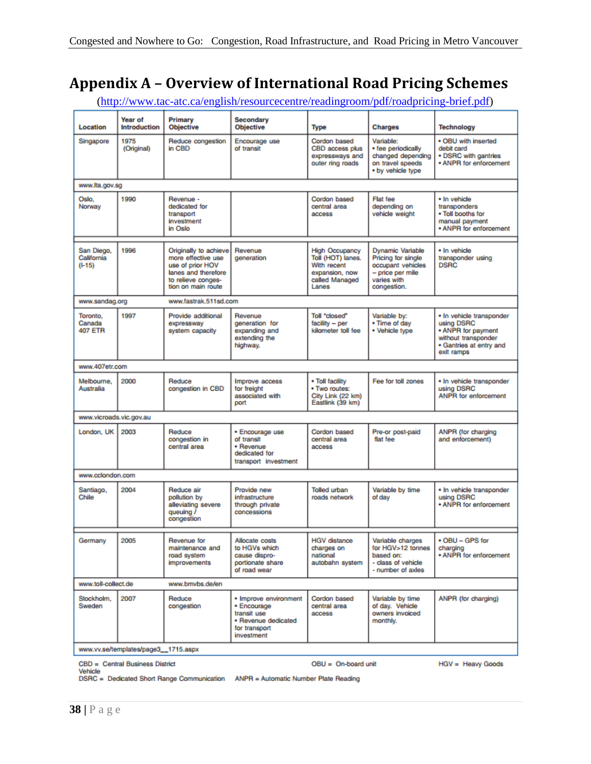# Appendix A – Overview of International Road Pricing Schemes

(http://www.tac-atc.ca/english/resourcecentre/readingroom/pdf/roadpricing-brief.pdf)

| Location | Year of Introduction | Primary Objective | Secondary Objective | Type | Charges | Technology |
|---|---|---|---|---|---|---|
| Singapore | 1975 (Original) | Reduce congestion in CBD | Encourage use of transit | Cordon based CBD access plus expressways and outer ring roads | Variable: • fee periodically changed depending on travel speeds • by vehicle type | • OBU with inserted debit card • DSRC with gantries • ANPR for enforcement |
| www.lta.gov.sg | | | | | | |
| Oslo, Norway | 1990 | Revenue - dedicated for transport investment in Oslo | | Cordon based central area access | Flat fee depending on vehicle weight | • In vehicle transponders • Toll booths for manual payment • ANPR for enforcement |
| San Diego, California (I-15) | 1996 | Originally to achieve more effective use of prior HOV lanes and therefore to relieve congestion on main route | Revenue generation | High Occupancy Toll (HOT) lanes. With recent expansion, now called Managed Lanes | Dynamic Variable Pricing for single occupant vehicles – price per mile varies with congestion. | • In vehicle transponder using DSRC |
| www.sandag.org | | www.fastrak.511sd.com | | | | |
| Toronto, Canada 407 ETR | 1997 | Provide additional expressway system capacity | Revenue generation for expanding and extending the highway. | Toll "closed" facility – per kilometer toll fee | Variable by: • Time of day • Vehicle type | • In vehicle transponder using DSRC • ANPR for payment without transponder • Gantries at entry and exit ramps |
| www.407etr.com | | | | | | |
| Melbourne, Australia | 2000 | Reduce congestion in CBD | Improve access for freight associated with port | • Toll facility • Two routes: City Link (22 km) Eastlink (39 km) | Fee for toll zones | • In vehicle transponder using DSRC ANPR for enforcement |
| www.vicroads.vic.gov.au | | | | | | |
| London, UK | 2003 | Reduce congestion in central area | • Encourage use of transit • Revenue dedicated for transport investment | Cordon based central area access | Pre-or post-paid flat fee | ANPR (for charging and enforcement) |
| www.cclondon.com | | | | | | |
| Santiago, Chile | 2004 | Reduce air pollution by alleviating severe queuing / congestion | Provide new infrastructure through private concessions | Tolled urban roads network | Variable by time of day | • In vehicle transponder using DSRC • ANPR for enforcement |
| Germany | 2005 | Revenue for maintenance and road system improvements | Allocate costs to HGVs which cause dispro-portionate share of road wear | HGV distance charges on national autobahn system | Variable charges for HGV>12 tonnes based on: - class of vehicle - number of axles | • OBU – GPS for charging • ANPR for enforcement |
| www.toll-collect.de | | www.bmvbs.de/en | | | | |
| Stockholm, Sweden | 2007 | Reduce congestion | • Improve environment • Encourage transit use • Revenue dedicated for transport investment | Cordon based central area access | Variable by time of day. Vehicle owners invoiced monthly. | ANPR (for charging) |
| www.vv.se/templates/page3__1715.aspx | | | | | | |

CBD = Central Business District  OBU = On-board unit  HGV = Heavy Goods Vehicle
DSRC = Dedicated Short Range Communication  ANPR = Automatic Number Plate Reading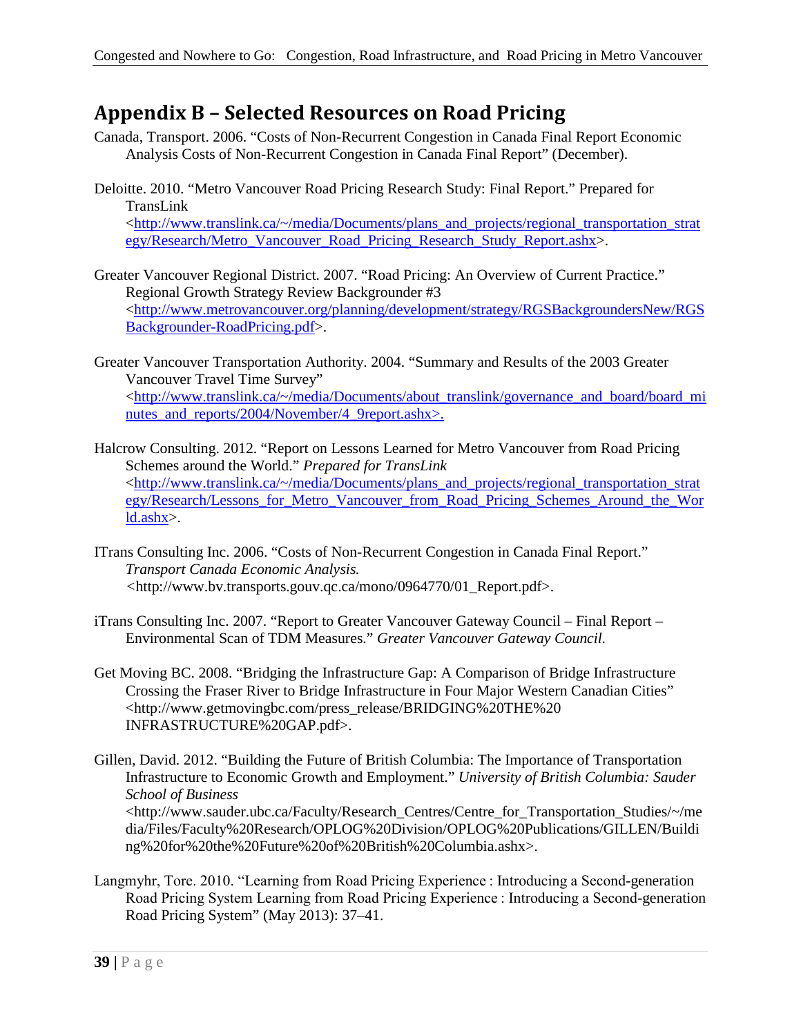## Appendix B – Selected Resources on Road Pricing

Canada, Transport. 2006. "Costs of Non-Recurrent Congestion in Canada Final Report Economic Analysis Costs of Non-Recurrent Congestion in Canada Final Report" (December).

Deloitte. 2010. "Metro Vancouver Road Pricing Research Study: Final Report." Prepared for TransLink <http://www.translink.ca/~/media/Documents/plans_and_projects/regional_transportation_strategy/Research/Metro_Vancouver_Road_Pricing_Research_Study_Report.ashx>.

Greater Vancouver Regional District. 2007. "Road Pricing: An Overview of Current Practice." Regional Growth Strategy Review Backgrounder #3 <http://www.metrovancouver.org/planning/development/strategy/RGSBackgroundersNew/RGSBackgrounder-RoadPricing.pdf>.

Greater Vancouver Transportation Authority. 2004. "Summary and Results of the 2003 Greater Vancouver Travel Time Survey" <http://www.translink.ca/~/media/Documents/about_translink/governance_and_board/board_minutes_and_reports/2004/November/4_9report.ashx>.

Halcrow Consulting. 2012. "Report on Lessons Learned for Metro Vancouver from Road Pricing Schemes around the World." *Prepared for TransLink* <http://www.translink.ca/~/media/Documents/plans_and_projects/regional_transportation_strategy/Research/Lessons_for_Metro_Vancouver_from_Road_Pricing_Schemes_Around_the_World.ashx>.

ITrans Consulting Inc. 2006. "Costs of Non-Recurrent Congestion in Canada Final Report." *Transport Canada Economic Analysis.* <http://www.bv.transports.gouv.qc.ca/mono/0964770/01_Report.pdf>.

iTrans Consulting Inc. 2007. "Report to Greater Vancouver Gateway Council – Final Report – Environmental Scan of TDM Measures." *Greater Vancouver Gateway Council.*

Get Moving BC. 2008. "Bridging the Infrastructure Gap: A Comparison of Bridge Infrastructure Crossing the Fraser River to Bridge Infrastructure in Four Major Western Canadian Cities" <http://www.getmovingbc.com/press_release/BRIDGING%20THE%20 INFRASTRUCTURE%20GAP.pdf>.

Gillen, David. 2012. "Building the Future of British Columbia: The Importance of Transportation Infrastructure to Economic Growth and Employment." *University of British Columbia: Sauder School of Business* <http://www.sauder.ubc.ca/Faculty/Research_Centres/Centre_for_Transportation_Studies/~/media/Files/Faculty%20Research/OPLOG%20Division/OPLOG%20Publications/GILLEN/Building%20for%20the%20Future%20of%20British%20Columbia.ashx>.

Langmyhr, Tore. 2010. "Learning from Road Pricing Experience : Introducing a Second-generation Road Pricing System Learning from Road Pricing Experience : Introducing a Second-generation Road Pricing System" (May 2013): 37–41.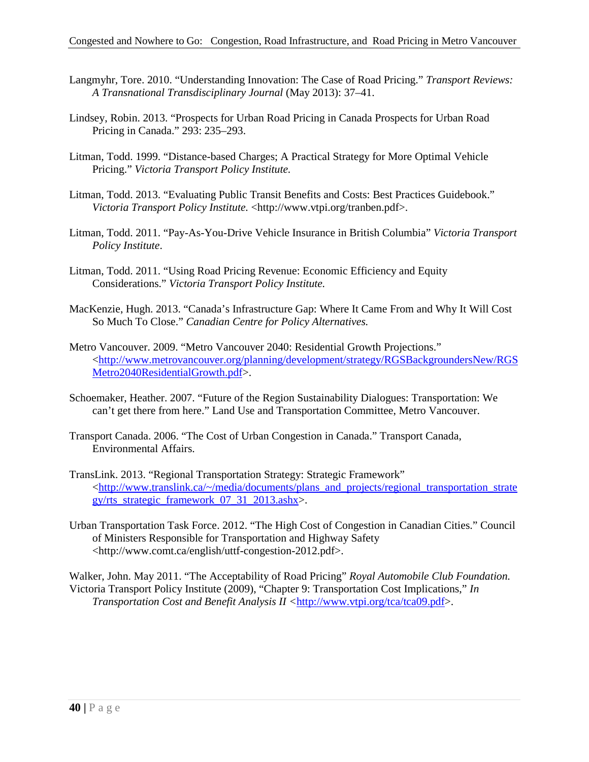Langmyhr, Tore. 2010. “Understanding Innovation: The Case of Road Pricing.” *Transport Reviews: A Transnational Transdisciplinary Journal* (May 2013): 37–41.

Lindsey, Robin. 2013. “Prospects for Urban Road Pricing in Canada Prospects for Urban Road Pricing in Canada.” 293: 235–293.

Litman, Todd. 1999. “Distance-based Charges; A Practical Strategy for More Optimal Vehicle Pricing.” *Victoria Transport Policy Institute.*

Litman, Todd. 2013. “Evaluating Public Transit Benefits and Costs: Best Practices Guidebook.” *Victoria Transport Policy Institute.* <http://www.vtpi.org/tranben.pdf>.

Litman, Todd. 2011. “Pay-As-You-Drive Vehicle Insurance in British Columbia” *Victoria Transport Policy Institute*.

Litman, Todd. 2011. “Using Road Pricing Revenue: Economic Efficiency and Equity Considerations.” *Victoria Transport Policy Institute.*

MacKenzie, Hugh. 2013. “Canada’s Infrastructure Gap: Where It Came From and Why It Will Cost So Much To Close.” *Canadian Centre for Policy Alternatives.*

Metro Vancouver. 2009. “Metro Vancouver 2040: Residential Growth Projections.” <http://www.metrovancouver.org/planning/development/strategy/RGSBackgroundersNew/RGSMetro2040ResidentialGrowth.pdf>.

Schoemaker, Heather. 2007. “Future of the Region Sustainability Dialogues: Transportation: We can’t get there from here.” Land Use and Transportation Committee, Metro Vancouver.

Transport Canada. 2006. “The Cost of Urban Congestion in Canada.” Transport Canada, Environmental Affairs.

TransLink. 2013. “Regional Transportation Strategy: Strategic Framework” <http://www.translink.ca/~/media/documents/plans_and_projects/regional_transportation_strategy/rts_strategic_framework_07_31_2013.ashx>.

Urban Transportation Task Force. 2012. “The High Cost of Congestion in Canadian Cities.” Council of Ministers Responsible for Transportation and Highway Safety <http://www.comt.ca/english/uttf-congestion-2012.pdf>.

Walker, John. May 2011. “The Acceptability of Road Pricing” *Royal Automobile Club Foundation.*

Victoria Transport Policy Institute (2009), “Chapter 9: Transportation Cost Implications,” *In Transportation Cost and Benefit Analysis II* <http://www.vtpi.org/tca/tca09.pdf>.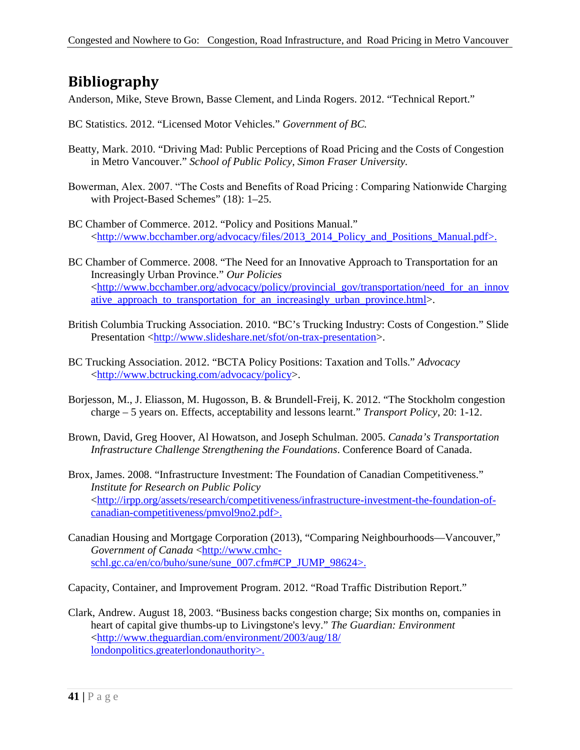# Bibliography

Anderson, Mike, Steve Brown, Basse Clement, and Linda Rogers. 2012. "Technical Report."

BC Statistics. 2012. "Licensed Motor Vehicles." *Government of BC.*

Beatty, Mark. 2010. "Driving Mad: Public Perceptions of Road Pricing and the Costs of Congestion in Metro Vancouver." *School of Public Policy, Simon Fraser University.*

Bowerman, Alex. 2007. "The Costs and Benefits of Road Pricing : Comparing Nationwide Charging with Project-Based Schemes" (18): 1–25.

BC Chamber of Commerce. 2012. "Policy and Positions Manual." <http://www.bcchamber.org/advocacy/files/2013_2014_Policy_and_Positions_Manual.pdf>.

BC Chamber of Commerce. 2008. "The Need for an Innovative Approach to Transportation for an Increasingly Urban Province." *Our Policies* <http://www.bcchamber.org/advocacy/policy/provincial_gov/transportation/need_for_an_innovative_approach_to_transportation_for_an_increasingly_urban_province.html>.

British Columbia Trucking Association. 2010. "BC's Trucking Industry: Costs of Congestion." Slide Presentation <http://www.slideshare.net/sfot/on-trax-presentation>.

BC Trucking Association. 2012. "BCTA Policy Positions: Taxation and Tolls." *Advocacy* <http://www.bctrucking.com/advocacy/policy>.

Borjesson, M., J. Eliasson, M. Hugosson, B. & Brundell-Freij, K. 2012. "The Stockholm congestion charge – 5 years on. Effects, acceptability and lessons learnt." *Transport Policy*, 20: 1-12.

Brown, David, Greg Hoover, Al Howatson, and Joseph Schulman. 2005. *Canada's Transportation Infrastructure Challenge Strengthening the Foundations*. Conference Board of Canada.

Brox, James. 2008. "Infrastructure Investment: The Foundation of Canadian Competitiveness." *Institute for Research on Public Policy* <http://irpp.org/assets/research/competitiveness/infrastructure-investment-the-foundation-of-canadian-competitiveness/pmvol9no2.pdf>.

Canadian Housing and Mortgage Corporation (2013), "Comparing Neighbourhoods—Vancouver," *Government of Canada* <http://www.cmhc-schl.gc.ca/en/co/buho/sune/sune_007.cfm#CP_JUMP_98624>.

Capacity, Container, and Improvement Program. 2012. "Road Traffic Distribution Report."

Clark, Andrew. August 18, 2003. "Business backs congestion charge; Six months on, companies in heart of capital give thumbs-up to Livingstone's levy." *The Guardian: Environment* <http://www.theguardian.com/environment/2003/aug/18/londonpolitics.greaterlondonauthority>.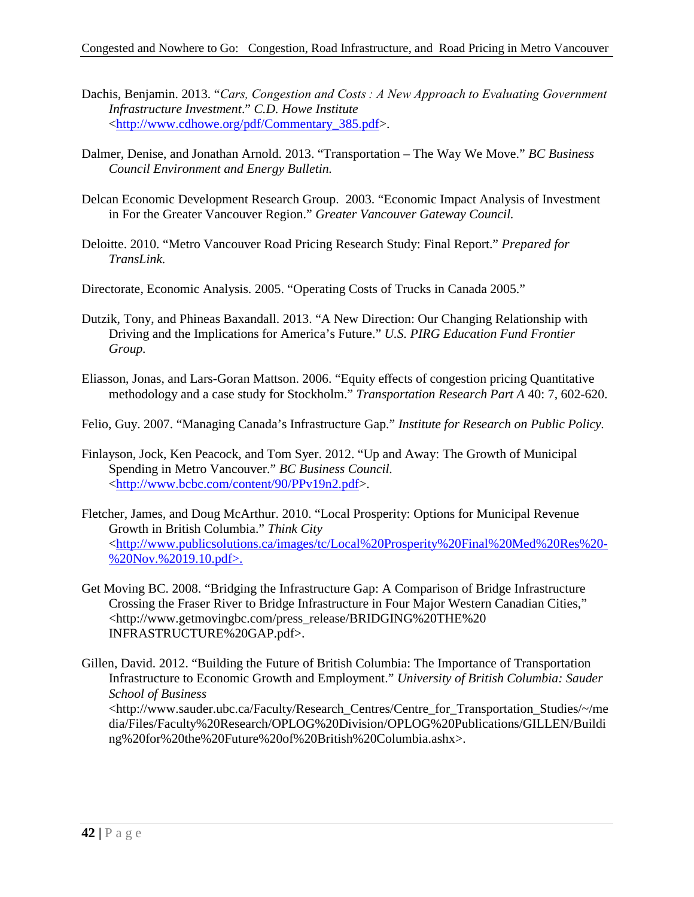Dachis, Benjamin. 2013. "*Cars, Congestion and Costs : A New Approach to Evaluating Government Infrastructure Investment*." *C.D. Howe Institute* <http://www.cdhowe.org/pdf/Commentary_385.pdf>.

Dalmer, Denise, and Jonathan Arnold. 2013. "Transportation – The Way We Move." *BC Business Council Environment and Energy Bulletin.*

Delcan Economic Development Research Group. 2003. "Economic Impact Analysis of Investment in For the Greater Vancouver Region." *Greater Vancouver Gateway Council.*

Deloitte. 2010. "Metro Vancouver Road Pricing Research Study: Final Report." *Prepared for TransLink.*

Directorate, Economic Analysis. 2005. "Operating Costs of Trucks in Canada 2005."

Dutzik, Tony, and Phineas Baxandall. 2013. "A New Direction: Our Changing Relationship with Driving and the Implications for America's Future." *U.S. PIRG Education Fund Frontier Group.*

Eliasson, Jonas, and Lars-Goran Mattson. 2006. "Equity effects of congestion pricing Quantitative methodology and a case study for Stockholm." *Transportation Research Part A* 40: 7, 602-620.

Felio, Guy. 2007. "Managing Canada's Infrastructure Gap." *Institute for Research on Public Policy.*

Finlayson, Jock, Ken Peacock, and Tom Syer. 2012. "Up and Away: The Growth of Municipal Spending in Metro Vancouver." *BC Business Council.* <http://www.bcbc.com/content/90/PPv19n2.pdf>.

Fletcher, James, and Doug McArthur. 2010. "Local Prosperity: Options for Municipal Revenue Growth in British Columbia." *Think City* <http://www.publicsolutions.ca/images/tc/Local%20Prosperity%20Final%20Med%20Res%20-%20Nov.%2019.10.pdf>.

Get Moving BC. 2008. "Bridging the Infrastructure Gap: A Comparison of Bridge Infrastructure Crossing the Fraser River to Bridge Infrastructure in Four Major Western Canadian Cities," <http://www.getmovingbc.com/press_release/BRIDGING%20THE%20 INFRASTRUCTURE%20GAP.pdf>.

Gillen, David. 2012. "Building the Future of British Columbia: The Importance of Transportation Infrastructure to Economic Growth and Employment." *University of British Columbia: Sauder School of Business* <http://www.sauder.ubc.ca/Faculty/Research_Centres/Centre_for_Transportation_Studies/~/media/Files/Faculty%20Research/OPLOG%20Division/OPLOG%20Publications/GILLEN/Building%20for%20the%20Future%20of%20British%20Columbia.ashx>.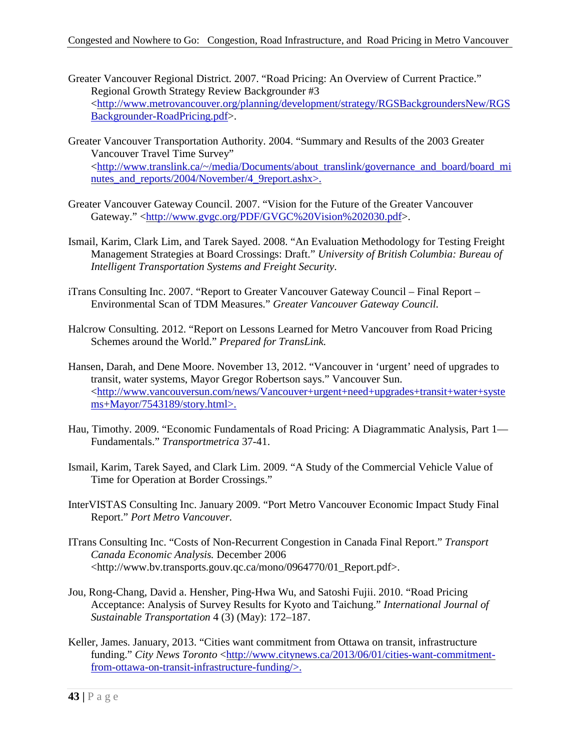Greater Vancouver Regional District. 2007. "Road Pricing: An Overview of Current Practice." Regional Growth Strategy Review Backgrounder #3 <http://www.metrovancouver.org/planning/development/strategy/RGSBackgroundersNew/RGSBackgrounder-RoadPricing.pdf>.

Greater Vancouver Transportation Authority. 2004. "Summary and Results of the 2003 Greater Vancouver Travel Time Survey" <http://www.translink.ca/~/media/Documents/about_translink/governance_and_board/board_minutes_and_reports/2004/November/4_9report.ashx>.

Greater Vancouver Gateway Council. 2007. "Vision for the Future of the Greater Vancouver Gateway." <http://www.gvgc.org/PDF/GVGC%20Vision%202030.pdf>.

Ismail, Karim, Clark Lim, and Tarek Sayed. 2008. "An Evaluation Methodology for Testing Freight Management Strategies at Board Crossings: Draft." *University of British Columbia: Bureau of Intelligent Transportation Systems and Freight Security*.

iTrans Consulting Inc. 2007. "Report to Greater Vancouver Gateway Council – Final Report – Environmental Scan of TDM Measures." *Greater Vancouver Gateway Council.*

Halcrow Consulting. 2012. "Report on Lessons Learned for Metro Vancouver from Road Pricing Schemes around the World." *Prepared for TransLink.*

Hansen, Darah, and Dene Moore. November 13, 2012. "Vancouver in 'urgent' need of upgrades to transit, water systems, Mayor Gregor Robertson says." Vancouver Sun. <http://www.vancouversun.com/news/Vancouver+urgent+need+upgrades+transit+water+systems+Mayor/7543189/story.html>.

Hau, Timothy. 2009. "Economic Fundamentals of Road Pricing: A Diagrammatic Analysis, Part 1—Fundamentals." *Transportmetrica* 37-41.

Ismail, Karim, Tarek Sayed, and Clark Lim. 2009. "A Study of the Commercial Vehicle Value of Time for Operation at Border Crossings."

InterVISTAS Consulting Inc. January 2009. "Port Metro Vancouver Economic Impact Study Final Report." *Port Metro Vancouver.*

ITrans Consulting Inc. "Costs of Non-Recurrent Congestion in Canada Final Report." *Transport Canada Economic Analysis.* December 2006 <http://www.bv.transports.gouv.qc.ca/mono/0964770/01_Report.pdf>.

Jou, Rong-Chang, David a. Hensher, Ping-Hwa Wu, and Satoshi Fujii. 2010. "Road Pricing Acceptance: Analysis of Survey Results for Kyoto and Taichung." *International Journal of Sustainable Transportation* 4 (3) (May): 172–187.

Keller, James. January, 2013. "Cities want commitment from Ottawa on transit, infrastructure funding." *City News Toronto* <http://www.citynews.ca/2013/06/01/cities-want-commitment-from-ottawa-on-transit-infrastructure-funding/>.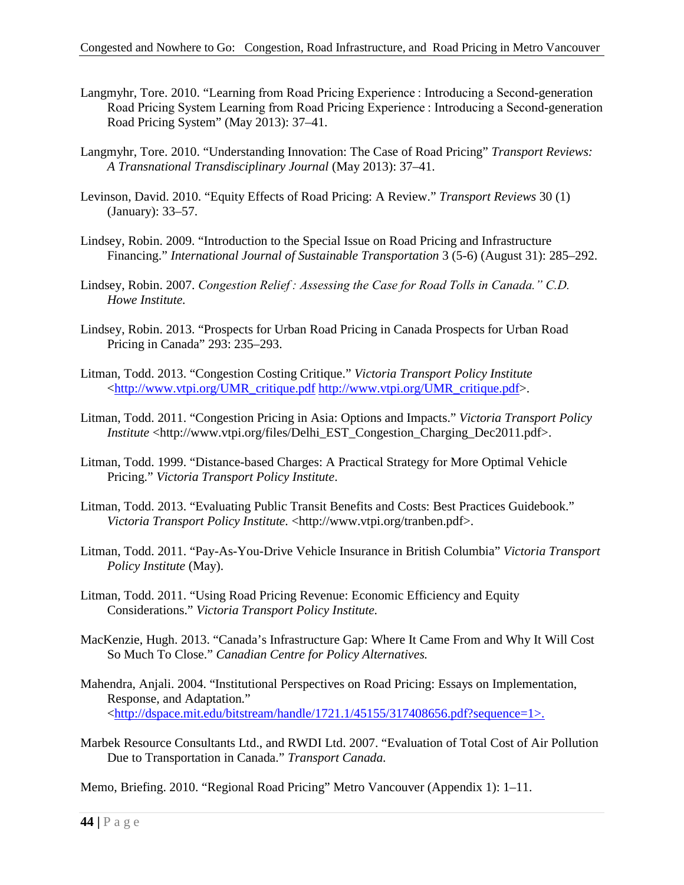Langmyhr, Tore. 2010. "Learning from Road Pricing Experience : Introducing a Second-generation Road Pricing System Learning from Road Pricing Experience : Introducing a Second-generation Road Pricing System" (May 2013): 37–41.

Langmyhr, Tore. 2010. "Understanding Innovation: The Case of Road Pricing" *Transport Reviews: A Transnational Transdisciplinary Journal* (May 2013): 37–41.

Levinson, David. 2010. "Equity Effects of Road Pricing: A Review." *Transport Reviews* 30 (1) (January): 33–57.

Lindsey, Robin. 2009. "Introduction to the Special Issue on Road Pricing and Infrastructure Financing." *International Journal of Sustainable Transportation* 3 (5-6) (August 31): 285–292.

Lindsey, Robin. 2007. *Congestion Relief : Assessing the Case for Road Tolls in Canada." C.D. Howe Institute.*

Lindsey, Robin. 2013. "Prospects for Urban Road Pricing in Canada Prospects for Urban Road Pricing in Canada" 293: 235–293.

Litman, Todd. 2013. "Congestion Costing Critique." *Victoria Transport Policy Institute* <http://www.vtpi.org/UMR_critique.pdf http://www.vtpi.org/UMR_critique.pdf>.

Litman, Todd. 2011. "Congestion Pricing in Asia: Options and Impacts." *Victoria Transport Policy Institute* <http://www.vtpi.org/files/Delhi_EST_Congestion_Charging_Dec2011.pdf>.

Litman, Todd. 1999. "Distance-based Charges: A Practical Strategy for More Optimal Vehicle Pricing." *Victoria Transport Policy Institute*.

Litman, Todd. 2013. "Evaluating Public Transit Benefits and Costs: Best Practices Guidebook." *Victoria Transport Policy Institute.* <http://www.vtpi.org/tranben.pdf>.

Litman, Todd. 2011. "Pay-As-You-Drive Vehicle Insurance in British Columbia" *Victoria Transport Policy Institute* (May).

Litman, Todd. 2011. "Using Road Pricing Revenue: Economic Efficiency and Equity Considerations." *Victoria Transport Policy Institute.*

MacKenzie, Hugh. 2013. "Canada's Infrastructure Gap: Where It Came From and Why It Will Cost So Much To Close." *Canadian Centre for Policy Alternatives.*

Mahendra, Anjali. 2004. "Institutional Perspectives on Road Pricing: Essays on Implementation, Response, and Adaptation." <http://dspace.mit.edu/bitstream/handle/1721.1/45155/317408656.pdf?sequence=1>.

Marbek Resource Consultants Ltd., and RWDI Ltd. 2007. "Evaluation of Total Cost of Air Pollution Due to Transportation in Canada." *Transport Canada.*

Memo, Briefing. 2010. "Regional Road Pricing" Metro Vancouver (Appendix 1): 1–11.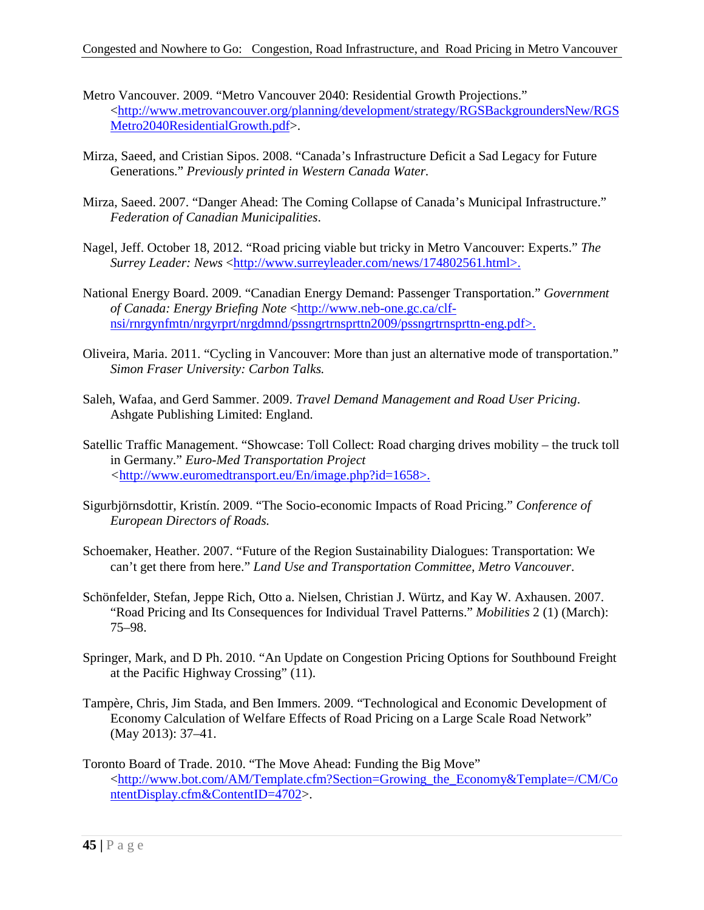Metro Vancouver. 2009. "Metro Vancouver 2040: Residential Growth Projections." <http://www.metrovancouver.org/planning/development/strategy/RGSBackgroundersNew/RGSMetro2040ResidentialGrowth.pdf>.

Mirza, Saeed, and Cristian Sipos. 2008. "Canada's Infrastructure Deficit a Sad Legacy for Future Generations." *Previously printed in Western Canada Water.*

Mirza, Saeed. 2007. "Danger Ahead: The Coming Collapse of Canada's Municipal Infrastructure." *Federation of Canadian Municipalities*.

Nagel, Jeff. October 18, 2012. "Road pricing viable but tricky in Metro Vancouver: Experts." *The Surrey Leader: News* <http://www.surreyleader.com/news/174802561.html>.

National Energy Board. 2009. "Canadian Energy Demand: Passenger Transportation." *Government of Canada: Energy Briefing Note* <http://www.neb-one.gc.ca/clf-nsi/rnrgynfmtn/nrgyrprt/nrgdmnd/pssngrtrnsprttn2009/pssngrtrnsprttn-eng.pdf>.

Oliveira, Maria. 2011. "Cycling in Vancouver: More than just an alternative mode of transportation." *Simon Fraser University: Carbon Talks.*

Saleh, Wafaa, and Gerd Sammer. 2009. *Travel Demand Management and Road User Pricing*. Ashgate Publishing Limited: England.

Satellic Traffic Management. "Showcase: Toll Collect: Road charging drives mobility – the truck toll in Germany." *Euro-Med Transportation Project* <http://www.euromedtransport.eu/En/image.php?id=1658>.

Sigurbjörnsdottir, Kristín. 2009. "The Socio-economic Impacts of Road Pricing." *Conference of European Directors of Roads.*

Schoemaker, Heather. 2007. "Future of the Region Sustainability Dialogues: Transportation: We can't get there from here." *Land Use and Transportation Committee, Metro Vancouver.*

Schönfelder, Stefan, Jeppe Rich, Otto a. Nielsen, Christian J. Würtz, and Kay W. Axhausen. 2007. "Road Pricing and Its Consequences for Individual Travel Patterns." *Mobilities* 2 (1) (March): 75–98.

Springer, Mark, and D Ph. 2010. "An Update on Congestion Pricing Options for Southbound Freight at the Pacific Highway Crossing" (11).

Tampère, Chris, Jim Stada, and Ben Immers. 2009. "Technological and Economic Development of Economy Calculation of Welfare Effects of Road Pricing on a Large Scale Road Network" (May 2013): 37–41.

Toronto Board of Trade. 2010. "The Move Ahead: Funding the Big Move" <http://www.bot.com/AM/Template.cfm?Section=Growing_the_Economy&Template=/CM/ContentDisplay.cfm&ContentID=4702>.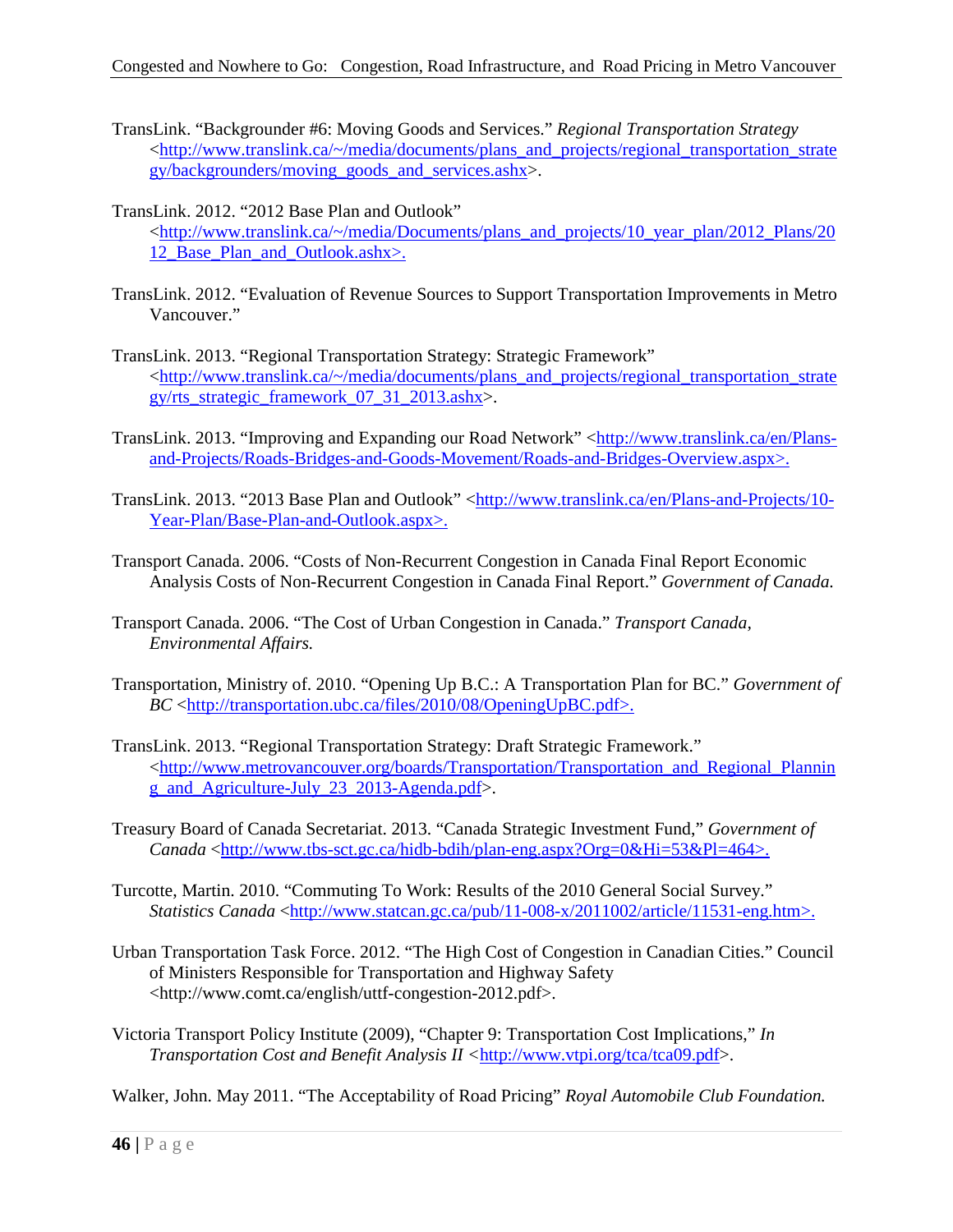TransLink. "Backgrounder #6: Moving Goods and Services." *Regional Transportation Strategy* <http://www.translink.ca/~/media/documents/plans_and_projects/regional_transportation_strategy/backgrounders/moving_goods_and_services.ashx>.

TransLink. 2012. "2012 Base Plan and Outlook" <http://www.translink.ca/~/media/Documents/plans_and_projects/10_year_plan/2012_Plans/2012_Base_Plan_and_Outlook.ashx>.

TransLink. 2012. "Evaluation of Revenue Sources to Support Transportation Improvements in Metro Vancouver."

TransLink. 2013. "Regional Transportation Strategy: Strategic Framework" <http://www.translink.ca/~/media/documents/plans_and_projects/regional_transportation_strategy/rts_strategic_framework_07_31_2013.ashx>.

TransLink. 2013. "Improving and Expanding our Road Network" <http://www.translink.ca/en/Plans-and-Projects/Roads-Bridges-and-Goods-Movement/Roads-and-Bridges-Overview.aspx>.

TransLink. 2013. "2013 Base Plan and Outlook" <http://www.translink.ca/en/Plans-and-Projects/10-Year-Plan/Base-Plan-and-Outlook.aspx>.

Transport Canada. 2006. "Costs of Non-Recurrent Congestion in Canada Final Report Economic Analysis Costs of Non-Recurrent Congestion in Canada Final Report." *Government of Canada.*

Transport Canada. 2006. "The Cost of Urban Congestion in Canada." *Transport Canada, Environmental Affairs.*

Transportation, Ministry of. 2010. "Opening Up B.C.: A Transportation Plan for BC." *Government of BC* <http://transportation.ubc.ca/files/2010/08/OpeningUpBC.pdf>.

TransLink. 2013. "Regional Transportation Strategy: Draft Strategic Framework." <http://www.metrovancouver.org/boards/Transportation/Transportation_and_Regional_Planning_and_Agriculture-July_23_2013-Agenda.pdf>.

Treasury Board of Canada Secretariat. 2013. "Canada Strategic Investment Fund," *Government of Canada* <http://www.tbs-sct.gc.ca/hidb-bdih/plan-eng.aspx?Org=0&Hi=53&Pl=464>.

Turcotte, Martin. 2010. "Commuting To Work: Results of the 2010 General Social Survey." *Statistics Canada* <http://www.statcan.gc.ca/pub/11-008-x/2011002/article/11531-eng.htm>.

Urban Transportation Task Force. 2012. "The High Cost of Congestion in Canadian Cities." Council of Ministers Responsible for Transportation and Highway Safety <http://www.comt.ca/english/uttf-congestion-2012.pdf>.

Victoria Transport Policy Institute (2009), "Chapter 9: Transportation Cost Implications," *In Transportation Cost and Benefit Analysis II* <http://www.vtpi.org/tca/tca09.pdf>.

Walker, John. May 2011. "The Acceptability of Road Pricing" *Royal Automobile Club Foundation.*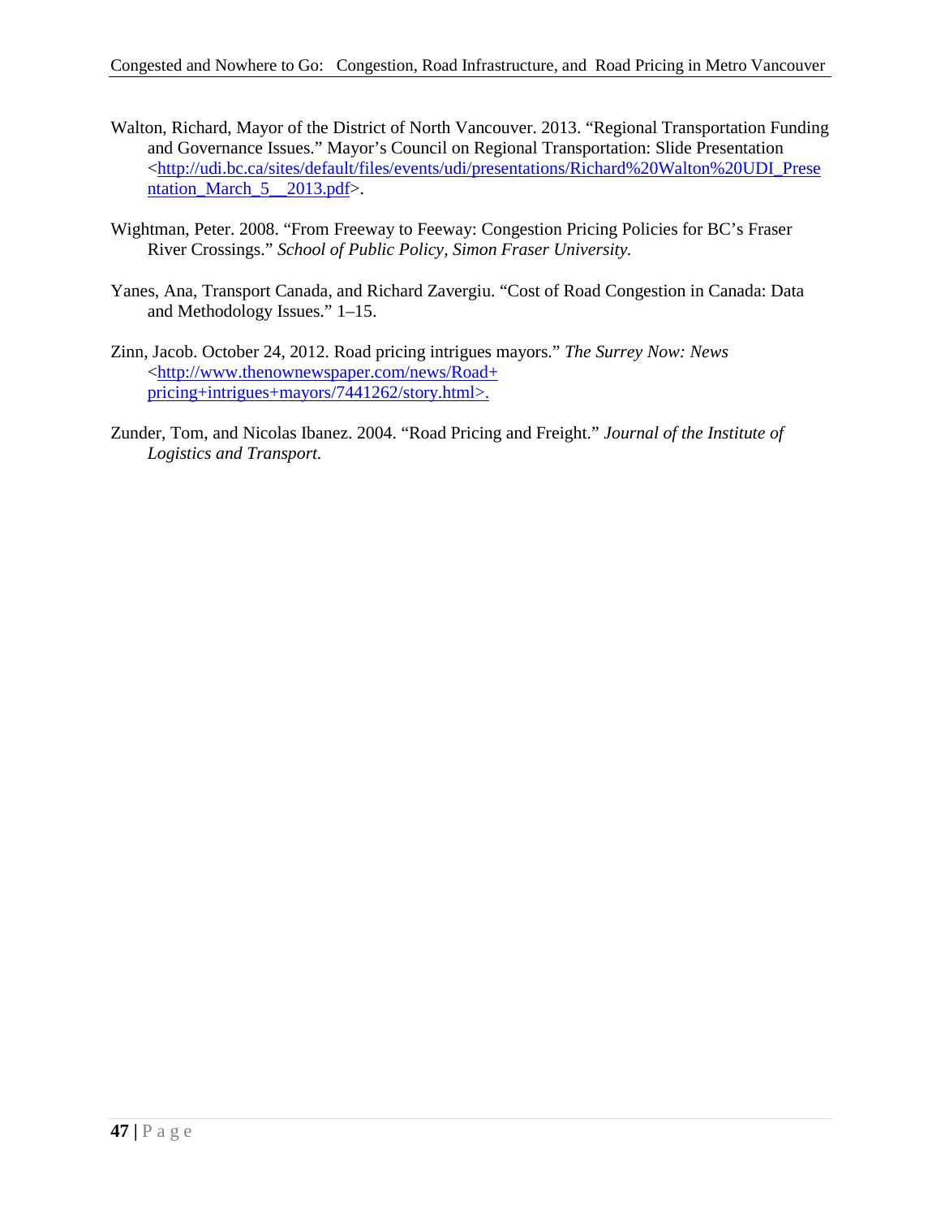Walton, Richard, Mayor of the District of North Vancouver. 2013. "Regional Transportation Funding and Governance Issues." Mayor's Council on Regional Transportation: Slide Presentation <http://udi.bc.ca/sites/default/files/events/udi/presentations/Richard%20Walton%20UDI_Presentation_March_5__2013.pdf>.

Wightman, Peter. 2008. "From Freeway to Feeway: Congestion Pricing Policies for BC's Fraser River Crossings." *School of Public Policy, Simon Fraser University.*

Yanes, Ana, Transport Canada, and Richard Zavergiu. "Cost of Road Congestion in Canada: Data and Methodology Issues." 1–15.

Zinn, Jacob. October 24, 2012. Road pricing intrigues mayors." *The Surrey Now: News* <http://www.thenownewspaper.com/news/Road+pricing+intrigues+mayors/7441262/story.html>.

Zunder, Tom, and Nicolas Ibanez. 2004. "Road Pricing and Freight." *Journal of the Institute of Logistics and Transport.*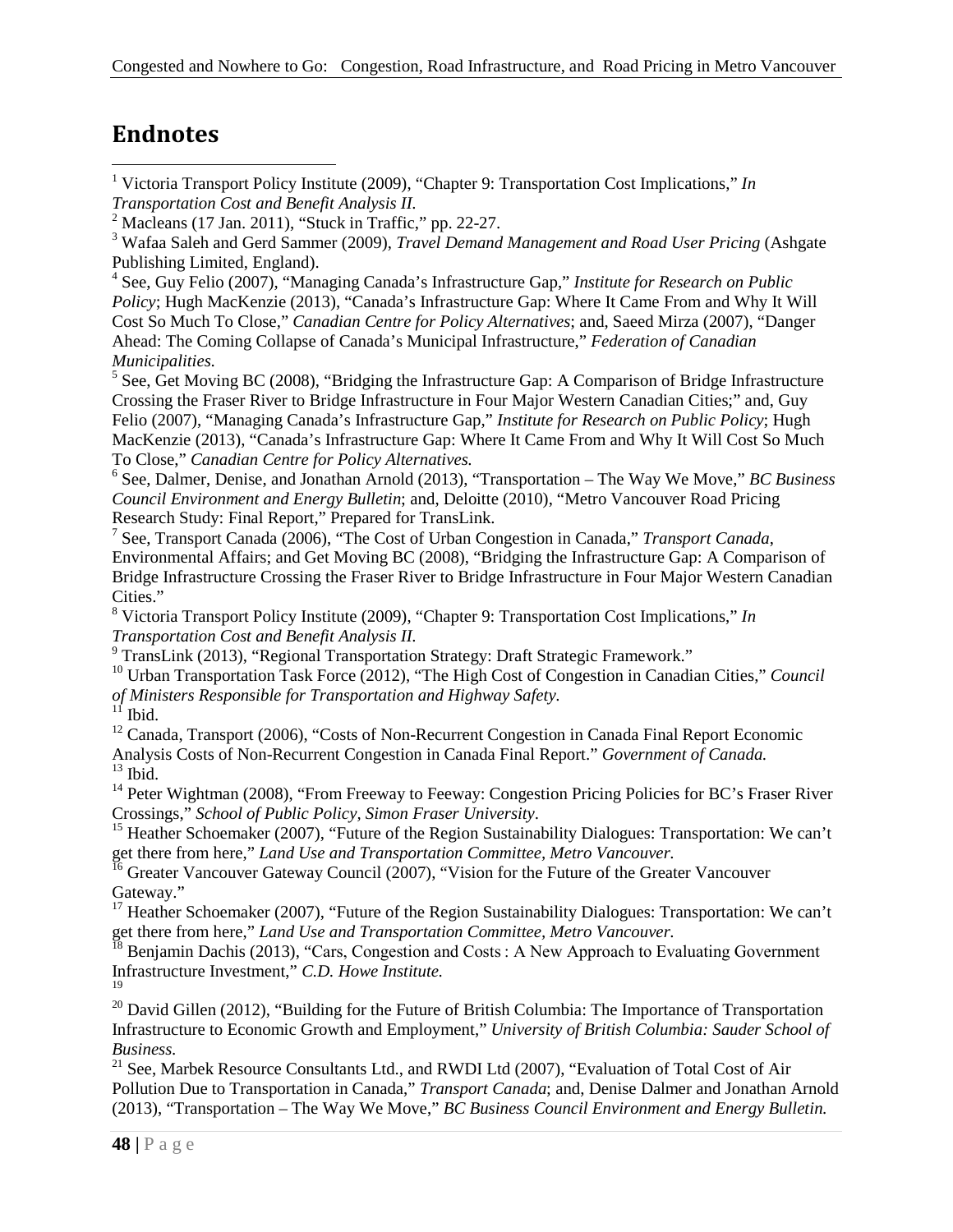# Endnotes

[1] Victoria Transport Policy Institute (2009), "Chapter 9: Transportation Cost Implications," *In Transportation Cost and Benefit Analysis II.*

[2] Macleans (17 Jan. 2011), "Stuck in Traffic," pp. 22-27.

[3] Wafaa Saleh and Gerd Sammer (2009), *Travel Demand Management and Road User Pricing* (Ashgate Publishing Limited, England).

[4] See, Guy Felio (2007), "Managing Canada's Infrastructure Gap," *Institute for Research on Public Policy*; Hugh MacKenzie (2013), "Canada's Infrastructure Gap: Where It Came From and Why It Will Cost So Much To Close," *Canadian Centre for Policy Alternatives*; and, Saeed Mirza (2007), "Danger Ahead: The Coming Collapse of Canada's Municipal Infrastructure," *Federation of Canadian Municipalities.*

[5] See, Get Moving BC (2008), "Bridging the Infrastructure Gap: A Comparison of Bridge Infrastructure Crossing the Fraser River to Bridge Infrastructure in Four Major Western Canadian Cities;" and, Guy Felio (2007), "Managing Canada's Infrastructure Gap," *Institute for Research on Public Policy*; Hugh MacKenzie (2013), "Canada's Infrastructure Gap: Where It Came From and Why It Will Cost So Much To Close," *Canadian Centre for Policy Alternatives.*

[6] See, Dalmer, Denise, and Jonathan Arnold (2013), "Transportation – The Way We Move," *BC Business Council Environment and Energy Bulletin*; and, Deloitte (2010), "Metro Vancouver Road Pricing Research Study: Final Report," Prepared for TransLink.

[7] See, Transport Canada (2006), "The Cost of Urban Congestion in Canada," *Transport Canada*, Environmental Affairs; and Get Moving BC (2008), "Bridging the Infrastructure Gap: A Comparison of Bridge Infrastructure Crossing the Fraser River to Bridge Infrastructure in Four Major Western Canadian Cities."

[8] Victoria Transport Policy Institute (2009), "Chapter 9: Transportation Cost Implications," *In Transportation Cost and Benefit Analysis II.*

[9] TransLink (2013), "Regional Transportation Strategy: Draft Strategic Framework."

[10] Urban Transportation Task Force (2012), "The High Cost of Congestion in Canadian Cities," *Council of Ministers Responsible for Transportation and Highway Safety.*

[11] Ibid.

[12] Canada, Transport (2006), "Costs of Non-Recurrent Congestion in Canada Final Report Economic Analysis Costs of Non-Recurrent Congestion in Canada Final Report." *Government of Canada.*

[13] Ibid.

[14] Peter Wightman (2008), "From Freeway to Feeway: Congestion Pricing Policies for BC's Fraser River Crossings," *School of Public Policy, Simon Fraser University*.

[15] Heather Schoemaker (2007), "Future of the Region Sustainability Dialogues: Transportation: We can't get there from here," *Land Use and Transportation Committee, Metro Vancouver.*

[16] Greater Vancouver Gateway Council (2007), "Vision for the Future of the Greater Vancouver Gateway."

[17] Heather Schoemaker (2007), "Future of the Region Sustainability Dialogues: Transportation: We can't get there from here," *Land Use and Transportation Committee, Metro Vancouver.*

[18] Benjamin Dachis (2013), "Cars, Congestion and Costs : A New Approach to Evaluating Government Infrastructure Investment," *C.D. Howe Institute.*

[19]

[20] David Gillen (2012), "Building for the Future of British Columbia: The Importance of Transportation Infrastructure to Economic Growth and Employment," *University of British Columbia: Sauder School of Business.*

[21] See, Marbek Resource Consultants Ltd., and RWDI Ltd (2007), "Evaluation of Total Cost of Air Pollution Due to Transportation in Canada," *Transport Canada*; and, Denise Dalmer and Jonathan Arnold (2013), "Transportation – The Way We Move," *BC Business Council Environment and Energy Bulletin.*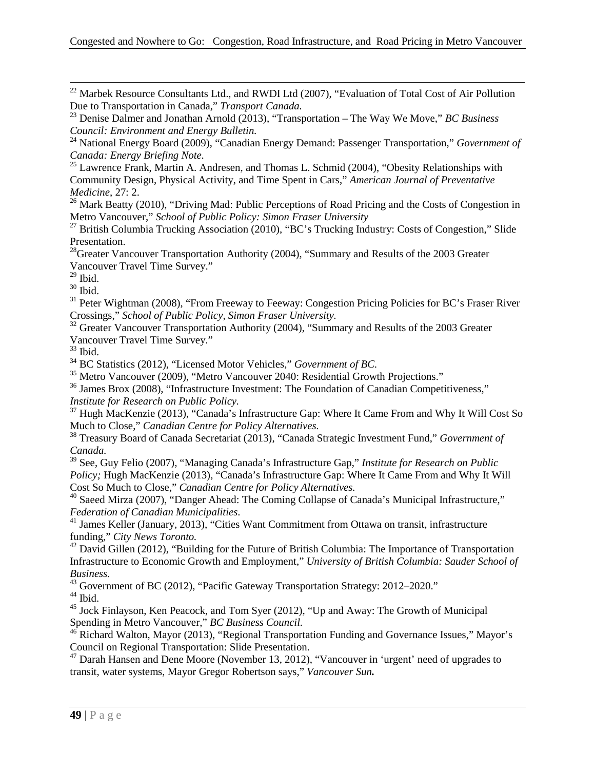[22] Marbek Resource Consultants Ltd., and RWDI Ltd (2007), "Evaluation of Total Cost of Air Pollution Due to Transportation in Canada," *Transport Canada.*

[23] Denise Dalmer and Jonathan Arnold (2013), "Transportation – The Way We Move," *BC Business Council: Environment and Energy Bulletin.*

[24] National Energy Board (2009), "Canadian Energy Demand: Passenger Transportation," *Government of Canada: Energy Briefing Note.*

[25] Lawrence Frank, Martin A. Andresen, and Thomas L. Schmid (2004), "Obesity Relationships with Community Design, Physical Activity, and Time Spent in Cars," *American Journal of Preventative Medicine*, 27: 2.

[26] Mark Beatty (2010), "Driving Mad: Public Perceptions of Road Pricing and the Costs of Congestion in Metro Vancouver," *School of Public Policy: Simon Fraser University*

[27] British Columbia Trucking Association (2010), "BC's Trucking Industry: Costs of Congestion," Slide Presentation.

[28] Greater Vancouver Transportation Authority (2004), "Summary and Results of the 2003 Greater Vancouver Travel Time Survey."

[29] Ibid.

[30] Ibid.

[31] Peter Wightman (2008), "From Freeway to Feeway: Congestion Pricing Policies for BC's Fraser River Crossings," *School of Public Policy, Simon Fraser University.*

[32] Greater Vancouver Transportation Authority (2004), "Summary and Results of the 2003 Greater Vancouver Travel Time Survey."

[33] Ibid.

[34] BC Statistics (2012), "Licensed Motor Vehicles," *Government of BC.*

[35] Metro Vancouver (2009), "Metro Vancouver 2040: Residential Growth Projections."

[36] James Brox (2008), "Infrastructure Investment: The Foundation of Canadian Competitiveness," *Institute for Research on Public Policy.*

[37] Hugh MacKenzie (2013), "Canada's Infrastructure Gap: Where It Came From and Why It Will Cost So Much to Close," *Canadian Centre for Policy Alternatives.*

[38] Treasury Board of Canada Secretariat (2013), "Canada Strategic Investment Fund," *Government of Canada.*

[39] See, Guy Felio (2007), "Managing Canada's Infrastructure Gap," *Institute for Research on Public Policy;* Hugh MacKenzie (2013), "Canada's Infrastructure Gap: Where It Came From and Why It Will Cost So Much to Close," *Canadian Centre for Policy Alternatives.*

[40] Saeed Mirza (2007), "Danger Ahead: The Coming Collapse of Canada's Municipal Infrastructure," *Federation of Canadian Municipalities.*

[41] James Keller (January, 2013), "Cities Want Commitment from Ottawa on transit, infrastructure funding," *City News Toronto.*

[42] David Gillen (2012), "Building for the Future of British Columbia: The Importance of Transportation Infrastructure to Economic Growth and Employment," *University of British Columbia: Sauder School of Business.*

[43] Government of BC (2012), "Pacific Gateway Transportation Strategy: 2012–2020."

[44] Ibid.

[45] Jock Finlayson, Ken Peacock, and Tom Syer (2012), "Up and Away: The Growth of Municipal Spending in Metro Vancouver," *BC Business Council.*

[46] Richard Walton, Mayor (2013), "Regional Transportation Funding and Governance Issues," Mayor's Council on Regional Transportation: Slide Presentation.

[47] Darah Hansen and Dene Moore (November 13, 2012), "Vancouver in 'urgent' need of upgrades to transit, water systems, Mayor Gregor Robertson says," ***Vancouver Sun.***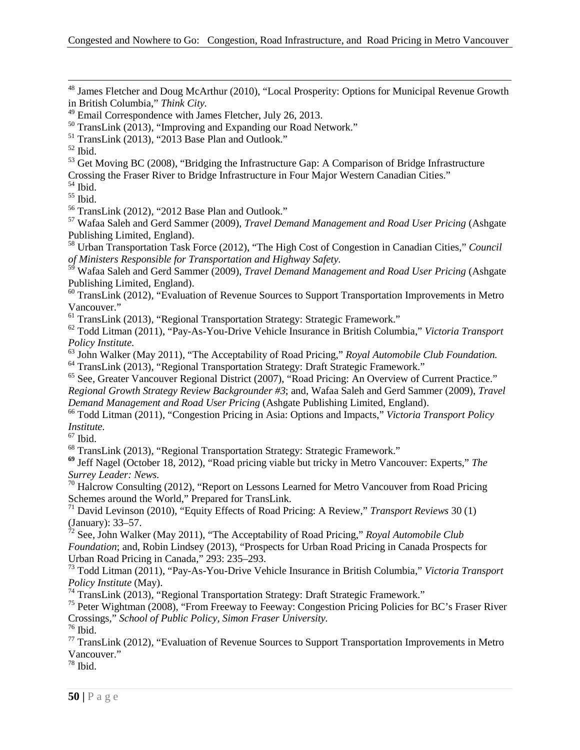[48] James Fletcher and Doug McArthur (2010), "Local Prosperity: Options for Municipal Revenue Growth in British Columbia," *Think City.*

[49] Email Correspondence with James Fletcher, July 26, 2013.

[50] TransLink (2013), "Improving and Expanding our Road Network."

[51] TransLink (2013), "2013 Base Plan and Outlook."

[52] Ibid.

[53] Get Moving BC (2008), "Bridging the Infrastructure Gap: A Comparison of Bridge Infrastructure Crossing the Fraser River to Bridge Infrastructure in Four Major Western Canadian Cities."

[54] Ibid.

[55] Ibid.

[56] TransLink (2012), "2012 Base Plan and Outlook."

[57] Wafaa Saleh and Gerd Sammer (2009), *Travel Demand Management and Road User Pricing* (Ashgate Publishing Limited, England).

[58] Urban Transportation Task Force (2012), "The High Cost of Congestion in Canadian Cities," *Council of Ministers Responsible for Transportation and Highway Safety.*

[59] Wafaa Saleh and Gerd Sammer (2009), *Travel Demand Management and Road User Pricing* (Ashgate Publishing Limited, England).

[60] TransLink (2012), "Evaluation of Revenue Sources to Support Transportation Improvements in Metro Vancouver."

[61] TransLink (2013), "Regional Transportation Strategy: Strategic Framework."

[62] Todd Litman (2011), "Pay-As-You-Drive Vehicle Insurance in British Columbia," *Victoria Transport Policy Institute.*

[63] John Walker (May 2011), "The Acceptability of Road Pricing," *Royal Automobile Club Foundation.*

[64] TransLink (2013), "Regional Transportation Strategy: Draft Strategic Framework."

[65] See, Greater Vancouver Regional District (2007), "Road Pricing: An Overview of Current Practice." *Regional Growth Strategy Review Backgrounder #3*; and, Wafaa Saleh and Gerd Sammer (2009), *Travel Demand Management and Road User Pricing* (Ashgate Publishing Limited, England).

[66] Todd Litman (2011), "Congestion Pricing in Asia: Options and Impacts," *Victoria Transport Policy Institute.*

[67] Ibid.

[68] TransLink (2013), "Regional Transportation Strategy: Strategic Framework."

[69] Jeff Nagel (October 18, 2012), "Road pricing viable but tricky in Metro Vancouver: Experts," *The Surrey Leader: News.*

[70] Halcrow Consulting (2012), "Report on Lessons Learned for Metro Vancouver from Road Pricing Schemes around the World," Prepared for TransLink.

[71] David Levinson (2010), "Equity Effects of Road Pricing: A Review," *Transport Reviews* 30 (1) (January): 33–57.

[72] See, John Walker (May 2011), "The Acceptability of Road Pricing," *Royal Automobile Club Foundation*; and, Robin Lindsey (2013), "Prospects for Urban Road Pricing in Canada Prospects for Urban Road Pricing in Canada," 293: 235–293.

[73] Todd Litman (2011), "Pay-As-You-Drive Vehicle Insurance in British Columbia," *Victoria Transport Policy Institute* (May).

[74] TransLink (2013), "Regional Transportation Strategy: Draft Strategic Framework."

[75] Peter Wightman (2008), "From Freeway to Feeway: Congestion Pricing Policies for BC's Fraser River Crossings," *School of Public Policy, Simon Fraser University.*

[76] Ibid.

[77] TransLink (2012), "Evaluation of Revenue Sources to Support Transportation Improvements in Metro Vancouver."

[78] Ibid.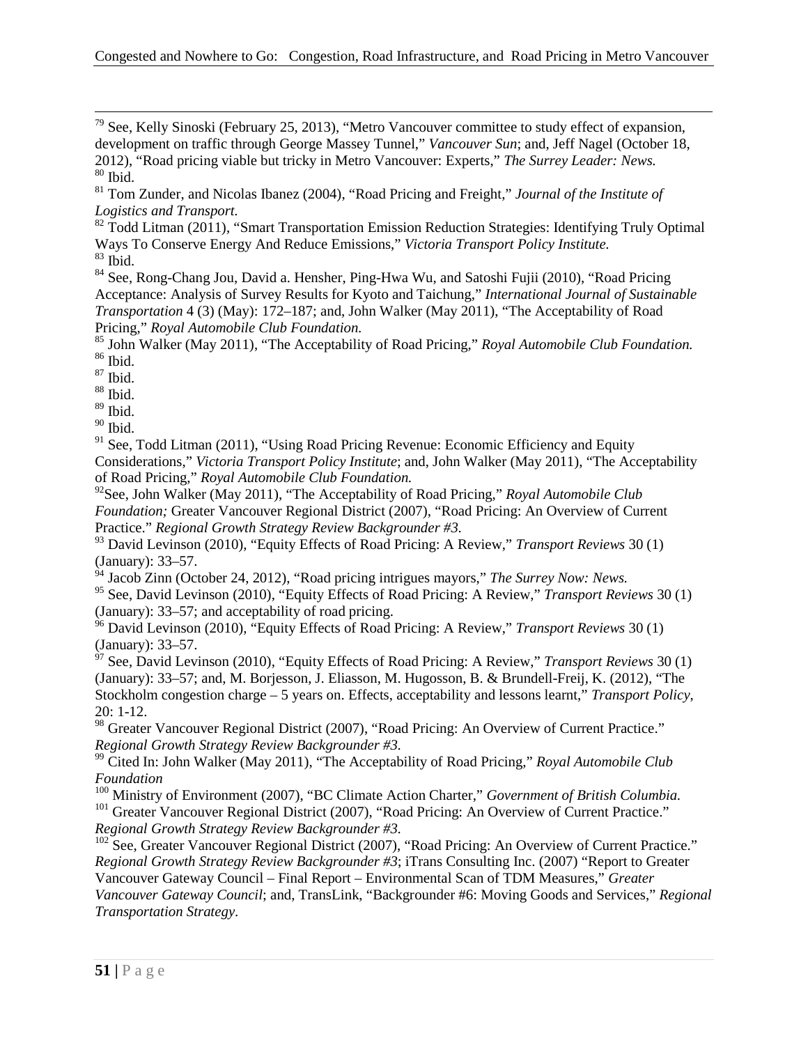[79] See, Kelly Sinoski (February 25, 2013), "Metro Vancouver committee to study effect of expansion, development on traffic through George Massey Tunnel," *Vancouver Sun*; and, Jeff Nagel (October 18, 2012), "Road pricing viable but tricky in Metro Vancouver: Experts," *The Surrey Leader: News.*

[80] Ibid.

[81] Tom Zunder, and Nicolas Ibanez (2004), "Road Pricing and Freight," *Journal of the Institute of Logistics and Transport*.

[82] Todd Litman (2011), "Smart Transportation Emission Reduction Strategies: Identifying Truly Optimal Ways To Conserve Energy And Reduce Emissions," *Victoria Transport Policy Institute.*

[83] Ibid.

[84] See, Rong-Chang Jou, David a. Hensher, Ping-Hwa Wu, and Satoshi Fujii (2010), "Road Pricing Acceptance: Analysis of Survey Results for Kyoto and Taichung," *International Journal of Sustainable Transportation* 4 (3) (May): 172–187; and, John Walker (May 2011), "The Acceptability of Road Pricing," *Royal Automobile Club Foundation.*

[85] John Walker (May 2011), "The Acceptability of Road Pricing," *Royal Automobile Club Foundation.*

[86] Ibid.

[87] Ibid.

[88] Ibid.

[89] Ibid.

[90] Ibid.

[91] See, Todd Litman (2011), "Using Road Pricing Revenue: Economic Efficiency and Equity Considerations," *Victoria Transport Policy Institute*; and, John Walker (May 2011), "The Acceptability of Road Pricing," *Royal Automobile Club Foundation.*

[92] See, John Walker (May 2011), "The Acceptability of Road Pricing," *Royal Automobile Club Foundation;* Greater Vancouver Regional District (2007), "Road Pricing: An Overview of Current Practice." *Regional Growth Strategy Review Backgrounder #3.*

[93] David Levinson (2010), "Equity Effects of Road Pricing: A Review," *Transport Reviews* 30 (1) (January): 33–57.

[94] Jacob Zinn (October 24, 2012), "Road pricing intrigues mayors," *The Surrey Now: News.*

[95] See, David Levinson (2010), "Equity Effects of Road Pricing: A Review," *Transport Reviews* 30 (1) (January): 33–57; and acceptability of road pricing.

[96] David Levinson (2010), "Equity Effects of Road Pricing: A Review," *Transport Reviews* 30 (1) (January): 33–57.

[97] See, David Levinson (2010), "Equity Effects of Road Pricing: A Review," *Transport Reviews* 30 (1) (January): 33–57; and, M. Borjesson, J. Eliasson, M. Hugosson, B. & Brundell-Freij, K. (2012), "The Stockholm congestion charge – 5 years on. Effects, acceptability and lessons learnt," *Transport Policy*, 20: 1-12.

[98] Greater Vancouver Regional District (2007), "Road Pricing: An Overview of Current Practice." *Regional Growth Strategy Review Backgrounder #3.*

[99] Cited In: John Walker (May 2011), "The Acceptability of Road Pricing," *Royal Automobile Club Foundation*

[100] Ministry of Environment (2007), "BC Climate Action Charter," *Government of British Columbia.*

[101] Greater Vancouver Regional District (2007), "Road Pricing: An Overview of Current Practice." *Regional Growth Strategy Review Backgrounder #3.*

[102] See, Greater Vancouver Regional District (2007), "Road Pricing: An Overview of Current Practice." *Regional Growth Strategy Review Backgrounder #3*; iTrans Consulting Inc. (2007) "Report to Greater Vancouver Gateway Council – Final Report – Environmental Scan of TDM Measures," *Greater Vancouver Gateway Council*; and, TransLink, "Backgrounder #6: Moving Goods and Services," *Regional Transportation Strategy*.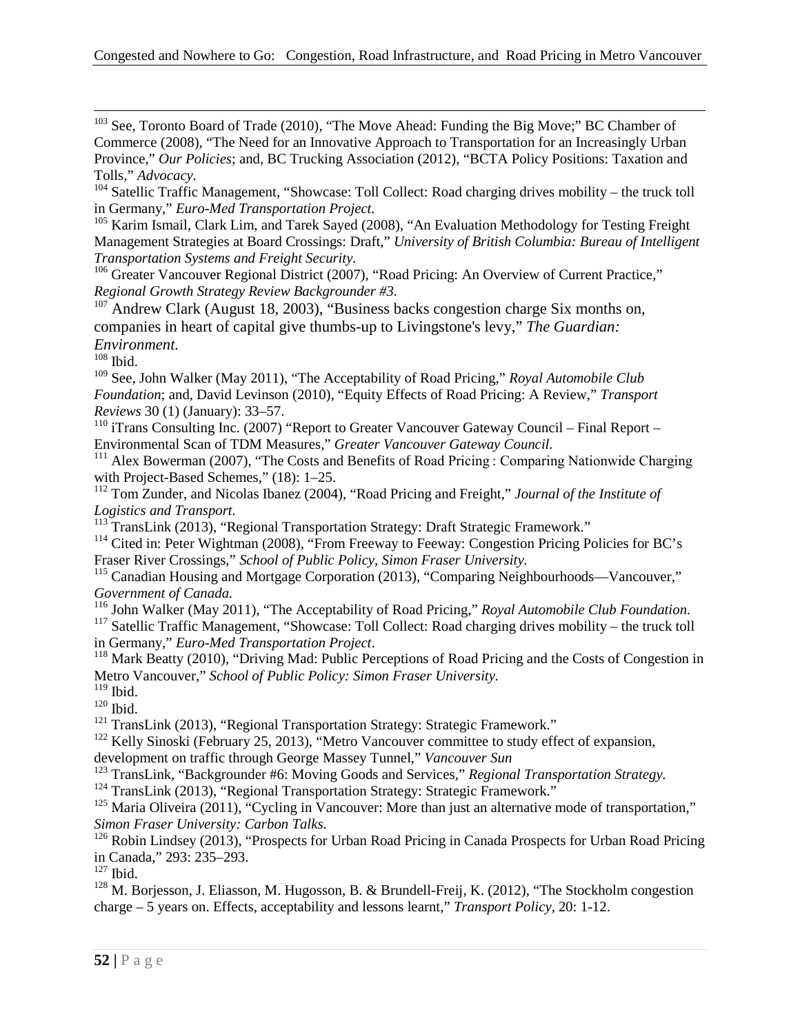[103] See, Toronto Board of Trade (2010), "The Move Ahead: Funding the Big Move;" BC Chamber of Commerce (2008), "The Need for an Innovative Approach to Transportation for an Increasingly Urban Province," *Our Policies*; and, BC Trucking Association (2012), "BCTA Policy Positions: Taxation and Tolls," *Advocacy*.

[104] Satellic Traffic Management, "Showcase: Toll Collect: Road charging drives mobility – the truck toll in Germany," *Euro-Med Transportation Project*.

[105] Karim Ismail, Clark Lim, and Tarek Sayed (2008), "An Evaluation Methodology for Testing Freight Management Strategies at Board Crossings: Draft," *University of British Columbia: Bureau of Intelligent Transportation Systems and Freight Security.*

[106] Greater Vancouver Regional District (2007), "Road Pricing: An Overview of Current Practice," *Regional Growth Strategy Review Backgrounder #3.*

[107] Andrew Clark (August 18, 2003), "Business backs congestion charge Six months on, companies in heart of capital give thumbs-up to Livingstone's levy," *The Guardian: Environment.*

[108] Ibid.

[109] See, John Walker (May 2011), "The Acceptability of Road Pricing," *Royal Automobile Club Foundation*; and, David Levinson (2010), "Equity Effects of Road Pricing: A Review," *Transport Reviews* 30 (1) (January): 33–57.

[110] iTrans Consulting Inc. (2007) "Report to Greater Vancouver Gateway Council – Final Report – Environmental Scan of TDM Measures," *Greater Vancouver Gateway Council.*

[111] Alex Bowerman (2007), "The Costs and Benefits of Road Pricing : Comparing Nationwide Charging with Project-Based Schemes," (18): 1–25.

[112] Tom Zunder, and Nicolas Ibanez (2004), "Road Pricing and Freight," *Journal of the Institute of Logistics and Transport*.

[113] TransLink (2013), "Regional Transportation Strategy: Draft Strategic Framework."

[114] Cited in: Peter Wightman (2008), "From Freeway to Feeway: Congestion Pricing Policies for BC's Fraser River Crossings," *School of Public Policy, Simon Fraser University.*

[115] Canadian Housing and Mortgage Corporation (2013), "Comparing Neighbourhoods—Vancouver," *Government of Canada.*

[116] John Walker (May 2011), "The Acceptability of Road Pricing," *Royal Automobile Club Foundation.*

[117] Satellic Traffic Management, "Showcase: Toll Collect: Road charging drives mobility – the truck toll in Germany," *Euro-Med Transportation Project*.

[118] Mark Beatty (2010), "Driving Mad: Public Perceptions of Road Pricing and the Costs of Congestion in Metro Vancouver," *School of Public Policy: Simon Fraser University.*

[119] Ibid.

[120] Ibid.

[121] TransLink (2013), "Regional Transportation Strategy: Strategic Framework."

[122] Kelly Sinoski (February 25, 2013), "Metro Vancouver committee to study effect of expansion, development on traffic through George Massey Tunnel," *Vancouver Sun*

[123] TransLink, "Backgrounder #6: Moving Goods and Services," *Regional Transportation Strategy.*

[124] TransLink (2013), "Regional Transportation Strategy: Strategic Framework."

[125] Maria Oliveira (2011), "Cycling in Vancouver: More than just an alternative mode of transportation," *Simon Fraser University: Carbon Talks.*

[126] Robin Lindsey (2013), "Prospects for Urban Road Pricing in Canada Prospects for Urban Road Pricing in Canada," 293: 235–293.

[127] Ibid.

[128] M. Borjesson, J. Eliasson, M. Hugosson, B. & Brundell-Freij, K. (2012), "The Stockholm congestion charge – 5 years on. Effects, acceptability and lessons learnt," *Transport Policy*, 20: 1-12.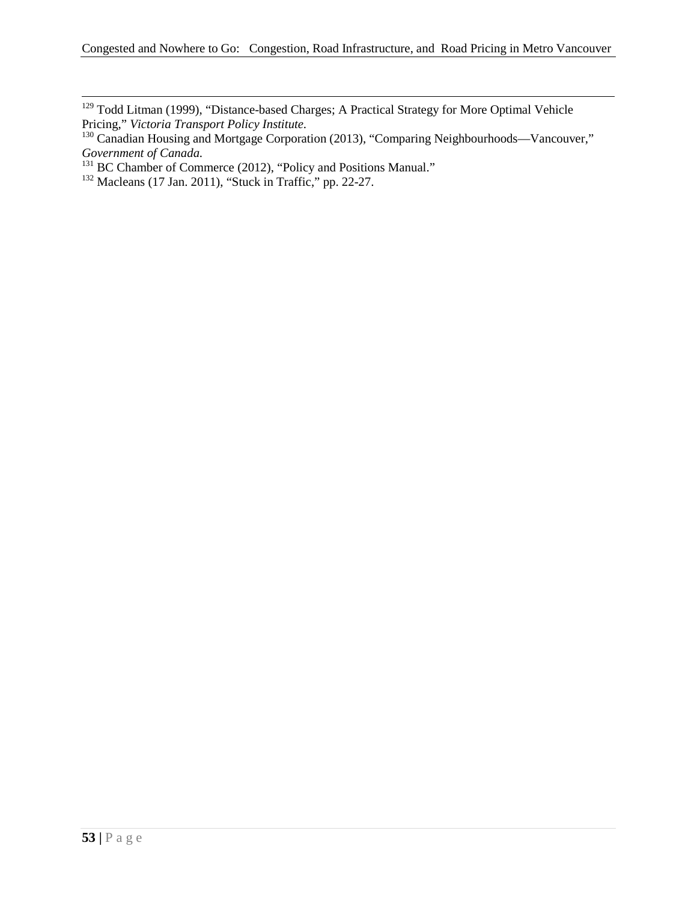[129] Todd Litman (1999), "Distance-based Charges; A Practical Strategy for More Optimal Vehicle Pricing," *Victoria Transport Policy Institute*.

[130] Canadian Housing and Mortgage Corporation (2013), "Comparing Neighbourhoods—Vancouver," *Government of Canada.*

[131] BC Chamber of Commerce (2012), "Policy and Positions Manual."

[132] Macleans (17 Jan. 2011), "Stuck in Traffic," pp. 22-27.